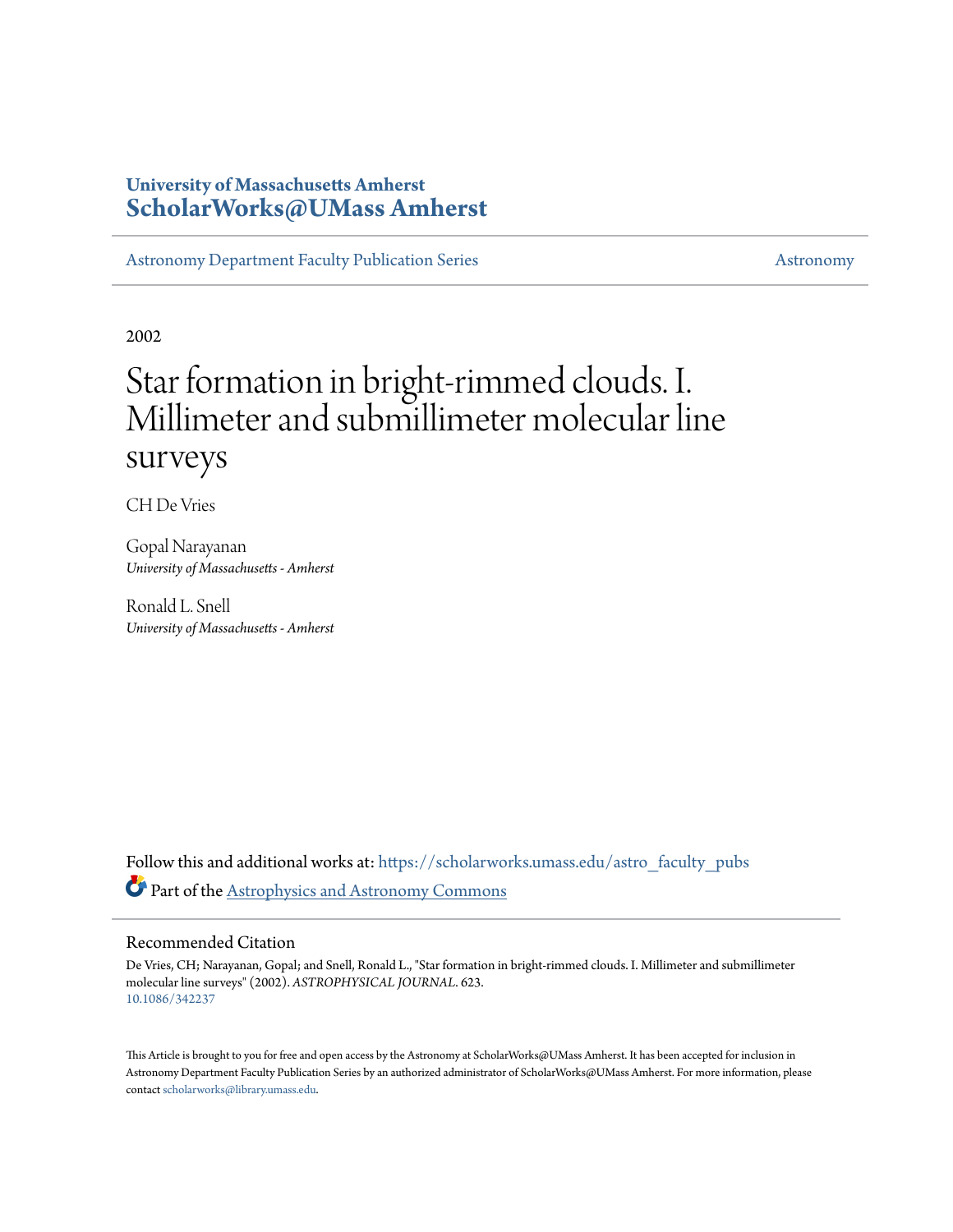University of Massachusetts Amherst
**ScholarWorks@UMass Amherst**

Astronomy Department Faculty Publication Series | Astronomy

2002

# Star formation in bright-rimmed clouds. I. Millimeter and submillimeter molecular line surveys

CH De Vries

Gopal Narayanan
*University of Massachusetts - Amherst*

Ronald L. Snell
*University of Massachusetts - Amherst*

Follow this and additional works at: https://scholarworks.umass.edu/astro_faculty_pubs

Part of the Astrophysics and Astronomy Commons

## Recommended Citation

De Vries, CH; Narayanan, Gopal; and Snell, Ronald L., "Star formation in bright-rimmed clouds. I. Millimeter and submillimeter molecular line surveys" (2002). *ASTROPHYSICAL JOURNAL*. 623.
10.1086/342237

This Article is brought to you for free and open access by the Astronomy at ScholarWorks@UMass Amherst. It has been accepted for inclusion in Astronomy Department Faculty Publication Series by an authorized administrator of ScholarWorks@UMass Amherst. For more information, please contact scholarworks@library.umass.edu.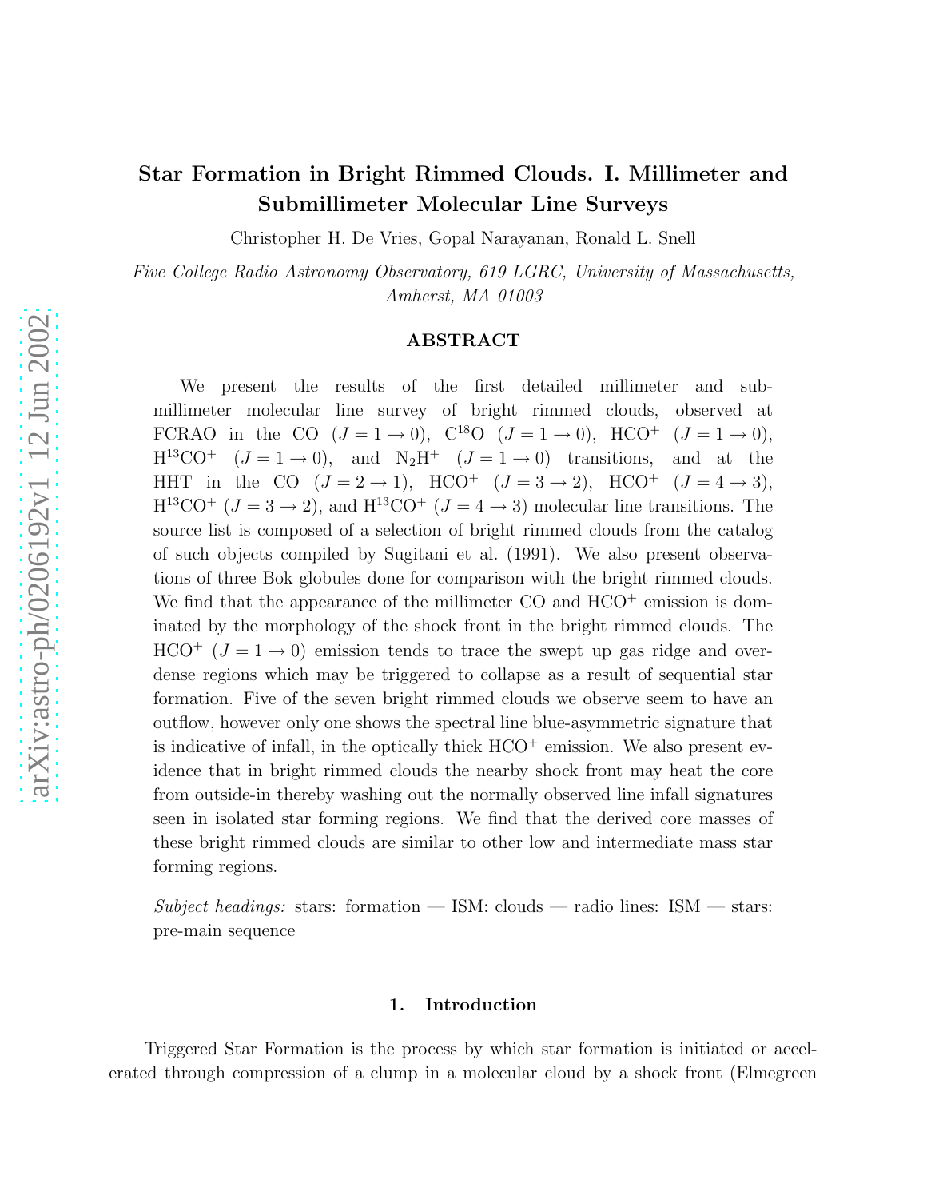# Star Formation in Bright Rimmed Clouds. I. Millimeter and Submillimeter Molecular Line Surveys

Christopher H. De Vries, Gopal Narayanan, Ronald L. Snell

*Five College Radio Astronomy Observatory, 619 LGRC, University of Massachusetts, Amherst, MA 01003*

## ABSTRACT

We present the results of the first detailed millimeter and sub-millimeter molecular line survey of bright rimmed clouds, observed at FCRAO in the CO ($J = 1 \rightarrow 0$), $C^{18}O$ ($J = 1 \rightarrow 0$), $HCO^+$ ($J = 1 \rightarrow 0$), $H^{13}CO^+$ ($J = 1 \rightarrow 0$), and $N_2H^+$ ($J = 1 \rightarrow 0$) transitions, and at the HHT in the CO ($J = 2 \rightarrow 1$), $HCO^+$ ($J = 3 \rightarrow 2$), $HCO^+$ ($J = 4 \rightarrow 3$), $H^{13}CO^+$ ($J = 3 \rightarrow 2$), and $H^{13}CO^+$ ($J = 4 \rightarrow 3$) molecular line transitions. The source list is composed of a selection of bright rimmed clouds from the catalog of such objects compiled by Sugitani et al. (1991). We also present observations of three Bok globules done for comparison with the bright rimmed clouds. We find that the appearance of the millimeter CO and $HCO^+$ emission is dominated by the morphology of the shock front in the bright rimmed clouds. The $HCO^+$ ($J = 1 \rightarrow 0$) emission tends to trace the swept up gas ridge and over-dense regions which may be triggered to collapse as a result of sequential star formation. Five of the seven bright rimmed clouds we observe seem to have an outflow, however only one shows the spectral line blue-asymmetric signature that is indicative of infall, in the optically thick $HCO^+$ emission. We also present evidence that in bright rimmed clouds the nearby shock front may heat the core from outside-in thereby washing out the normally observed line infall signatures seen in isolated star forming regions. We find that the derived core masses of these bright rimmed clouds are similar to other low and intermediate mass star forming regions.

*Subject headings:* stars: formation — ISM: clouds — radio lines: ISM — stars: pre-main sequence

## 1. Introduction

Triggered Star Formation is the process by which star formation is initiated or accelerated through compression of a clump in a molecular cloud by a shock front (Elmegreen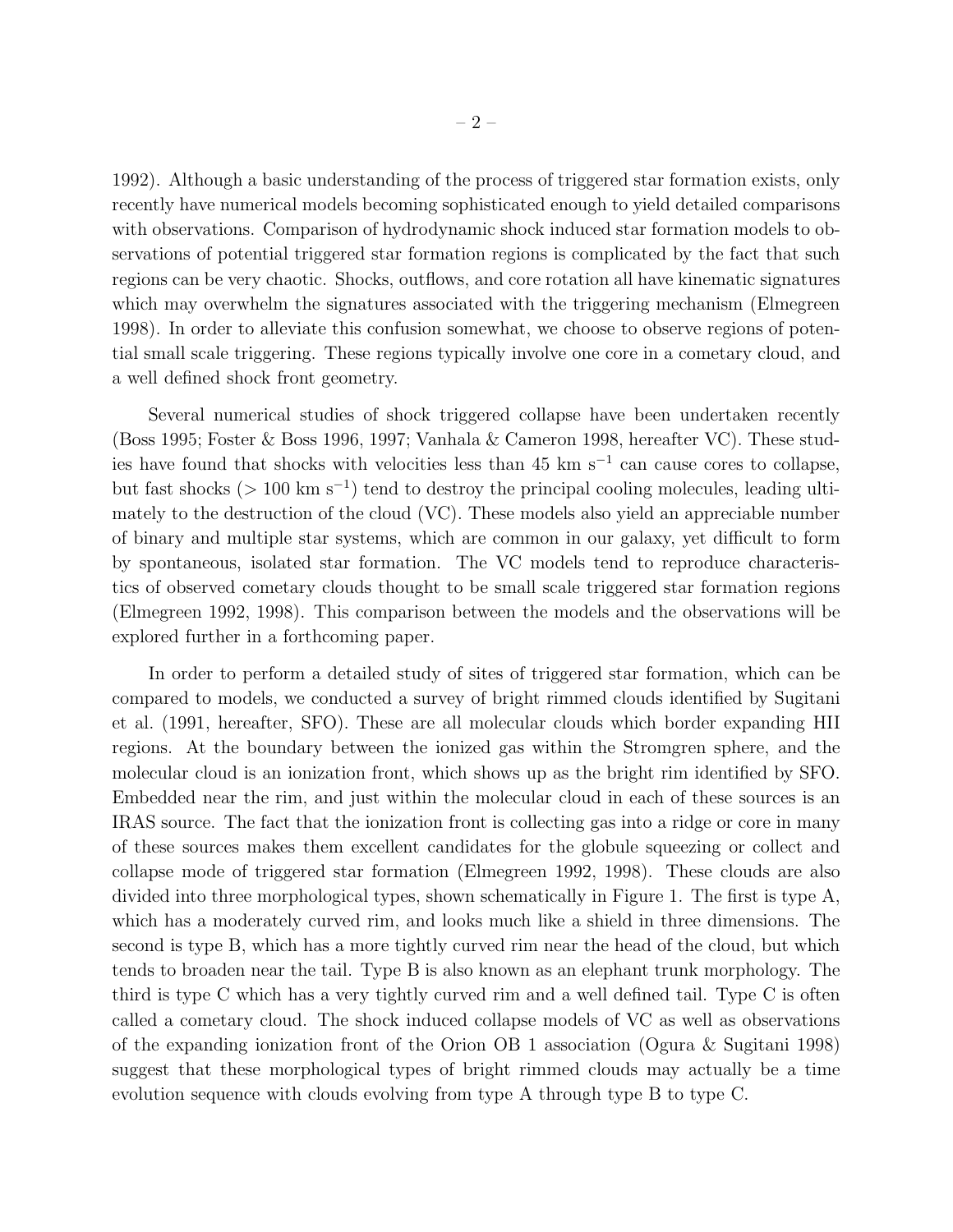1992). Although a basic understanding of the process of triggered star formation exists, only recently have numerical models becoming sophisticated enough to yield detailed comparisons with observations. Comparison of hydrodynamic shock induced star formation models to observations of potential triggered star formation regions is complicated by the fact that such regions can be very chaotic. Shocks, outflows, and core rotation all have kinematic signatures which may overwhelm the signatures associated with the triggering mechanism (Elmegreen 1998). In order to alleviate this confusion somewhat, we choose to observe regions of potential small scale triggering. These regions typically involve one core in a cometary cloud, and a well defined shock front geometry.

Several numerical studies of shock triggered collapse have been undertaken recently (Boss 1995; Foster & Boss 1996, 1997; Vanhala & Cameron 1998, hereafter VC). These studies have found that shocks with velocities less than 45 km s$^{-1}$ can cause cores to collapse, but fast shocks ($> 100$ km s$^{-1}$) tend to destroy the principal cooling molecules, leading ultimately to the destruction of the cloud (VC). These models also yield an appreciable number of binary and multiple star systems, which are common in our galaxy, yet difficult to form by spontaneous, isolated star formation. The VC models tend to reproduce characteristics of observed cometary clouds thought to be small scale triggered star formation regions (Elmegreen 1992, 1998). This comparison between the models and the observations will be explored further in a forthcoming paper.

In order to perform a detailed study of sites of triggered star formation, which can be compared to models, we conducted a survey of bright rimmed clouds identified by Sugitani et al. (1991, hereafter, SFO). These are all molecular clouds which border expanding HII regions. At the boundary between the ionized gas within the Stromgren sphere, and the molecular cloud is an ionization front, which shows up as the bright rim identified by SFO. Embedded near the rim, and just within the molecular cloud in each of these sources is an IRAS source. The fact that the ionization front is collecting gas into a ridge or core in many of these sources makes them excellent candidates for the globule squeezing or collect and collapse mode of triggered star formation (Elmegreen 1992, 1998). These clouds are also divided into three morphological types, shown schematically in Figure 1. The first is type A, which has a moderately curved rim, and looks much like a shield in three dimensions. The second is type B, which has a more tightly curved rim near the head of the cloud, but which tends to broaden near the tail. Type B is also known as an elephant trunk morphology. The third is type C which has a very tightly curved rim and a well defined tail. Type C is often called a cometary cloud. The shock induced collapse models of VC as well as observations of the expanding ionization front of the Orion OB 1 association (Ogura & Sugitani 1998) suggest that these morphological types of bright rimmed clouds may actually be a time evolution sequence with clouds evolving from type A through type B to type C.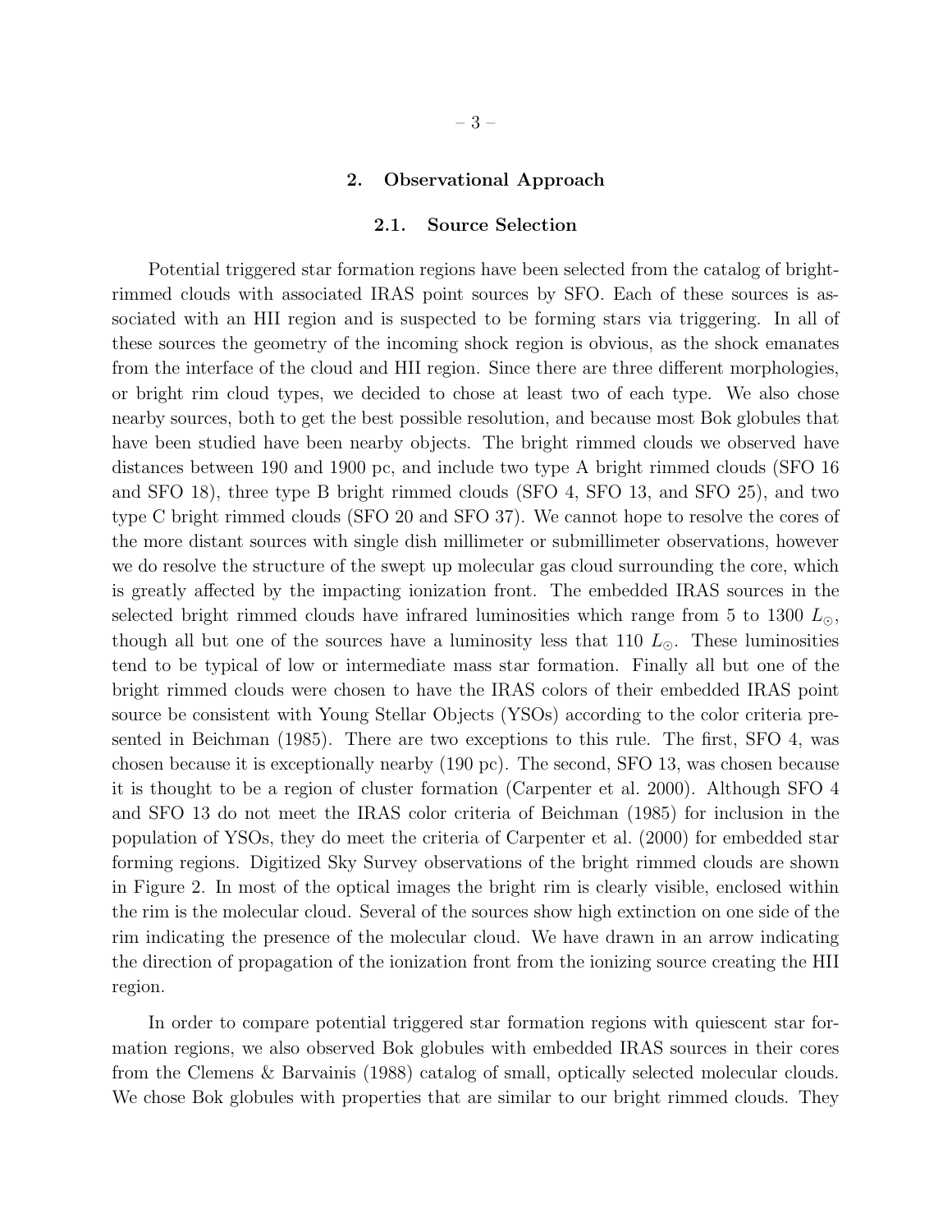## 2. Observational Approach

### 2.1. Source Selection

Potential triggered star formation regions have been selected from the catalog of bright-rimmed clouds with associated IRAS point sources by SFO. Each of these sources is associated with an HII region and is suspected to be forming stars via triggering. In all of these sources the geometry of the incoming shock region is obvious, as the shock emanates from the interface of the cloud and HII region. Since there are three different morphologies, or bright rim cloud types, we decided to chose at least two of each type. We also chose nearby sources, both to get the best possible resolution, and because most Bok globules that have been studied have been nearby objects. The bright rimmed clouds we observed have distances between 190 and 1900 pc, and include two type A bright rimmed clouds (SFO 16 and SFO 18), three type B bright rimmed clouds (SFO 4, SFO 13, and SFO 25), and two type C bright rimmed clouds (SFO 20 and SFO 37). We cannot hope to resolve the cores of the more distant sources with single dish millimeter or submillimeter observations, however we do resolve the structure of the swept up molecular gas cloud surrounding the core, which is greatly affected by the impacting ionization front. The embedded IRAS sources in the selected bright rimmed clouds have infrared luminosities which range from 5 to 1300 $L_{\odot}$, though all but one of the sources have a luminosity less that 110 $L_{\odot}$. These luminosities tend to be typical of low or intermediate mass star formation. Finally all but one of the bright rimmed clouds were chosen to have the IRAS colors of their embedded IRAS point source be consistent with Young Stellar Objects (YSOs) according to the color criteria presented in Beichman (1985). There are two exceptions to this rule. The first, SFO 4, was chosen because it is exceptionally nearby (190 pc). The second, SFO 13, was chosen because it is thought to be a region of cluster formation (Carpenter et al. 2000). Although SFO 4 and SFO 13 do not meet the IRAS color criteria of Beichman (1985) for inclusion in the population of YSOs, they do meet the criteria of Carpenter et al. (2000) for embedded star forming regions. Digitized Sky Survey observations of the bright rimmed clouds are shown in Figure 2. In most of the optical images the bright rim is clearly visible, enclosed within the rim is the molecular cloud. Several of the sources show high extinction on one side of the rim indicating the presence of the molecular cloud. We have drawn in an arrow indicating the direction of propagation of the ionization front from the ionizing source creating the HII region.

In order to compare potential triggered star formation regions with quiescent star formation regions, we also observed Bok globules with embedded IRAS sources in their cores from the Clemens & Barvainis (1988) catalog of small, optically selected molecular clouds. We chose Bok globules with properties that are similar to our bright rimmed clouds. They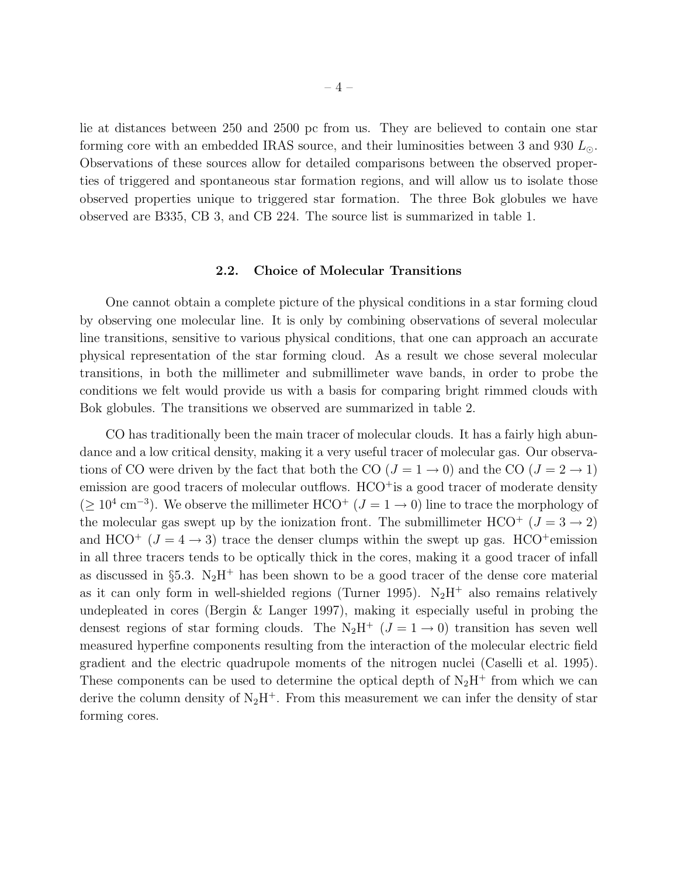lie at distances between 250 and 2500 pc from us. They are believed to contain one star forming core with an embedded IRAS source, and their luminosities between 3 and 930 $L_\odot$. Observations of these sources allow for detailed comparisons between the observed properties of triggered and spontaneous star formation regions, and will allow us to isolate those observed properties unique to triggered star formation. The three Bok globules we have observed are B335, CB 3, and CB 224. The source list is summarized in table 1.

### 2.2. Choice of Molecular Transitions

One cannot obtain a complete picture of the physical conditions in a star forming cloud by observing one molecular line. It is only by combining observations of several molecular line transitions, sensitive to various physical conditions, that one can approach an accurate physical representation of the star forming cloud. As a result we chose several molecular transitions, in both the millimeter and submillimeter wave bands, in order to probe the conditions we felt would provide us with a basis for comparing bright rimmed clouds with Bok globules. The transitions we observed are summarized in table 2.

CO has traditionally been the main tracer of molecular clouds. It has a fairly high abundance and a low critical density, making it a very useful tracer of molecular gas. Our observations of CO were driven by the fact that both the CO ($J = 1 \rightarrow 0$) and the CO ($J = 2 \rightarrow 1$) emission are good tracers of molecular outflows. $HCO^+$is a good tracer of moderate density ($\geq 10^4$ cm$^{-3}$). We observe the millimeter $HCO^+$ ($J = 1 \rightarrow 0$) line to trace the morphology of the molecular gas swept up by the ionization front. The submillimeter $HCO^+$ ($J = 3 \rightarrow 2$) and $HCO^+$ ($J = 4 \rightarrow 3$) trace the denser clumps within the swept up gas. $HCO^+$emission in all three tracers tends to be optically thick in the cores, making it a good tracer of infall as discussed in §5.3. $N_2H^+$ has been shown to be a good tracer of the dense core material as it can only form in well-shielded regions (Turner 1995). $N_2H^+$ also remains relatively undepleated in cores (Bergin & Langer 1997), making it especially useful in probing the densest regions of star forming clouds. The $N_2H^+$ ($J = 1 \rightarrow 0$) transition has seven well measured hyperfine components resulting from the interaction of the molecular electric field gradient and the electric quadrupole moments of the nitrogen nuclei (Caselli et al. 1995). These components can be used to determine the optical depth of $N_2H^+$ from which we can derive the column density of $N_2H^+$. From this measurement we can infer the density of star forming cores.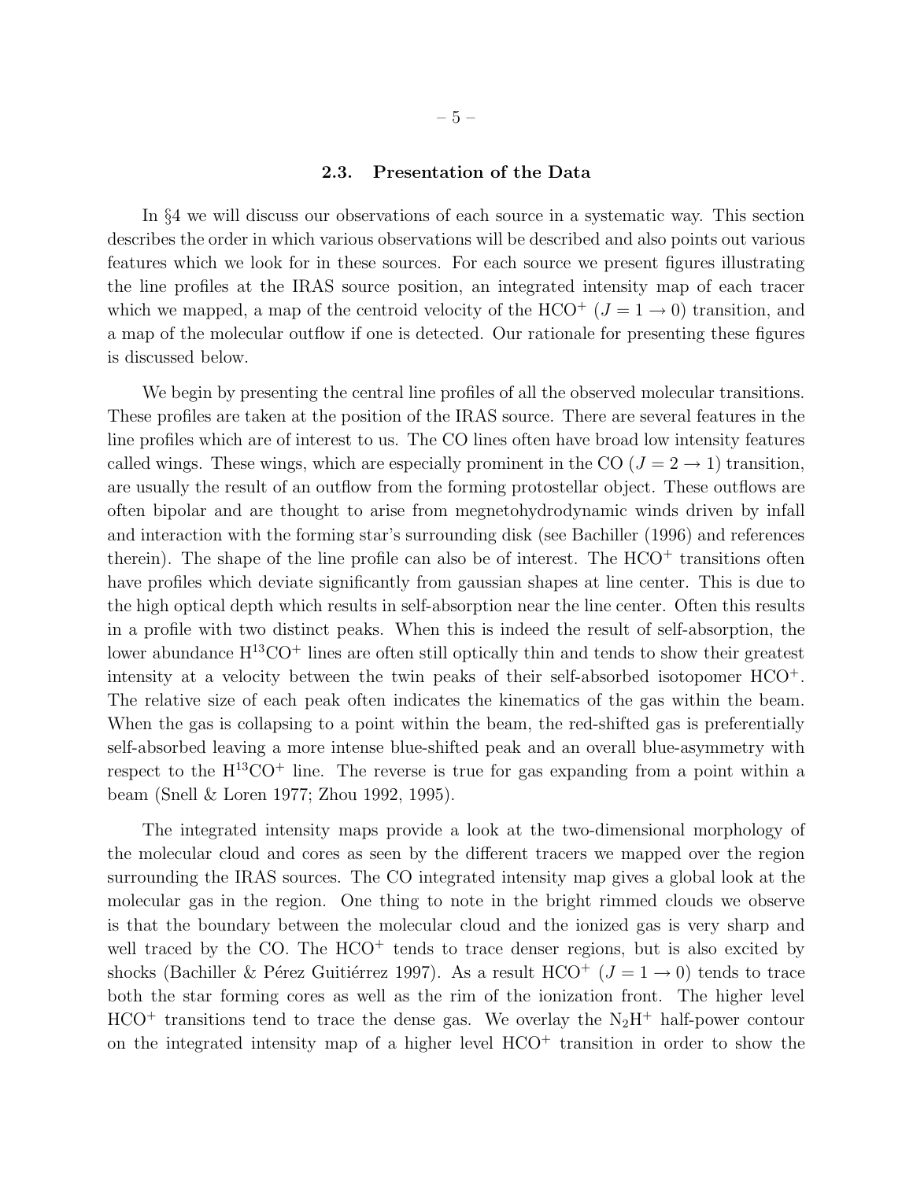### 2.3. Presentation of the Data

In §4 we will discuss our observations of each source in a systematic way. This section describes the order in which various observations will be described and also points out various features which we look for in these sources. For each source we present figures illustrating the line profiles at the IRAS source position, an integrated intensity map of each tracer which we mapped, a map of the centroid velocity of the $HCO^+$ ($J = 1 \rightarrow 0$) transition, and a map of the molecular outflow if one is detected. Our rationale for presenting these figures is discussed below.

We begin by presenting the central line profiles of all the observed molecular transitions. These profiles are taken at the position of the IRAS source. There are several features in the line profiles which are of interest to us. The CO lines often have broad low intensity features called wings. These wings, which are especially prominent in the CO ($J = 2 \rightarrow 1$) transition, are usually the result of an outflow from the forming protostellar object. These outflows are often bipolar and are thought to arise from megnetohydrodynamic winds driven by infall and interaction with the forming star's surrounding disk (see Bachiller (1996) and references therein). The shape of the line profile can also be of interest. The $HCO^+$ transitions often have profiles which deviate significantly from gaussian shapes at line center. This is due to the high optical depth which results in self-absorption near the line center. Often this results in a profile with two distinct peaks. When this is indeed the result of self-absorption, the lower abundance $H^{13}CO^+$ lines are often still optically thin and tends to show their greatest intensity at a velocity between the twin peaks of their self-absorbed isotopomer $HCO^+$. The relative size of each peak often indicates the kinematics of the gas within the beam. When the gas is collapsing to a point within the beam, the red-shifted gas is preferentially self-absorbed leaving a more intense blue-shifted peak and an overall blue-asymmetry with respect to the $H^{13}CO^+$ line. The reverse is true for gas expanding from a point within a beam (Snell & Loren 1977; Zhou 1992, 1995).

The integrated intensity maps provide a look at the two-dimensional morphology of the molecular cloud and cores as seen by the different tracers we mapped over the region surrounding the IRAS sources. The CO integrated intensity map gives a global look at the molecular gas in the region. One thing to note in the bright rimmed clouds we observe is that the boundary between the molecular cloud and the ionized gas is very sharp and well traced by the CO. The $HCO^+$ tends to trace denser regions, but is also excited by shocks (Bachiller & Pérez Guitiérrez 1997). As a result $HCO^+$ ($J = 1 \rightarrow 0$) tends to trace both the star forming cores as well as the rim of the ionization front. The higher level $HCO^+$ transitions tend to trace the dense gas. We overlay the $N_2H^+$ half-power contour on the integrated intensity map of a higher level $HCO^+$ transition in order to show the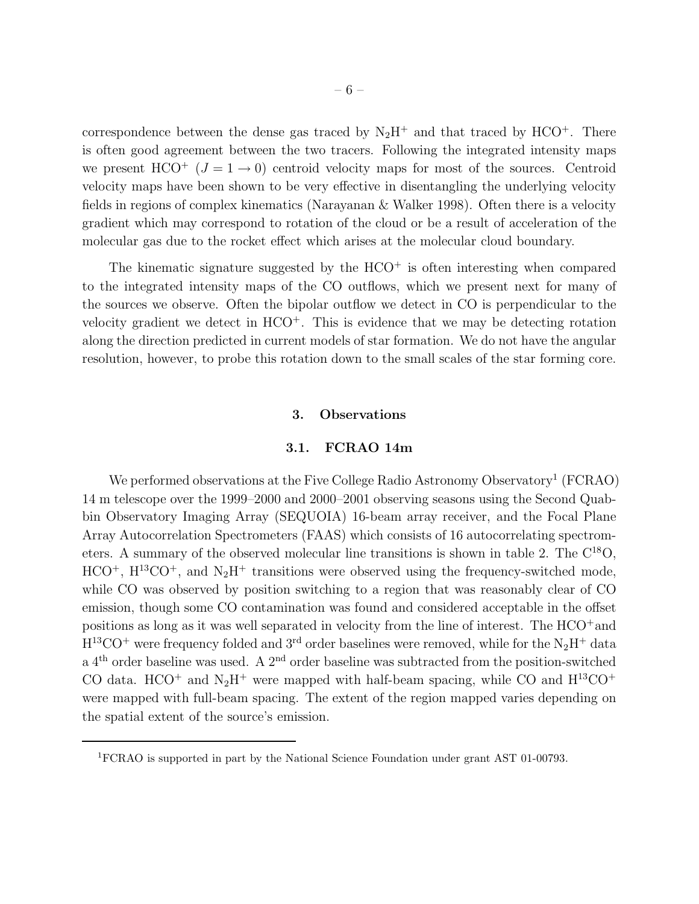correspondence between the dense gas traced by $N_2H^+$ and that traced by $HCO^+$. There is often good agreement between the two tracers. Following the integrated intensity maps we present $HCO^+$ ($J = 1 \rightarrow 0$) centroid velocity maps for most of the sources. Centroid velocity maps have been shown to be very effective in disentangling the underlying velocity fields in regions of complex kinematics (Narayanan & Walker 1998). Often there is a velocity gradient which may correspond to rotation of the cloud or be a result of acceleration of the molecular gas due to the rocket effect which arises at the molecular cloud boundary.

The kinematic signature suggested by the $HCO^+$ is often interesting when compared to the integrated intensity maps of the CO outflows, which we present next for many of the sources we observe. Often the bipolar outflow we detect in CO is perpendicular to the velocity gradient we detect in $HCO^+$. This is evidence that we may be detecting rotation along the direction predicted in current models of star formation. We do not have the angular resolution, however, to probe this rotation down to the small scales of the star forming core.

## 3. Observations

### 3.1. FCRAO 14m

We performed observations at the Five College Radio Astronomy Observatory[1] (FCRAO) 14 m telescope over the 1999–2000 and 2000–2001 observing seasons using the Second Quabbin Observatory Imaging Array (SEQUOIA) 16-beam array receiver, and the Focal Plane Array Autocorrelation Spectrometers (FAAS) which consists of 16 autocorrelating spectrometers. A summary of the observed molecular line transitions is shown in table 2. The $C^{18}O$, $HCO^+$, $H^{13}CO^+$, and $N_2H^+$ transitions were observed using the frequency-switched mode, while CO was observed by position switching to a region that was reasonably clear of CO emission, though some CO contamination was found and considered acceptable in the offset positions as long as it was well separated in velocity from the line of interest. The $HCO^+$ and $H^{13}CO^+$ were frequency folded and 3$^{\rm rd}$ order baselines were removed, while for the $N_2H^+$ data a 4$^{\rm th}$ order baseline was used. A 2$^{\rm nd}$ order baseline was subtracted from the position-switched CO data. $HCO^+$ and $N_2H^+$ were mapped with half-beam spacing, while CO and $H^{13}CO^+$ were mapped with full-beam spacing. The extent of the region mapped varies depending on the spatial extent of the source's emission.

---

[1]FCRAO is supported in part by the National Science Foundation under grant AST 01-00793.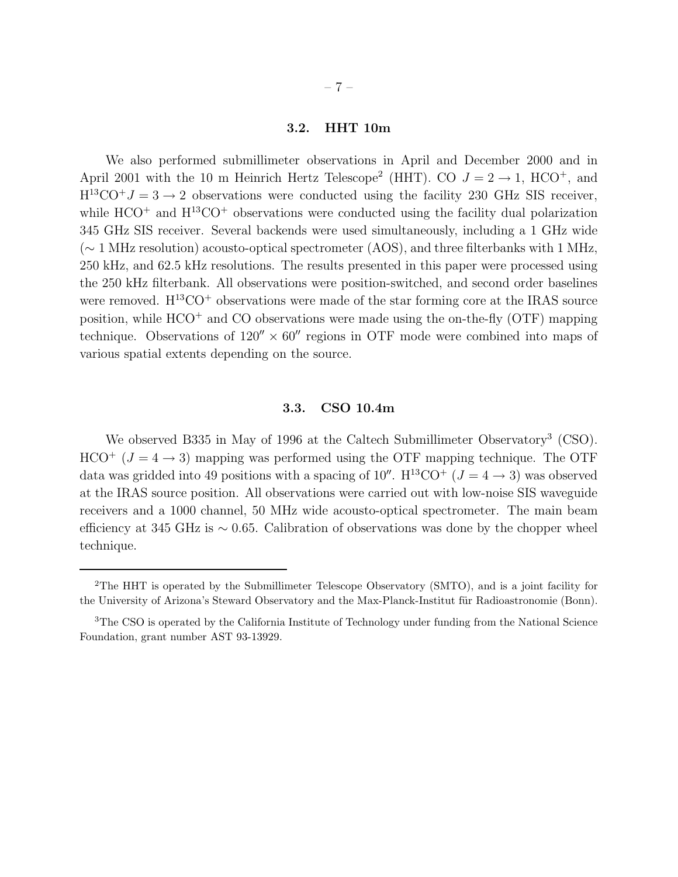### 3.2. HHT 10m

We also performed submillimeter observations in April and December 2000 and in April 2001 with the 10 m Heinrich Hertz Telescope[2] (HHT). CO $J = 2 \rightarrow 1$, $HCO^+$, and $H^{13}CO^+ J = 3 \rightarrow 2$ observations were conducted using the facility 230 GHz SIS receiver, while $HCO^+$ and $H^{13}CO^+$ observations were conducted using the facility dual polarization 345 GHz SIS receiver. Several backends were used simultaneously, including a 1 GHz wide ($\sim$ 1 MHz resolution) acousto-optical spectrometer (AOS), and three filterbanks with 1 MHz, 250 kHz, and 62.5 kHz resolutions. The results presented in this paper were processed using the 250 kHz filterbank. All observations were position-switched, and second order baselines were removed. $H^{13}CO^+$ observations were made of the star forming core at the IRAS source position, while $HCO^+$ and CO observations were made using the on-the-fly (OTF) mapping technique. Observations of $120'' \times 60''$ regions in OTF mode were combined into maps of various spatial extents depending on the source.

### 3.3. CSO 10.4m

We observed B335 in May of 1996 at the Caltech Submillimeter Observatory[3] (CSO). $HCO^+$ ($J = 4 \rightarrow 3$) mapping was performed using the OTF mapping technique. The OTF data was gridded into 49 positions with a spacing of $10''$. $H^{13}CO^+$ ($J = 4 \rightarrow 3$) was observed at the IRAS source position. All observations were carried out with low-noise SIS waveguide receivers and a 1000 channel, 50 MHz wide acousto-optical spectrometer. The main beam efficiency at 345 GHz is $\sim 0.65$. Calibration of observations was done by the chopper wheel technique.

---

[2]The HHT is operated by the Submillimeter Telescope Observatory (SMTO), and is a joint facility for the University of Arizona's Steward Observatory and the Max-Planck-Institut für Radioastronomie (Bonn).

[3]The CSO is operated by the California Institute of Technology under funding from the National Science Foundation, grant number AST 93-13929.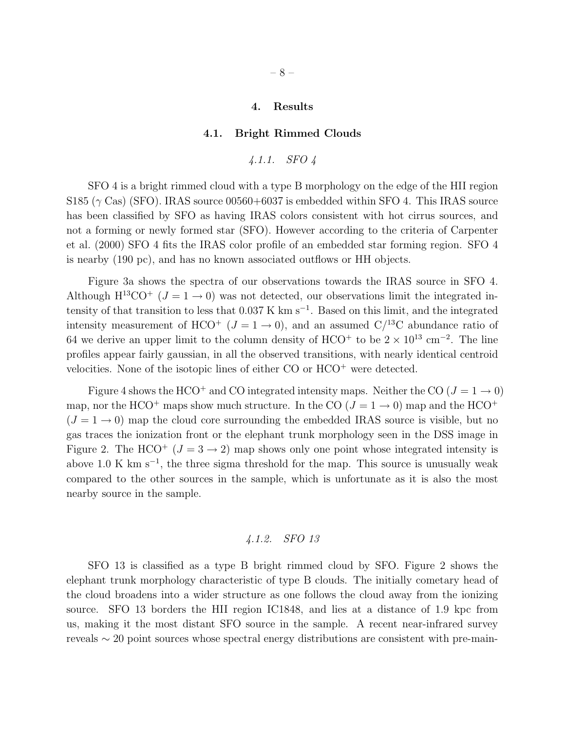## 4. Results

### 4.1. Bright Rimmed Clouds

#### *4.1.1. SFO 4*

SFO 4 is a bright rimmed cloud with a type B morphology on the edge of the HII region S185 ($\gamma$ Cas) (SFO). IRAS source 00560+6037 is embedded within SFO 4. This IRAS source has been classified by SFO as having IRAS colors consistent with hot cirrus sources, and not a forming or newly formed star (SFO). However according to the criteria of Carpenter et al. (2000) SFO 4 fits the IRAS color profile of an embedded star forming region. SFO 4 is nearby (190 pc), and has no known associated outflows or HH objects.

Figure 3a shows the spectra of our observations towards the IRAS source in SFO 4. Although $H^{13}CO^+$ ($J = 1 \rightarrow 0$) was not detected, our observations limit the integrated intensity of that transition to less that 0.037 K km s$^{-1}$. Based on this limit, and the integrated intensity measurement of $HCO^+$ ($J = 1 \rightarrow 0$), and an assumed C/$^{13}$C abundance ratio of 64 we derive an upper limit to the column density of $HCO^+$ to be $2 \times 10^{13}$ cm$^{-2}$. The line profiles appear fairly gaussian, in all the observed transitions, with nearly identical centroid velocities. None of the isotopic lines of either CO or $HCO^+$ were detected.

Figure 4 shows the $HCO^+$ and CO integrated intensity maps. Neither the CO ($J = 1 \rightarrow 0$) map, nor the $HCO^+$ maps show much structure. In the CO ($J = 1 \rightarrow 0$) map and the $HCO^+$ ($J = 1 \rightarrow 0$) map the cloud core surrounding the embedded IRAS source is visible, but no gas traces the ionization front or the elephant trunk morphology seen in the DSS image in Figure 2. The $HCO^+$ ($J = 3 \rightarrow 2$) map shows only one point whose integrated intensity is above 1.0 K km s$^{-1}$, the three sigma threshold for the map. This source is unusually weak compared to the other sources in the sample, which is unfortunate as it is also the most nearby source in the sample.

#### *4.1.2. SFO 13*

SFO 13 is classified as a type B bright rimmed cloud by SFO. Figure 2 shows the elephant trunk morphology characteristic of type B clouds. The initially cometary head of the cloud broadens into a wider structure as one follows the cloud away from the ionizing source. SFO 13 borders the HII region IC1848, and lies at a distance of 1.9 kpc from us, making it the most distant SFO source in the sample. A recent near-infrared survey reveals $\sim 20$ point sources whose spectral energy distributions are consistent with pre-main-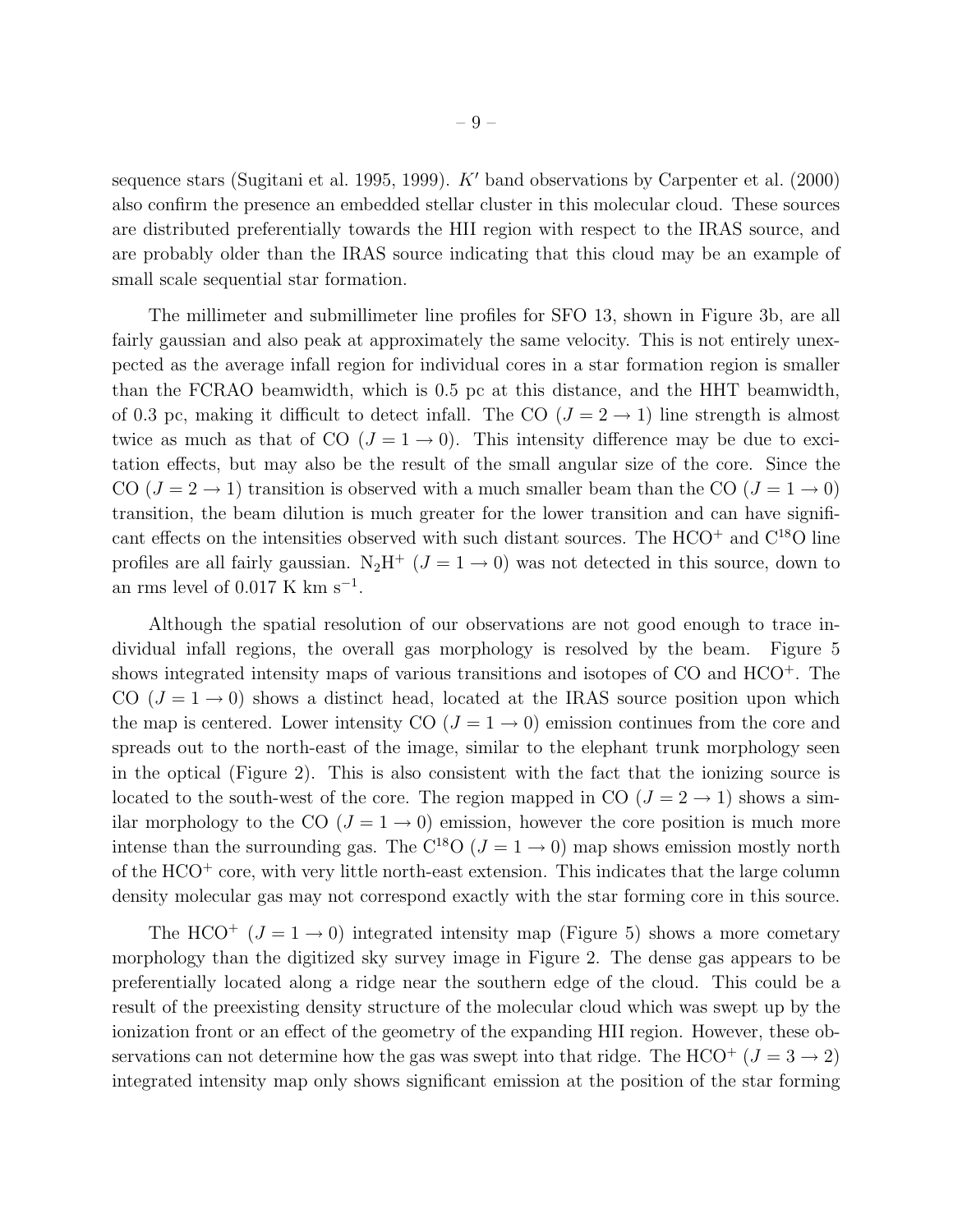sequence stars (Sugitani et al. 1995, 1999). $K'$ band observations by Carpenter et al. (2000) also confirm the presence an embedded stellar cluster in this molecular cloud. These sources are distributed preferentially towards the HII region with respect to the IRAS source, and are probably older than the IRAS source indicating that this cloud may be an example of small scale sequential star formation.

The millimeter and submillimeter line profiles for SFO 13, shown in Figure 3b, are all fairly gaussian and also peak at approximately the same velocity. This is not entirely unexpected as the average infall region for individual cores in a star formation region is smaller than the FCRAO beamwidth, which is 0.5 pc at this distance, and the HHT beamwidth, of 0.3 pc, making it difficult to detect infall. The CO ($J = 2 \rightarrow 1$) line strength is almost twice as much as that of CO ($J = 1 \rightarrow 0$). This intensity difference may be due to excitation effects, but may also be the result of the small angular size of the core. Since the CO ($J = 2 \rightarrow 1$) transition is observed with a much smaller beam than the CO ($J = 1 \rightarrow 0$) transition, the beam dilution is much greater for the lower transition and can have significant effects on the intensities observed with such distant sources. The $HCO^+$ and $C^{18}O$ line profiles are all fairly gaussian. $N_2H^+$ ($J = 1 \rightarrow 0$) was not detected in this source, down to an rms level of 0.017 K km s$^{-1}$.

Although the spatial resolution of our observations are not good enough to trace individual infall regions, the overall gas morphology is resolved by the beam. Figure 5 shows integrated intensity maps of various transitions and isotopes of CO and $HCO^+$. The CO ($J = 1 \rightarrow 0$) shows a distinct head, located at the IRAS source position upon which the map is centered. Lower intensity CO ($J = 1 \rightarrow 0$) emission continues from the core and spreads out to the north-east of the image, similar to the elephant trunk morphology seen in the optical (Figure 2). This is also consistent with the fact that the ionizing source is located to the south-west of the core. The region mapped in CO ($J = 2 \rightarrow 1$) shows a similar morphology to the CO ($J = 1 \rightarrow 0$) emission, however the core position is much more intense than the surrounding gas. The $C^{18}O$ ($J = 1 \rightarrow 0$) map shows emission mostly north of the $HCO^+$ core, with very little north-east extension. This indicates that the large column density molecular gas may not correspond exactly with the star forming core in this source.

The $HCO^+$ ($J = 1 \rightarrow 0$) integrated intensity map (Figure 5) shows a more cometary morphology than the digitized sky survey image in Figure 2. The dense gas appears to be preferentially located along a ridge near the southern edge of the cloud. This could be a result of the preexisting density structure of the molecular cloud which was swept up by the ionization front or an effect of the geometry of the expanding HII region. However, these observations can not determine how the gas was swept into that ridge. The $HCO^+$ ($J = 3 \rightarrow 2$) integrated intensity map only shows significant emission at the position of the star forming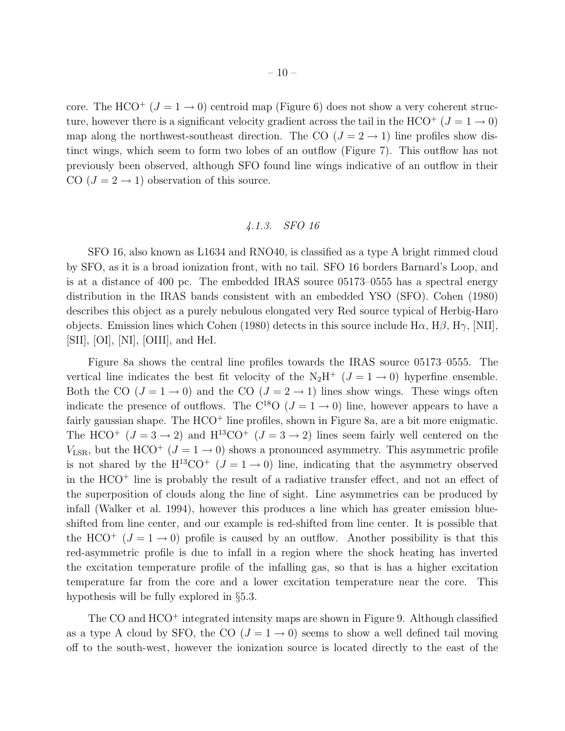core. The $HCO^+$ ($J = 1 \rightarrow 0$) centroid map (Figure 6) does not show a very coherent structure, however there is a significant velocity gradient across the tail in the $HCO^+$ ($J = 1 \rightarrow 0$) map along the northwest-southeast direction. The CO ($J = 2 \rightarrow 1$) line profiles show distinct wings, which seem to form two lobes of an outflow (Figure 7). This outflow has not previously been observed, although SFO found line wings indicative of an outflow in their CO ($J = 2 \rightarrow 1$) observation of this source.

### *4.1.3. SFO 16*

SFO 16, also known as L1634 and RNO40, is classified as a type A bright rimmed cloud by SFO, as it is a broad ionization front, with no tail. SFO 16 borders Barnard's Loop, and is at a distance of 400 pc. The embedded IRAS source 05173–0555 has a spectral energy distribution in the IRAS bands consistent with an embedded YSO (SFO). Cohen (1980) describes this object as a purely nebulous elongated very Red source typical of Herbig-Haro objects. Emission lines which Cohen (1980) detects in this source include H$\alpha$, H$\beta$, H$\gamma$, [NII], [SII], [OI], [NI], [OIII], and HeI.

Figure 8a shows the central line profiles towards the IRAS source 05173–0555. The vertical line indicates the best fit velocity of the $N_2H^+$ ($J = 1 \rightarrow 0$) hyperfine ensemble. Both the CO ($J = 1 \rightarrow 0$) and the CO ($J = 2 \rightarrow 1$) lines show wings. These wings often indicate the presence of outflows. The $C^{18}O$ ($J = 1 \rightarrow 0$) line, however appears to have a fairly gaussian shape. The $HCO^+$ line profiles, shown in Figure 8a, are a bit more enigmatic. The $HCO^+$ ($J = 3 \rightarrow 2$) and $H^{13}CO^+$ ($J = 3 \rightarrow 2$) lines seem fairly well centered on the $V_{\rm LSR}$, but the $HCO^+$ ($J = 1 \rightarrow 0$) shows a pronounced asymmetry. This asymmetric profile is not shared by the $H^{13}CO^+$ ($J = 1 \rightarrow 0$) line, indicating that the asymmetry observed in the $HCO^+$ line is probably the result of a radiative transfer effect, and not an effect of the superposition of clouds along the line of sight. Line asymmetries can be produced by infall (Walker et al. 1994), however this produces a line which has greater emission blue-shifted from line center, and our example is red-shifted from line center. It is possible that the $HCO^+$ ($J = 1 \rightarrow 0$) profile is caused by an outflow. Another possibility is that this red-asymmetric profile is due to infall in a region where the shock heating has inverted the excitation temperature profile of the infalling gas, so that is has a higher excitation temperature far from the core and a lower excitation temperature near the core. This hypothesis will be fully explored in §5.3.

The CO and $HCO^+$ integrated intensity maps are shown in Figure 9. Although classified as a type A cloud by SFO, the CO ($J = 1 \rightarrow 0$) seems to show a well defined tail moving off to the south-west, however the ionization source is located directly to the east of the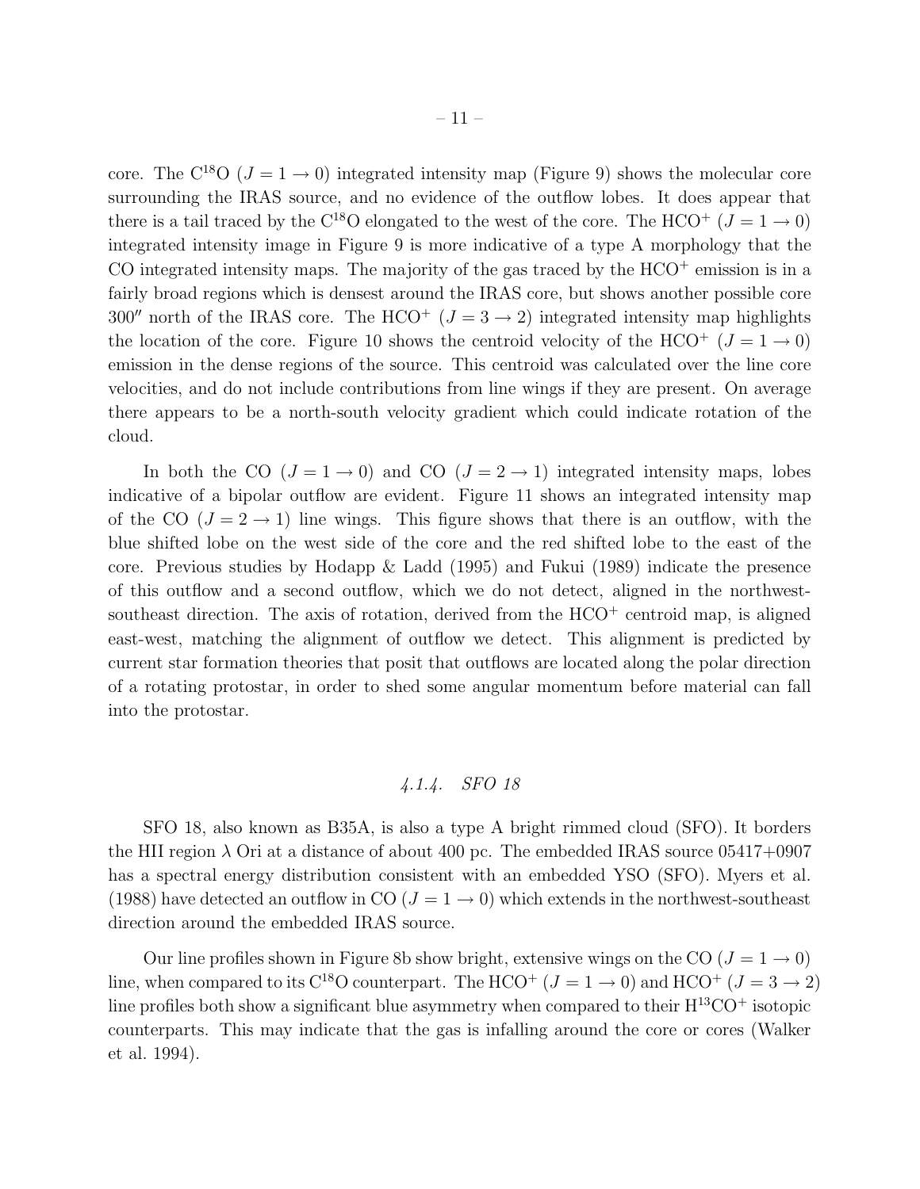core. The $C^{18}O$ ($J = 1 \rightarrow 0$) integrated intensity map (Figure 9) shows the molecular core surrounding the IRAS source, and no evidence of the outflow lobes. It does appear that there is a tail traced by the $C^{18}O$ elongated to the west of the core. The $HCO^+$ ($J = 1 \rightarrow 0$) integrated intensity image in Figure 9 is more indicative of a type A morphology that the CO integrated intensity maps. The majority of the gas traced by the $HCO^+$ emission is in a fairly broad regions which is densest around the IRAS core, but shows another possible core $300''$ north of the IRAS core. The $HCO^+$ ($J = 3 \rightarrow 2$) integrated intensity map highlights the location of the core. Figure 10 shows the centroid velocity of the $HCO^+$ ($J = 1 \rightarrow 0$) emission in the dense regions of the source. This centroid was calculated over the line core velocities, and do not include contributions from line wings if they are present. On average there appears to be a north-south velocity gradient which could indicate rotation of the cloud.

In both the CO ($J = 1 \rightarrow 0$) and CO ($J = 2 \rightarrow 1$) integrated intensity maps, lobes indicative of a bipolar outflow are evident. Figure 11 shows an integrated intensity map of the CO ($J = 2 \rightarrow 1$) line wings. This figure shows that there is an outflow, with the blue shifted lobe on the west side of the core and the red shifted lobe to the east of the core. Previous studies by Hodapp & Ladd (1995) and Fukui (1989) indicate the presence of this outflow and a second outflow, which we do not detect, aligned in the northwest-southeast direction. The axis of rotation, derived from the $HCO^+$ centroid map, is aligned east-west, matching the alignment of outflow we detect. This alignment is predicted by current star formation theories that posit that outflows are located along the polar direction of a rotating protostar, in order to shed some angular momentum before material can fall into the protostar.

#### *4.1.4. SFO 18*

SFO 18, also known as B35A, is also a type A bright rimmed cloud (SFO). It borders the HII region $\lambda$ Ori at a distance of about 400 pc. The embedded IRAS source 05417+0907 has a spectral energy distribution consistent with an embedded YSO (SFO). Myers et al. (1988) have detected an outflow in CO ($J = 1 \rightarrow 0$) which extends in the northwest-southeast direction around the embedded IRAS source.

Our line profiles shown in Figure 8b show bright, extensive wings on the CO ($J = 1 \rightarrow 0$) line, when compared to its $C^{18}O$ counterpart. The $HCO^+$ ($J = 1 \rightarrow 0$) and $HCO^+$ ($J = 3 \rightarrow 2$) line profiles both show a significant blue asymmetry when compared to their $H^{13}CO^+$ isotopic counterparts. This may indicate that the gas is infalling around the core or cores (Walker et al. 1994).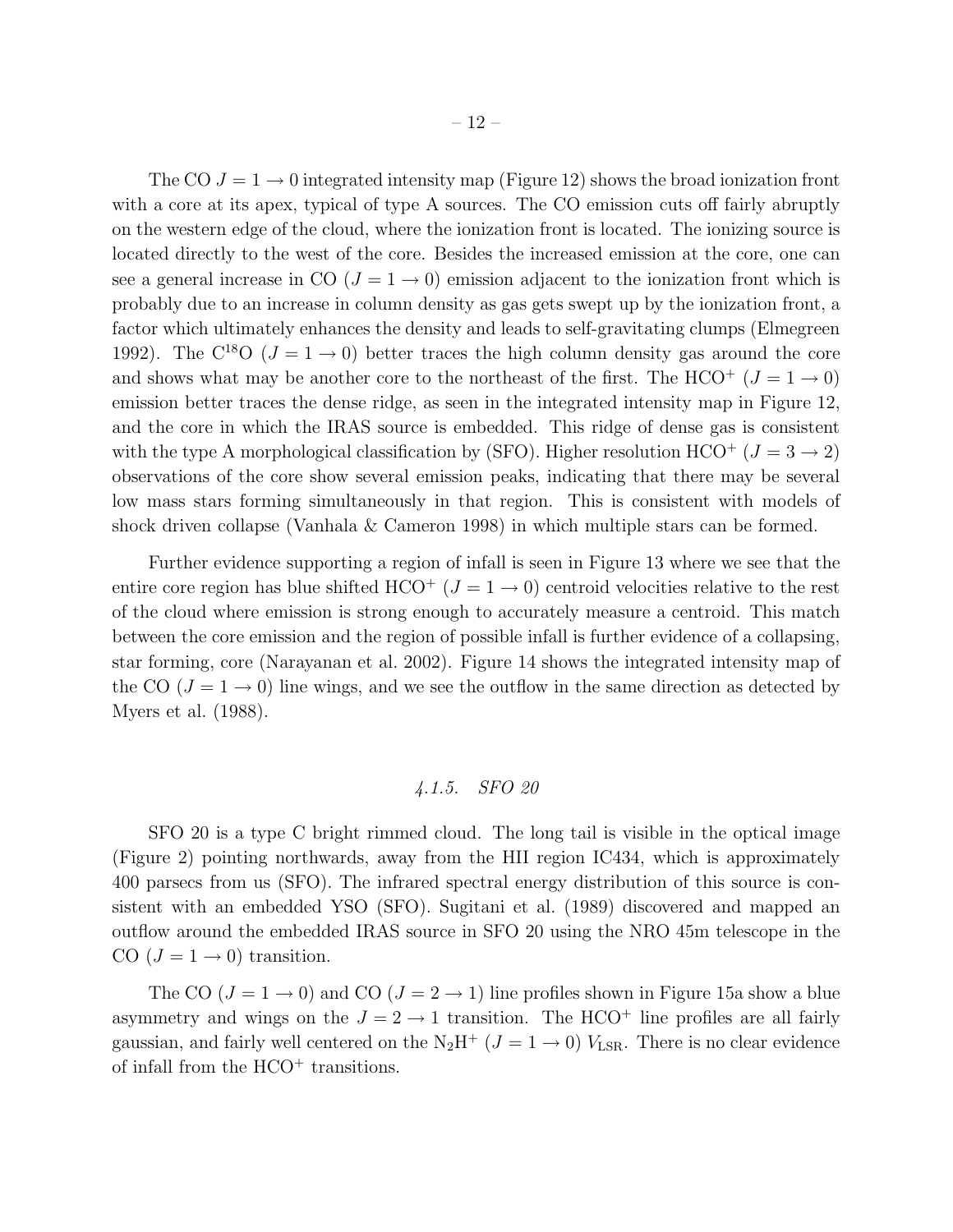The CO $J = 1 \rightarrow 0$ integrated intensity map (Figure 12) shows the broad ionization front with a core at its apex, typical of type A sources. The CO emission cuts off fairly abruptly on the western edge of the cloud, where the ionization front is located. The ionizing source is located directly to the west of the core. Besides the increased emission at the core, one can see a general increase in CO ($J = 1 \rightarrow 0$) emission adjacent to the ionization front which is probably due to an increase in column density as gas gets swept up by the ionization front, a factor which ultimately enhances the density and leads to self-gravitating clumps (Elmegreen 1992). The $C^{18}O$ ($J = 1 \rightarrow 0$) better traces the high column density gas around the core and shows what may be another core to the northeast of the first. The $HCO^+$ ($J = 1 \rightarrow 0$) emission better traces the dense ridge, as seen in the integrated intensity map in Figure 12, and the core in which the IRAS source is embedded. This ridge of dense gas is consistent with the type A morphological classification by (SFO). Higher resolution $HCO^+$ ($J = 3 \rightarrow 2$) observations of the core show several emission peaks, indicating that there may be several low mass stars forming simultaneously in that region. This is consistent with models of shock driven collapse (Vanhala & Cameron 1998) in which multiple stars can be formed.

Further evidence supporting a region of infall is seen in Figure 13 where we see that the entire core region has blue shifted $HCO^+$ ($J = 1 \rightarrow 0$) centroid velocities relative to the rest of the cloud where emission is strong enough to accurately measure a centroid. This match between the core emission and the region of possible infall is further evidence of a collapsing, star forming, core (Narayanan et al. 2002). Figure 14 shows the integrated intensity map of the CO ($J = 1 \rightarrow 0$) line wings, and we see the outflow in the same direction as detected by Myers et al. (1988).

#### *4.1.5. SFO 20*

SFO 20 is a type C bright rimmed cloud. The long tail is visible in the optical image (Figure 2) pointing northwards, away from the HII region IC434, which is approximately 400 parsecs from us (SFO). The infrared spectral energy distribution of this source is consistent with an embedded YSO (SFO). Sugitani et al. (1989) discovered and mapped an outflow around the embedded IRAS source in SFO 20 using the NRO 45m telescope in the CO ($J = 1 \rightarrow 0$) transition.

The CO ($J = 1 \rightarrow 0$) and CO ($J = 2 \rightarrow 1$) line profiles shown in Figure 15a show a blue asymmetry and wings on the $J = 2 \rightarrow 1$ transition. The $HCO^+$ line profiles are all fairly gaussian, and fairly well centered on the $N_2H^+$ ($J = 1 \rightarrow 0$) $V_{\rm LSR}$. There is no clear evidence of infall from the $HCO^+$ transitions.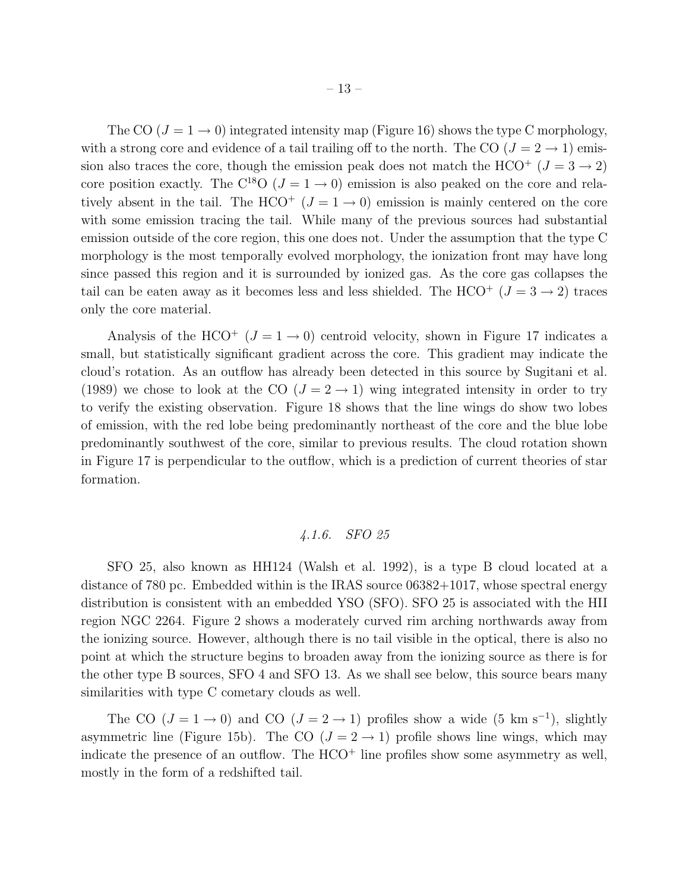The CO ($J = 1 \rightarrow 0$) integrated intensity map (Figure 16) shows the type C morphology, with a strong core and evidence of a tail trailing off to the north. The CO ($J = 2 \rightarrow 1$) emission also traces the core, though the emission peak does not match the $HCO^+$ ($J = 3 \rightarrow 2$) core position exactly. The $C^{18}O$ ($J = 1 \rightarrow 0$) emission is also peaked on the core and relatively absent in the tail. The $HCO^+$ ($J = 1 \rightarrow 0$) emission is mainly centered on the core with some emission tracing the tail. While many of the previous sources had substantial emission outside of the core region, this one does not. Under the assumption that the type C morphology is the most temporally evolved morphology, the ionization front may have long since passed this region and it is surrounded by ionized gas. As the core gas collapses the tail can be eaten away as it becomes less and less shielded. The $HCO^+$ ($J = 3 \rightarrow 2$) traces only the core material.

Analysis of the $HCO^+$ ($J = 1 \rightarrow 0$) centroid velocity, shown in Figure 17 indicates a small, but statistically significant gradient across the core. This gradient may indicate the cloud's rotation. As an outflow has already been detected in this source by Sugitani et al. (1989) we chose to look at the CO ($J = 2 \rightarrow 1$) wing integrated intensity in order to try to verify the existing observation. Figure 18 shows that the line wings do show two lobes of emission, with the red lobe being predominantly northeast of the core and the blue lobe predominantly southwest of the core, similar to previous results. The cloud rotation shown in Figure 17 is perpendicular to the outflow, which is a prediction of current theories of star formation.

#### *4.1.6. SFO 25*

SFO 25, also known as HH124 (Walsh et al. 1992), is a type B cloud located at a distance of 780 pc. Embedded within is the IRAS source 06382+1017, whose spectral energy distribution is consistent with an embedded YSO (SFO). SFO 25 is associated with the HII region NGC 2264. Figure 2 shows a moderately curved rim arching northwards away from the ionizing source. However, although there is no tail visible in the optical, there is also no point at which the structure begins to broaden away from the ionizing source as there is for the other type B sources, SFO 4 and SFO 13. As we shall see below, this source bears many similarities with type C cometary clouds as well.

The CO ($J = 1 \rightarrow 0$) and CO ($J = 2 \rightarrow 1$) profiles show a wide (5 km s$^{-1}$), slightly asymmetric line (Figure 15b). The CO ($J = 2 \rightarrow 1$) profile shows line wings, which may indicate the presence of an outflow. The $HCO^+$ line profiles show some asymmetry as well, mostly in the form of a redshifted tail.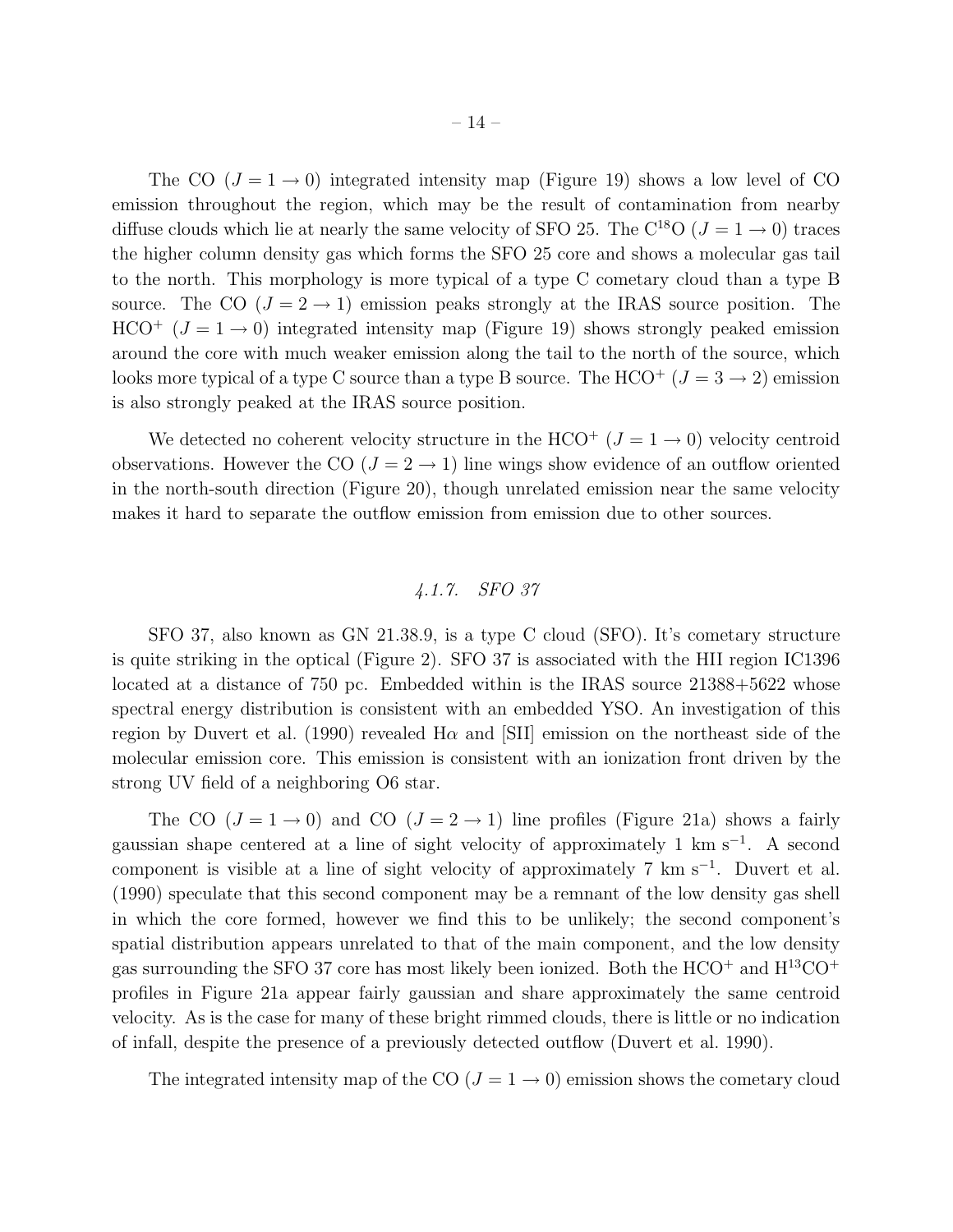The CO ($J = 1 \rightarrow 0$) integrated intensity map (Figure 19) shows a low level of CO emission throughout the region, which may be the result of contamination from nearby diffuse clouds which lie at nearly the same velocity of SFO 25. The $C^{18}O$ ($J = 1 \rightarrow 0$) traces the higher column density gas which forms the SFO 25 core and shows a molecular gas tail to the north. This morphology is more typical of a type C cometary cloud than a type B source. The CO ($J = 2 \rightarrow 1$) emission peaks strongly at the IRAS source position. The $HCO^+$ ($J = 1 \rightarrow 0$) integrated intensity map (Figure 19) shows strongly peaked emission around the core with much weaker emission along the tail to the north of the source, which looks more typical of a type C source than a type B source. The $HCO^+$ ($J = 3 \rightarrow 2$) emission is also strongly peaked at the IRAS source position.

We detected no coherent velocity structure in the $HCO^+$ ($J = 1 \rightarrow 0$) velocity centroid observations. However the CO ($J = 2 \rightarrow 1$) line wings show evidence of an outflow oriented in the north-south direction (Figure 20), though unrelated emission near the same velocity makes it hard to separate the outflow emission from emission due to other sources.

#### *4.1.7. SFO 37*

SFO 37, also known as GN 21.38.9, is a type C cloud (SFO). It's cometary structure is quite striking in the optical (Figure 2). SFO 37 is associated with the HII region IC1396 located at a distance of 750 pc. Embedded within is the IRAS source 21388+5622 whose spectral energy distribution is consistent with an embedded YSO. An investigation of this region by Duvert et al. (1990) revealed H$\alpha$ and [SII] emission on the northeast side of the molecular emission core. This emission is consistent with an ionization front driven by the strong UV field of a neighboring O6 star.

The CO ($J = 1 \rightarrow 0$) and CO ($J = 2 \rightarrow 1$) line profiles (Figure 21a) shows a fairly gaussian shape centered at a line of sight velocity of approximately 1 km s$^{-1}$. A second component is visible at a line of sight velocity of approximately 7 km s$^{-1}$. Duvert et al. (1990) speculate that this second component may be a remnant of the low density gas shell in which the core formed, however we find this to be unlikely; the second component's spatial distribution appears unrelated to that of the main component, and the low density gas surrounding the SFO 37 core has most likely been ionized. Both the $HCO^+$ and $H^{13}CO^+$ profiles in Figure 21a appear fairly gaussian and share approximately the same centroid velocity. As is the case for many of these bright rimmed clouds, there is little or no indication of infall, despite the presence of a previously detected outflow (Duvert et al. 1990).

The integrated intensity map of the CO ($J = 1 \rightarrow 0$) emission shows the cometary cloud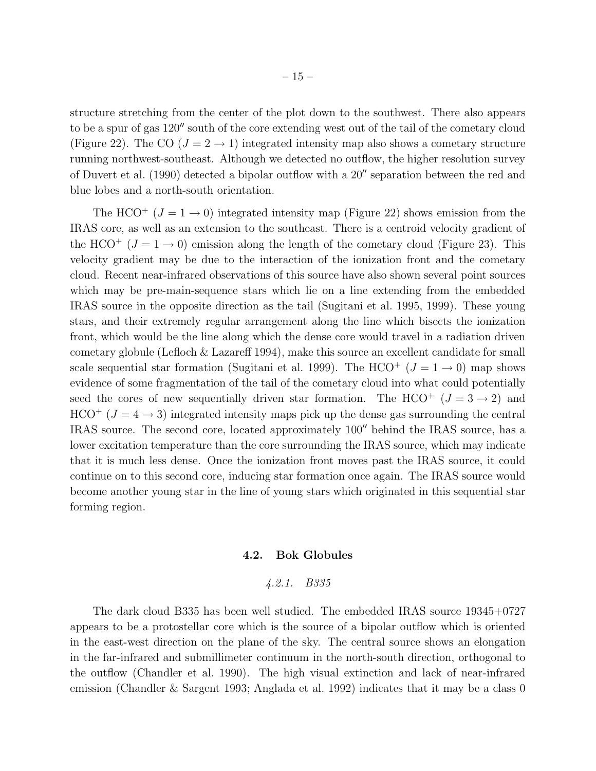structure stretching from the center of the plot down to the southwest. There also appears to be a spur of gas 120″ south of the core extending west out of the tail of the cometary cloud (Figure 22). The CO ($J = 2 \rightarrow 1$) integrated intensity map also shows a cometary structure running northwest-southeast. Although we detected no outflow, the higher resolution survey of Duvert et al. (1990) detected a bipolar outflow with a 20″ separation between the red and blue lobes and a north-south orientation.

The $HCO^+$ ($J = 1 \rightarrow 0$) integrated intensity map (Figure 22) shows emission from the IRAS core, as well as an extension to the southeast. There is a centroid velocity gradient of the $HCO^+$ ($J = 1 \rightarrow 0$) emission along the length of the cometary cloud (Figure 23). This velocity gradient may be due to the interaction of the ionization front and the cometary cloud. Recent near-infrared observations of this source have also shown several point sources which may be pre-main-sequence stars which lie on a line extending from the embedded IRAS source in the opposite direction as the tail (Sugitani et al. 1995, 1999). These young stars, and their extremely regular arrangement along the line which bisects the ionization front, which would be the line along which the dense core would travel in a radiation driven cometary globule (Lefloch & Lazareff 1994), make this source an excellent candidate for small scale sequential star formation (Sugitani et al. 1999). The $HCO^+$ ($J = 1 \rightarrow 0$) map shows evidence of some fragmentation of the tail of the cometary cloud into what could potentially seed the cores of new sequentially driven star formation. The $HCO^+$ ($J = 3 \rightarrow 2$) and $HCO^+$ ($J = 4 \rightarrow 3$) integrated intensity maps pick up the dense gas surrounding the central IRAS source. The second core, located approximately 100″ behind the IRAS source, has a lower excitation temperature than the core surrounding the IRAS source, which may indicate that it is much less dense. Once the ionization front moves past the IRAS source, it could continue on to this second core, inducing star formation once again. The IRAS source would become another young star in the line of young stars which originated in this sequential star forming region.

## 4.2. Bok Globules

### *4.2.1. B335*

The dark cloud B335 has been well studied. The embedded IRAS source 19345+0727 appears to be a protostellar core which is the source of a bipolar outflow which is oriented in the east-west direction on the plane of the sky. The central source shows an elongation in the far-infrared and submillimeter continuum in the north-south direction, orthogonal to the outflow (Chandler et al. 1990). The high visual extinction and lack of near-infrared emission (Chandler & Sargent 1993; Anglada et al. 1992) indicates that it may be a class 0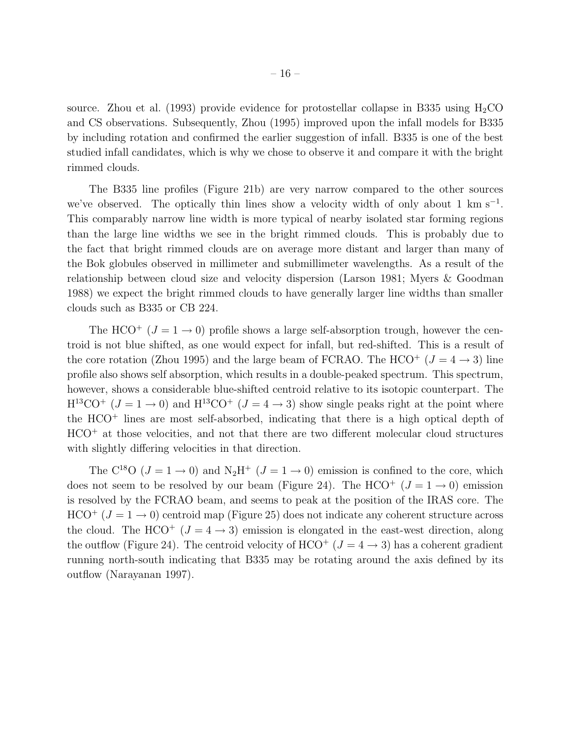source. Zhou et al. (1993) provide evidence for protostellar collapse in B335 using $H_2CO$ and CS observations. Subsequently, Zhou (1995) improved upon the infall models for B335 by including rotation and confirmed the earlier suggestion of infall. B335 is one of the best studied infall candidates, which is why we chose to observe it and compare it with the bright rimmed clouds.

The B335 line profiles (Figure 21b) are very narrow compared to the other sources we've observed. The optically thin lines show a velocity width of only about 1 km $s^{-1}$. This comparably narrow line width is more typical of nearby isolated star forming regions than the large line widths we see in the bright rimmed clouds. This is probably due to the fact that bright rimmed clouds are on average more distant and larger than many of the Bok globules observed in millimeter and submillimeter wavelengths. As a result of the relationship between cloud size and velocity dispersion (Larson 1981; Myers & Goodman 1988) we expect the bright rimmed clouds to have generally larger line widths than smaller clouds such as B335 or CB 224.

The $HCO^+$ ($J = 1 \rightarrow 0$) profile shows a large self-absorption trough, however the centroid is not blue shifted, as one would expect for infall, but red-shifted. This is a result of the core rotation (Zhou 1995) and the large beam of FCRAO. The $HCO^+$ ($J = 4 \rightarrow 3$) line profile also shows self absorption, which results in a double-peaked spectrum. This spectrum, however, shows a considerable blue-shifted centroid relative to its isotopic counterpart. The $H^{13}CO^+$ ($J = 1 \rightarrow 0$) and $H^{13}CO^+$ ($J = 4 \rightarrow 3$) show single peaks right at the point where the $HCO^+$ lines are most self-absorbed, indicating that there is a high optical depth of $HCO^+$ at those velocities, and not that there are two different molecular cloud structures with slightly differing velocities in that direction.

The $C^{18}O$ ($J = 1 \rightarrow 0$) and $N_2H^+$ ($J = 1 \rightarrow 0$) emission is confined to the core, which does not seem to be resolved by our beam (Figure 24). The $HCO^+$ ($J = 1 \rightarrow 0$) emission is resolved by the FCRAO beam, and seems to peak at the position of the IRAS core. The $HCO^+$ ($J = 1 \rightarrow 0$) centroid map (Figure 25) does not indicate any coherent structure across the cloud. The $HCO^+$ ($J = 4 \rightarrow 3$) emission is elongated in the east-west direction, along the outflow (Figure 24). The centroid velocity of $HCO^+$ ($J = 4 \rightarrow 3$) has a coherent gradient running north-south indicating that B335 may be rotating around the axis defined by its outflow (Narayanan 1997).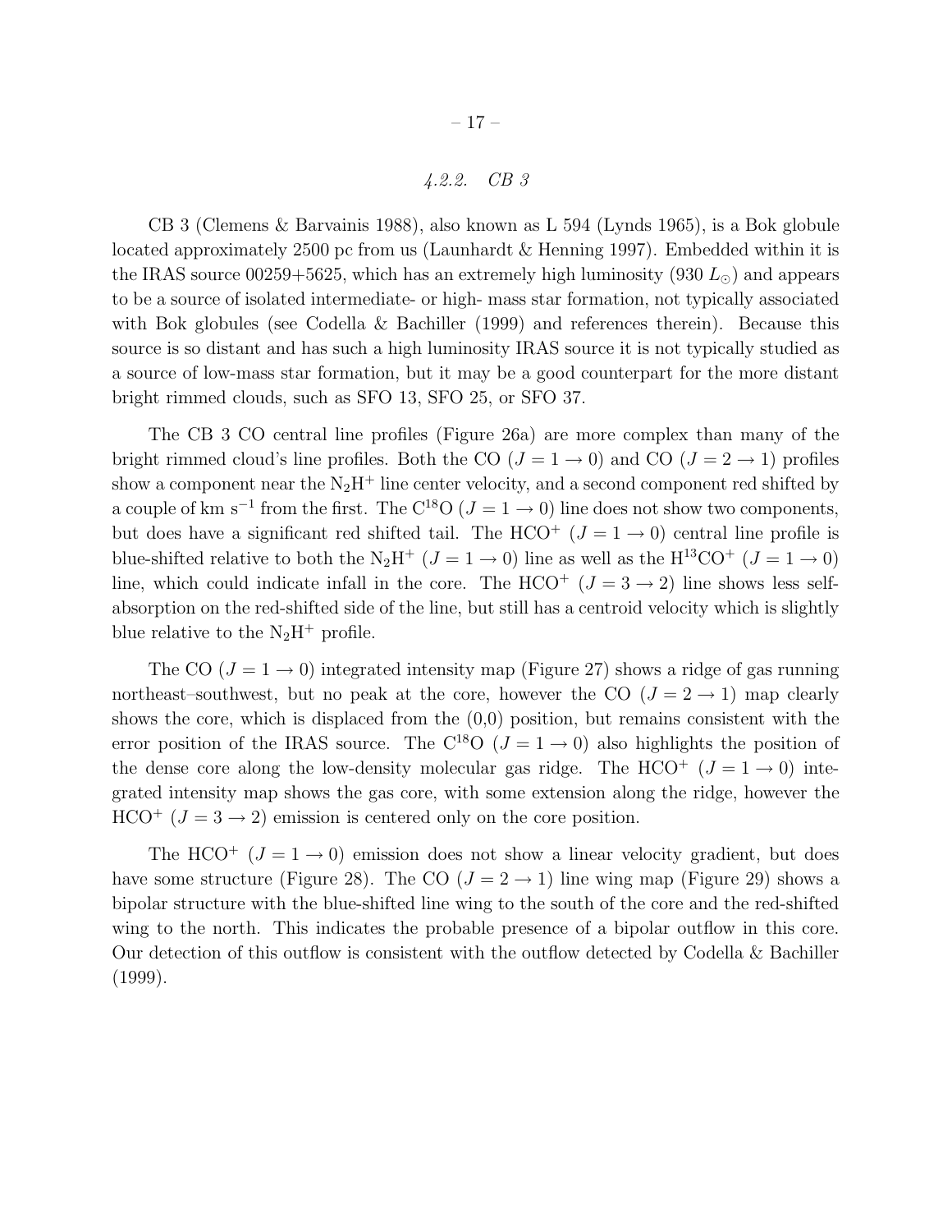#### *4.2.2. CB 3*

CB 3 (Clemens & Barvainis 1988), also known as L 594 (Lynds 1965), is a Bok globule located approximately 2500 pc from us (Launhardt & Henning 1997). Embedded within it is the IRAS source 00259+5625, which has an extremely high luminosity (930 $L_{\odot}$) and appears to be a source of isolated intermediate- or high- mass star formation, not typically associated with Bok globules (see Codella & Bachiller (1999) and references therein). Because this source is so distant and has such a high luminosity IRAS source it is not typically studied as a source of low-mass star formation, but it may be a good counterpart for the more distant bright rimmed clouds, such as SFO 13, SFO 25, or SFO 37.

The CB 3 CO central line profiles (Figure 26a) are more complex than many of the bright rimmed cloud's line profiles. Both the CO ($J = 1 \rightarrow 0$) and CO ($J = 2 \rightarrow 1$) profiles show a component near the $N_2H^+$ line center velocity, and a second component red shifted by a couple of km s$^{-1}$ from the first. The $C^{18}O$ ($J = 1 \rightarrow 0$) line does not show two components, but does have a significant red shifted tail. The $HCO^+$ ($J = 1 \rightarrow 0$) central line profile is blue-shifted relative to both the $N_2H^+$ ($J = 1 \rightarrow 0$) line as well as the $H^{13}CO^+$ ($J = 1 \rightarrow 0$) line, which could indicate infall in the core. The $HCO^+$ ($J = 3 \rightarrow 2$) line shows less self-absorption on the red-shifted side of the line, but still has a centroid velocity which is slightly blue relative to the $N_2H^+$ profile.

The CO ($J = 1 \rightarrow 0$) integrated intensity map (Figure 27) shows a ridge of gas running northeast–southwest, but no peak at the core, however the CO ($J = 2 \rightarrow 1$) map clearly shows the core, which is displaced from the (0,0) position, but remains consistent with the error position of the IRAS source. The $C^{18}O$ ($J = 1 \rightarrow 0$) also highlights the position of the dense core along the low-density molecular gas ridge. The $HCO^+$ ($J = 1 \rightarrow 0$) integrated intensity map shows the gas core, with some extension along the ridge, however the $HCO^+$ ($J = 3 \rightarrow 2$) emission is centered only on the core position.

The $HCO^+$ ($J = 1 \rightarrow 0$) emission does not show a linear velocity gradient, but does have some structure (Figure 28). The CO ($J = 2 \rightarrow 1$) line wing map (Figure 29) shows a bipolar structure with the blue-shifted line wing to the south of the core and the red-shifted wing to the north. This indicates the probable presence of a bipolar outflow in this core. Our detection of this outflow is consistent with the outflow detected by Codella & Bachiller (1999).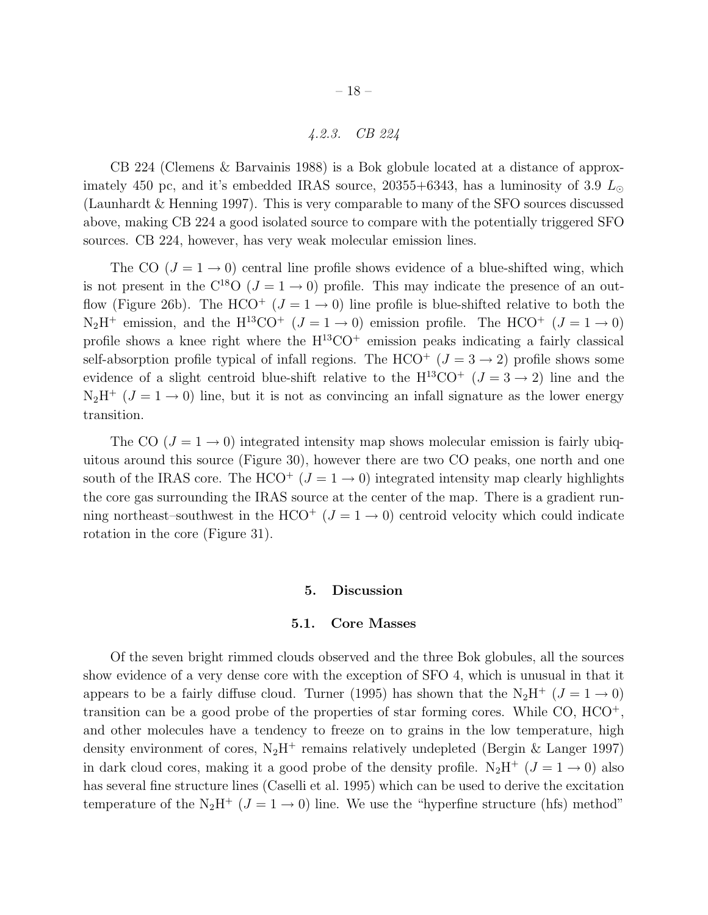#### *4.2.3. CB 224*

CB 224 (Clemens & Barvainis 1988) is a Bok globule located at a distance of approximately 450 pc, and it's embedded IRAS source, 20355+6343, has a luminosity of 3.9 $L_\odot$ (Launhardt & Henning 1997). This is very comparable to many of the SFO sources discussed above, making CB 224 a good isolated source to compare with the potentially triggered SFO sources. CB 224, however, has very weak molecular emission lines.

The CO ($J = 1 \rightarrow 0$) central line profile shows evidence of a blue-shifted wing, which is not present in the $C^{18}O$ ($J = 1 \rightarrow 0$) profile. This may indicate the presence of an outflow (Figure 26b). The $HCO^+$ ($J = 1 \rightarrow 0$) line profile is blue-shifted relative to both the $N_2H^+$ emission, and the $H^{13}CO^+$ ($J = 1 \rightarrow 0$) emission profile. The $HCO^+$ ($J = 1 \rightarrow 0$) profile shows a knee right where the $H^{13}CO^+$ emission peaks indicating a fairly classical self-absorption profile typical of infall regions. The $HCO^+$ ($J = 3 \rightarrow 2$) profile shows some evidence of a slight centroid blue-shift relative to the $H^{13}CO^+$ ($J = 3 \rightarrow 2$) line and the $N_2H^+$ ($J = 1 \rightarrow 0$) line, but it is not as convincing an infall signature as the lower energy transition.

The CO ($J = 1 \rightarrow 0$) integrated intensity map shows molecular emission is fairly ubiquitous around this source (Figure 30), however there are two CO peaks, one north and one south of the IRAS core. The $HCO^+$ ($J = 1 \rightarrow 0$) integrated intensity map clearly highlights the core gas surrounding the IRAS source at the center of the map. There is a gradient running northeast–southwest in the $HCO^+$ ($J = 1 \rightarrow 0$) centroid velocity which could indicate rotation in the core (Figure 31).

## 5. Discussion

### 5.1. Core Masses

Of the seven bright rimmed clouds observed and the three Bok globules, all the sources show evidence of a very dense core with the exception of SFO 4, which is unusual in that it appears to be a fairly diffuse cloud. Turner (1995) has shown that the $N_2H^+$ ($J = 1 \rightarrow 0$) transition can be a good probe of the properties of star forming cores. While CO, $HCO^+$, and other molecules have a tendency to freeze on to grains in the low temperature, high density environment of cores, $N_2H^+$ remains relatively undepleted (Bergin & Langer 1997) in dark cloud cores, making it a good probe of the density profile. $N_2H^+$ ($J = 1 \rightarrow 0$) also has several fine structure lines (Caselli et al. 1995) which can be used to derive the excitation temperature of the $N_2H^+$ ($J = 1 \rightarrow 0$) line. We use the "hyperfine structure (hfs) method"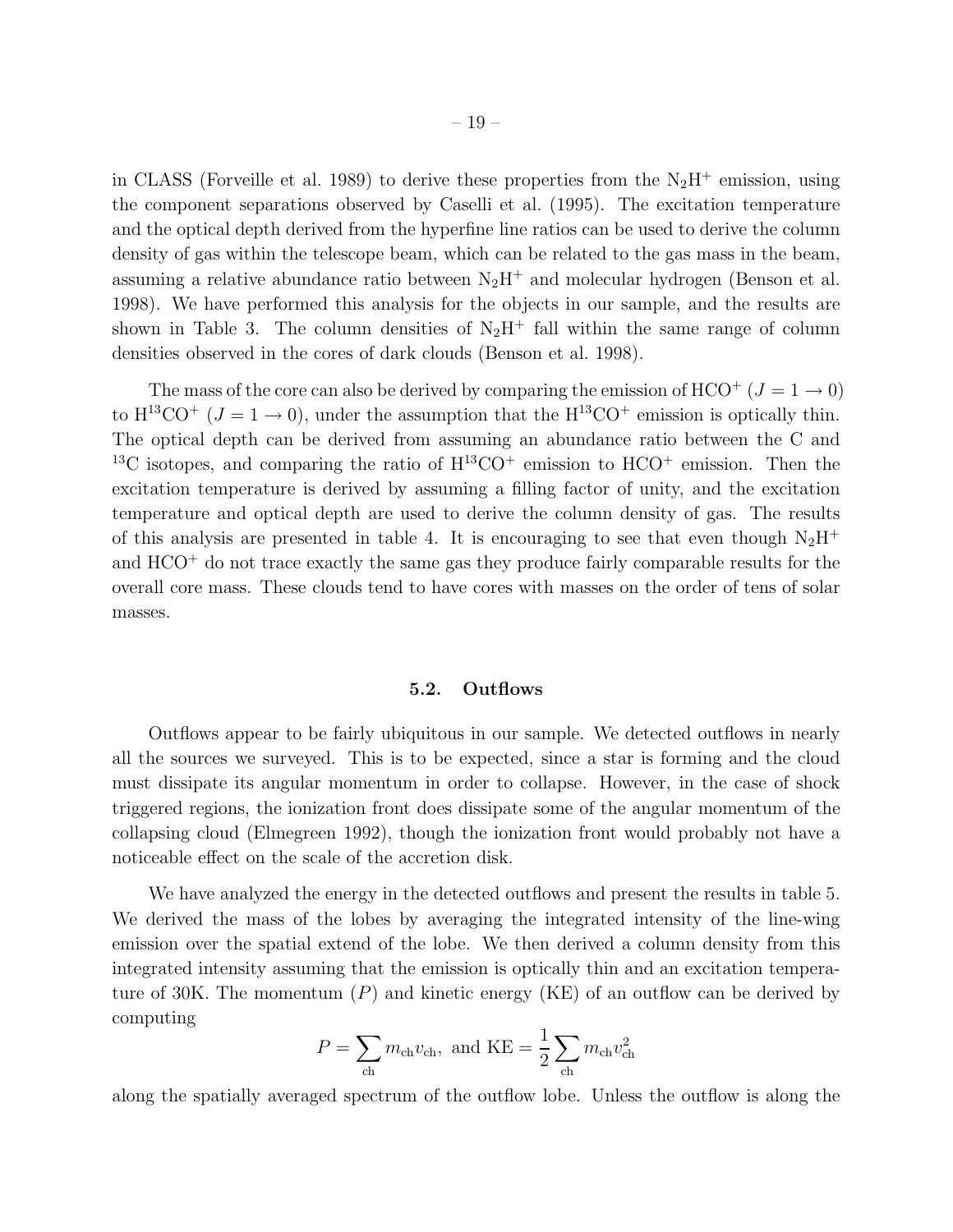in CLASS (Forveille et al. 1989) to derive these properties from the $N_2H^+$ emission, using the component separations observed by Caselli et al. (1995). The excitation temperature and the optical depth derived from the hyperfine line ratios can be used to derive the column density of gas within the telescope beam, which can be related to the gas mass in the beam, assuming a relative abundance ratio between $N_2H^+$ and molecular hydrogen (Benson et al. 1998). We have performed this analysis for the objects in our sample, and the results are shown in Table 3. The column densities of $N_2H^+$ fall within the same range of column densities observed in the cores of dark clouds (Benson et al. 1998).

The mass of the core can also be derived by comparing the emission of $HCO^+$ ($J = 1 \rightarrow 0$) to $H^{13}CO^+$ ($J = 1 \rightarrow 0$), under the assumption that the $H^{13}CO^+$ emission is optically thin. The optical depth can be derived from assuming an abundance ratio between the C and $^{13}$C isotopes, and comparing the ratio of $H^{13}CO^+$ emission to $HCO^+$ emission. Then the excitation temperature is derived by assuming a filling factor of unity, and the excitation temperature and optical depth are used to derive the column density of gas. The results of this analysis are presented in table 4. It is encouraging to see that even though $N_2H^+$ and $HCO^+$ do not trace exactly the same gas they produce fairly comparable results for the overall core mass. These clouds tend to have cores with masses on the order of tens of solar masses.

### 5.2. Outflows

Outflows appear to be fairly ubiquitous in our sample. We detected outflows in nearly all the sources we surveyed. This is to be expected, since a star is forming and the cloud must dissipate its angular momentum in order to collapse. However, in the case of shock triggered regions, the ionization front does dissipate some of the angular momentum of the collapsing cloud (Elmegreen 1992), though the ionization front would probably not have a noticeable effect on the scale of the accretion disk.

We have analyzed the energy in the detected outflows and present the results in table 5. We derived the mass of the lobes by averaging the integrated intensity of the line-wing emission over the spatial extend of the lobe. We then derived a column density from this integrated intensity assuming that the emission is optically thin and an excitation temperature of 30K. The momentum ($P$) and kinetic energy (KE) of an outflow can be derived by computing

$$P = \sum_{\rm ch} m_{\rm ch} v_{\rm ch}, \text{ and } {\rm KE} = \frac{1}{2} \sum_{\rm ch} m_{\rm ch} v_{\rm ch}^2$$

along the spatially averaged spectrum of the outflow lobe. Unless the outflow is along the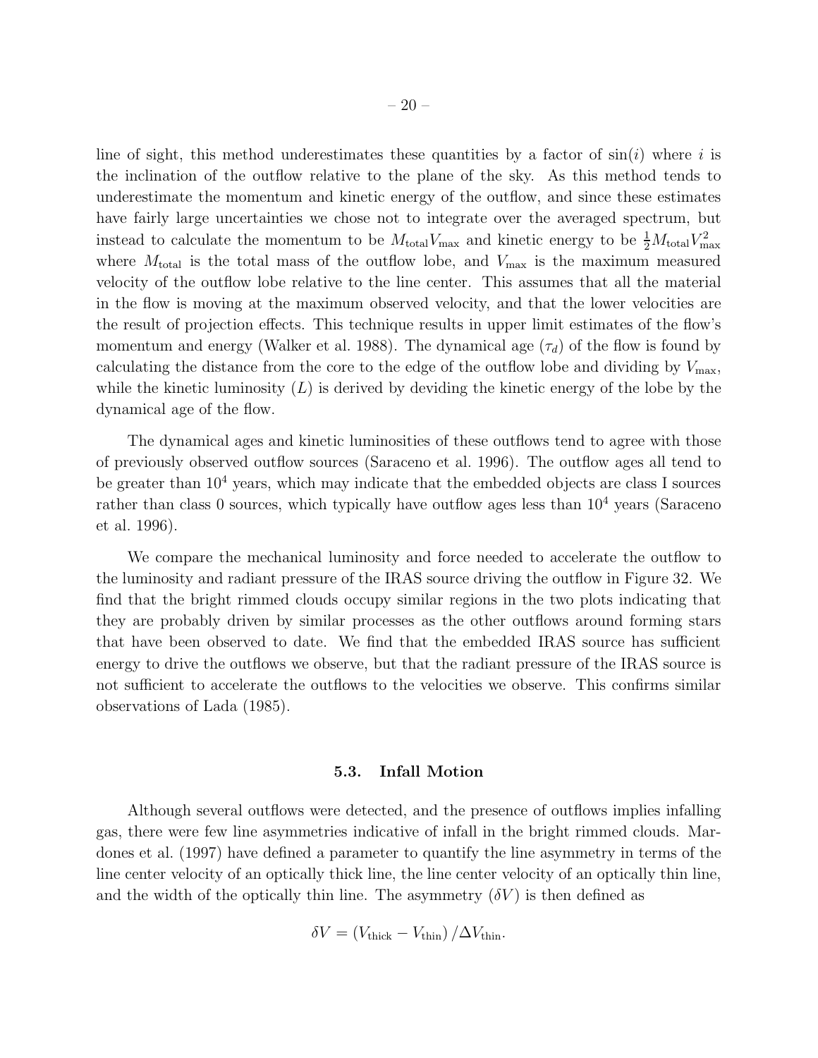line of sight, this method underestimates these quantities by a factor of $\sin(i)$ where $i$ is the inclination of the outflow relative to the plane of the sky. As this method tends to underestimate the momentum and kinetic energy of the outflow, and since these estimates have fairly large uncertainties we chose not to integrate over the averaged spectrum, but instead to calculate the momentum to be $M_{\rm total}V_{\rm max}$ and kinetic energy to be $\frac{1}{2}M_{\rm total}V_{\rm max}^2$ where $M_{\rm total}$ is the total mass of the outflow lobe, and $V_{\rm max}$ is the maximum measured velocity of the outflow lobe relative to the line center. This assumes that all the material in the flow is moving at the maximum observed velocity, and that the lower velocities are the result of projection effects. This technique results in upper limit estimates of the flow's momentum and energy (Walker et al. 1988). The dynamical age ($\tau_d$) of the flow is found by calculating the distance from the core to the edge of the outflow lobe and dividing by $V_{\rm max}$, while the kinetic luminosity ($L$) is derived by deviding the kinetic energy of the lobe by the dynamical age of the flow.

The dynamical ages and kinetic luminosities of these outflows tend to agree with those of previously observed outflow sources (Saraceno et al. 1996). The outflow ages all tend to be greater than $10^4$ years, which may indicate that the embedded objects are class I sources rather than class 0 sources, which typically have outflow ages less than $10^4$ years (Saraceno et al. 1996).

We compare the mechanical luminosity and force needed to accelerate the outflow to the luminosity and radiant pressure of the IRAS source driving the outflow in Figure 32. We find that the bright rimmed clouds occupy similar regions in the two plots indicating that they are probably driven by similar processes as the other outflows around forming stars that have been observed to date. We find that the embedded IRAS source has sufficient energy to drive the outflows we observe, but that the radiant pressure of the IRAS source is not sufficient to accelerate the outflows to the velocities we observe. This confirms similar observations of Lada (1985).

### 5.3. Infall Motion

Although several outflows were detected, and the presence of outflows implies infalling gas, there were few line asymmetries indicative of infall in the bright rimmed clouds. Mardones et al. (1997) have defined a parameter to quantify the line asymmetry in terms of the line center velocity of an optically thick line, the line center velocity of an optically thin line, and the width of the optically thin line. The asymmetry ($\delta V$) is then defined as

$$\delta V = \left(V_{\rm thick} - V_{\rm thin}\right)/\Delta V_{\rm thin}.$$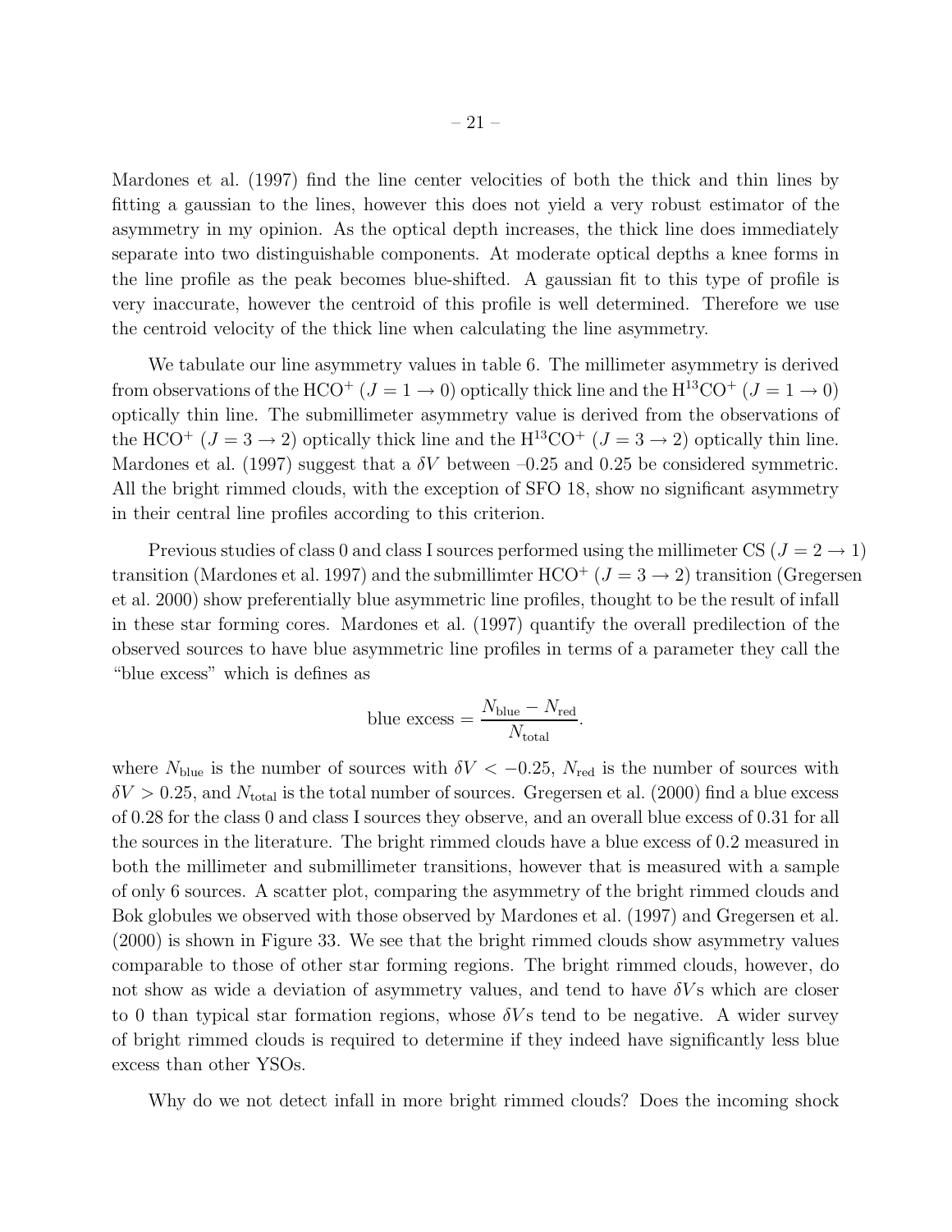Mardones et al. (1997) find the line center velocities of both the thick and thin lines by fitting a gaussian to the lines, however this does not yield a very robust estimator of the asymmetry in my opinion. As the optical depth increases, the thick line does immediately separate into two distinguishable components. At moderate optical depths a knee forms in the line profile as the peak becomes blue-shifted. A gaussian fit to this type of profile is very inaccurate, however the centroid of this profile is well determined. Therefore we use the centroid velocity of the thick line when calculating the line asymmetry.

We tabulate our line asymmetry values in table 6. The millimeter asymmetry is derived from observations of the $HCO^+$ ($J = 1 \rightarrow 0$) optically thick line and the $H^{13}CO^+$ ($J = 1 \rightarrow 0$) optically thin line. The submillimeter asymmetry value is derived from the observations of the $HCO^+$ ($J = 3 \rightarrow 2$) optically thick line and the $H^{13}CO^+$ ($J = 3 \rightarrow 2$) optically thin line. Mardones et al. (1997) suggest that a $\delta V$ between –0.25 and 0.25 be considered symmetric. All the bright rimmed clouds, with the exception of SFO 18, show no significant asymmetry in their central line profiles according to this criterion.

Previous studies of class 0 and class I sources performed using the millimeter CS ($J = 2 \rightarrow 1$) transition (Mardones et al. 1997) and the submillimter $HCO^+$ ($J = 3 \rightarrow 2$) transition (Gregersen et al. 2000) show preferentially blue asymmetric line profiles, thought to be the result of infall in these star forming cores. Mardones et al. (1997) quantify the overall predilection of the observed sources to have blue asymmetric line profiles in terms of a parameter they call the "blue excess" which is defines as

$$\text{blue excess} = \frac{N_{\text{blue}} - N_{\text{red}}}{N_{\text{total}}}.$$

where $N_{\text{blue}}$ is the number of sources with $\delta V < -0.25$, $N_{\text{red}}$ is the number of sources with $\delta V > 0.25$, and $N_{\text{total}}$ is the total number of sources. Gregersen et al. (2000) find a blue excess of 0.28 for the class 0 and class I sources they observe, and an overall blue excess of 0.31 for all the sources in the literature. The bright rimmed clouds have a blue excess of 0.2 measured in both the millimeter and submillimeter transitions, however that is measured with a sample of only 6 sources. A scatter plot, comparing the asymmetry of the bright rimmed clouds and Bok globules we observed with those observed by Mardones et al. (1997) and Gregersen et al. (2000) is shown in Figure 33. We see that the bright rimmed clouds show asymmetry values comparable to those of other star forming regions. The bright rimmed clouds, however, do not show as wide a deviation of asymmetry values, and tend to have $\delta V$s which are closer to 0 than typical star formation regions, whose $\delta V$s tend to be negative. A wider survey of bright rimmed clouds is required to determine if they indeed have significantly less blue excess than other YSOs.

Why do we not detect infall in more bright rimmed clouds? Does the incoming shock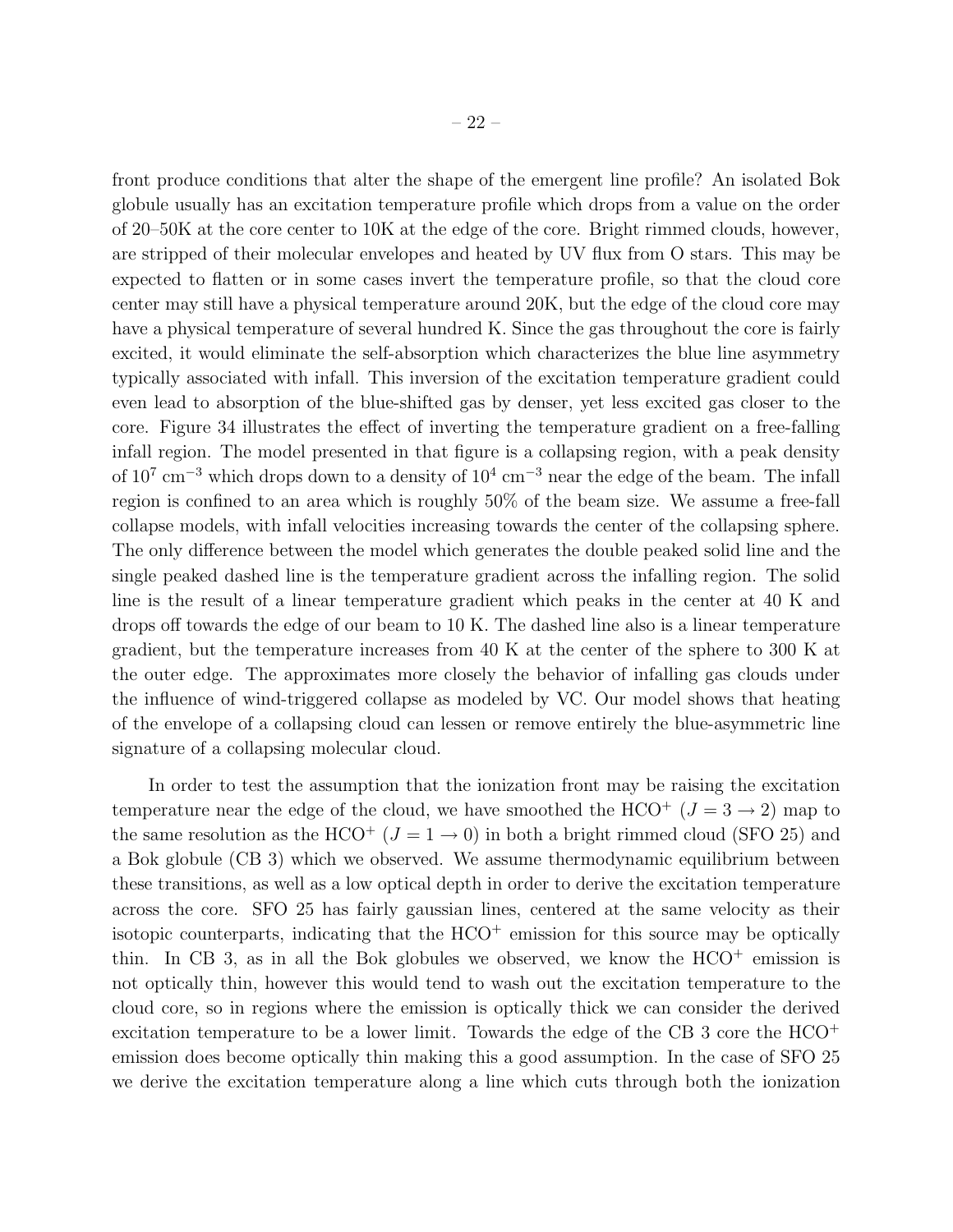front produce conditions that alter the shape of the emergent line profile? An isolated Bok globule usually has an excitation temperature profile which drops from a value on the order of 20–50K at the core center to 10K at the edge of the core. Bright rimmed clouds, however, are stripped of their molecular envelopes and heated by UV flux from O stars. This may be expected to flatten or in some cases invert the temperature profile, so that the cloud core center may still have a physical temperature around 20K, but the edge of the cloud core may have a physical temperature of several hundred K. Since the gas throughout the core is fairly excited, it would eliminate the self-absorption which characterizes the blue line asymmetry typically associated with infall. This inversion of the excitation temperature gradient could even lead to absorption of the blue-shifted gas by denser, yet less excited gas closer to the core. Figure 34 illustrates the effect of inverting the temperature gradient on a free-falling infall region. The model presented in that figure is a collapsing region, with a peak density of $10^7$ cm$^{-3}$ which drops down to a density of $10^4$ cm$^{-3}$ near the edge of the beam. The infall region is confined to an area which is roughly 50% of the beam size. We assume a free-fall collapse models, with infall velocities increasing towards the center of the collapsing sphere. The only difference between the model which generates the double peaked solid line and the single peaked dashed line is the temperature gradient across the infalling region. The solid line is the result of a linear temperature gradient which peaks in the center at 40 K and drops off towards the edge of our beam to 10 K. The dashed line also is a linear temperature gradient, but the temperature increases from 40 K at the center of the sphere to 300 K at the outer edge. The approximates more closely the behavior of infalling gas clouds under the influence of wind-triggered collapse as modeled by VC. Our model shows that heating of the envelope of a collapsing cloud can lessen or remove entirely the blue-asymmetric line signature of a collapsing molecular cloud.

In order to test the assumption that the ionization front may be raising the excitation temperature near the edge of the cloud, we have smoothed the $HCO^+$ ($J = 3 \rightarrow 2$) map to the same resolution as the $HCO^+$ ($J = 1 \rightarrow 0$) in both a bright rimmed cloud (SFO 25) and a Bok globule (CB 3) which we observed. We assume thermodynamic equilibrium between these transitions, as well as a low optical depth in order to derive the excitation temperature across the core. SFO 25 has fairly gaussian lines, centered at the same velocity as their isotopic counterparts, indicating that the $HCO^+$ emission for this source may be optically thin. In CB 3, as in all the Bok globules we observed, we know the $HCO^+$ emission is not optically thin, however this would tend to wash out the excitation temperature to the cloud core, so in regions where the emission is optically thick we can consider the derived excitation temperature to be a lower limit. Towards the edge of the CB 3 core the $HCO^+$ emission does become optically thin making this a good assumption. In the case of SFO 25 we derive the excitation temperature along a line which cuts through both the ionization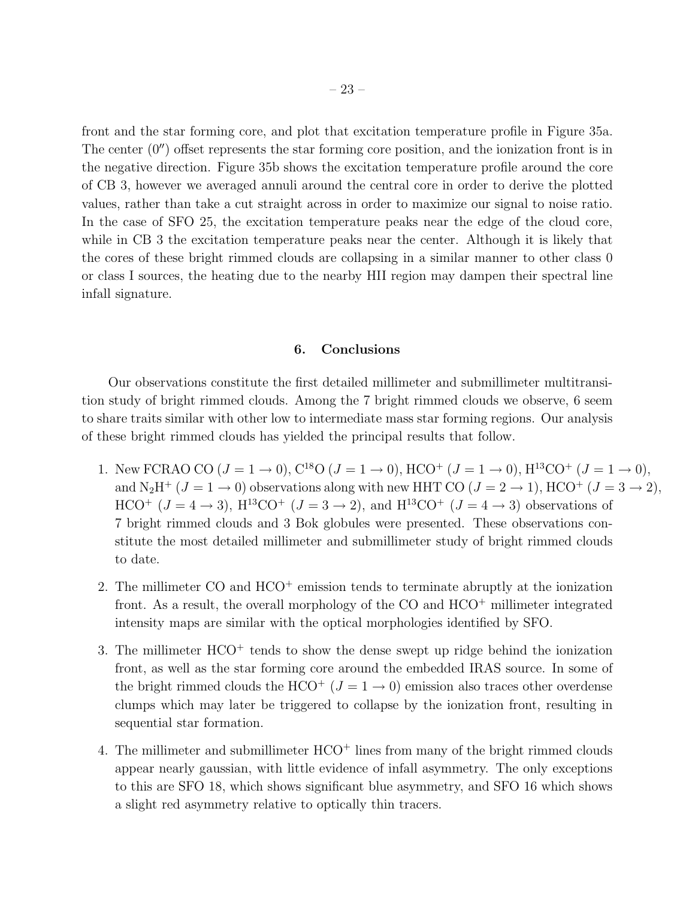front and the star forming core, and plot that excitation temperature profile in Figure 35a. The center ($0''$) offset represents the star forming core position, and the ionization front is in the negative direction. Figure 35b shows the excitation temperature profile around the core of CB 3, however we averaged annuli around the central core in order to derive the plotted values, rather than take a cut straight across in order to maximize our signal to noise ratio. In the case of SFO 25, the excitation temperature peaks near the edge of the cloud core, while in CB 3 the excitation temperature peaks near the center. Although it is likely that the cores of these bright rimmed clouds are collapsing in a similar manner to other class 0 or class I sources, the heating due to the nearby HII region may dampen their spectral line infall signature.

## 6. Conclusions

Our observations constitute the first detailed millimeter and submillimeter multitransition study of bright rimmed clouds. Among the 7 bright rimmed clouds we observe, 6 seem to share traits similar with other low to intermediate mass star forming regions. Our analysis of these bright rimmed clouds has yielded the principal results that follow.

1. New FCRAO CO ($J = 1 \rightarrow 0$), $C^{18}O$ ($J = 1 \rightarrow 0$), $HCO^+$ ($J = 1 \rightarrow 0$), $H^{13}CO^+$ ($J = 1 \rightarrow 0$), and $N_2H^+$ ($J = 1 \rightarrow 0$) observations along with new HHT CO ($J = 2 \rightarrow 1$), $HCO^+$ ($J = 3 \rightarrow 2$), $HCO^+$ ($J = 4 \rightarrow 3$), $H^{13}CO^+$ ($J = 3 \rightarrow 2$), and $H^{13}CO^+$ ($J = 4 \rightarrow 3$) observations of 7 bright rimmed clouds and 3 Bok globules were presented. These observations constitute the most detailed millimeter and submillimeter study of bright rimmed clouds to date.

2. The millimeter CO and $HCO^+$ emission tends to terminate abruptly at the ionization front. As a result, the overall morphology of the CO and $HCO^+$ millimeter integrated intensity maps are similar with the optical morphologies identified by SFO.

3. The millimeter $HCO^+$ tends to show the dense swept up ridge behind the ionization front, as well as the star forming core around the embedded IRAS source. In some of the bright rimmed clouds the $HCO^+$ ($J = 1 \rightarrow 0$) emission also traces other overdense clumps which may later be triggered to collapse by the ionization front, resulting in sequential star formation.

4. The millimeter and submillimeter $HCO^+$ lines from many of the bright rimmed clouds appear nearly gaussian, with little evidence of infall asymmetry. The only exceptions to this are SFO 18, which shows significant blue asymmetry, and SFO 16 which shows a slight red asymmetry relative to optically thin tracers.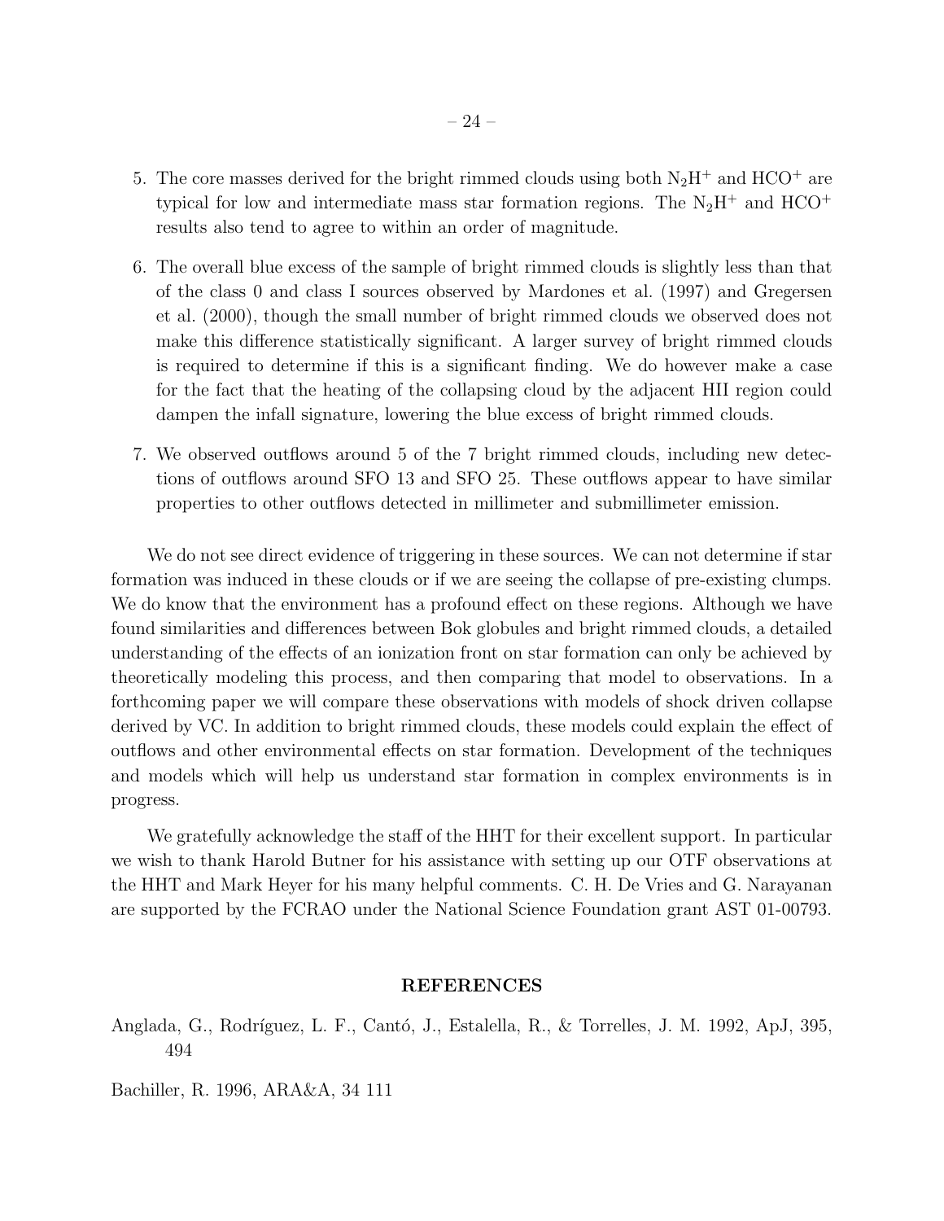5. The core masses derived for the bright rimmed clouds using both $N_2H^+$ and $HCO^+$ are typical for low and intermediate mass star formation regions. The $N_2H^+$ and $HCO^+$ results also tend to agree to within an order of magnitude.

6. The overall blue excess of the sample of bright rimmed clouds is slightly less than that of the class 0 and class I sources observed by Mardones et al. (1997) and Gregersen et al. (2000), though the small number of bright rimmed clouds we observed does not make this difference statistically significant. A larger survey of bright rimmed clouds is required to determine if this is a significant finding. We do however make a case for the fact that the heating of the collapsing cloud by the adjacent HII region could dampen the infall signature, lowering the blue excess of bright rimmed clouds.

7. We observed outflows around 5 of the 7 bright rimmed clouds, including new detections of outflows around SFO 13 and SFO 25. These outflows appear to have similar properties to other outflows detected in millimeter and submillimeter emission.

We do not see direct evidence of triggering in these sources. We can not determine if star formation was induced in these clouds or if we are seeing the collapse of pre-existing clumps. We do know that the environment has a profound effect on these regions. Although we have found similarities and differences between Bok globules and bright rimmed clouds, a detailed understanding of the effects of an ionization front on star formation can only be achieved by theoretically modeling this process, and then comparing that model to observations. In a forthcoming paper we will compare these observations with models of shock driven collapse derived by VC. In addition to bright rimmed clouds, these models could explain the effect of outflows and other environmental effects on star formation. Development of the techniques and models which will help us understand star formation in complex environments is in progress.

We gratefully acknowledge the staff of the HHT for their excellent support. In particular we wish to thank Harold Butner for his assistance with setting up our OTF observations at the HHT and Mark Heyer for his many helpful comments. C. H. De Vries and G. Narayanan are supported by the FCRAO under the National Science Foundation grant AST 01-00793.

## REFERENCES

Anglada, G., Rodríguez, L. F., Cantó, J., Estalella, R., & Torrelles, J. M. 1992, ApJ, 395, 494

Bachiller, R. 1996, ARA&A, 34 111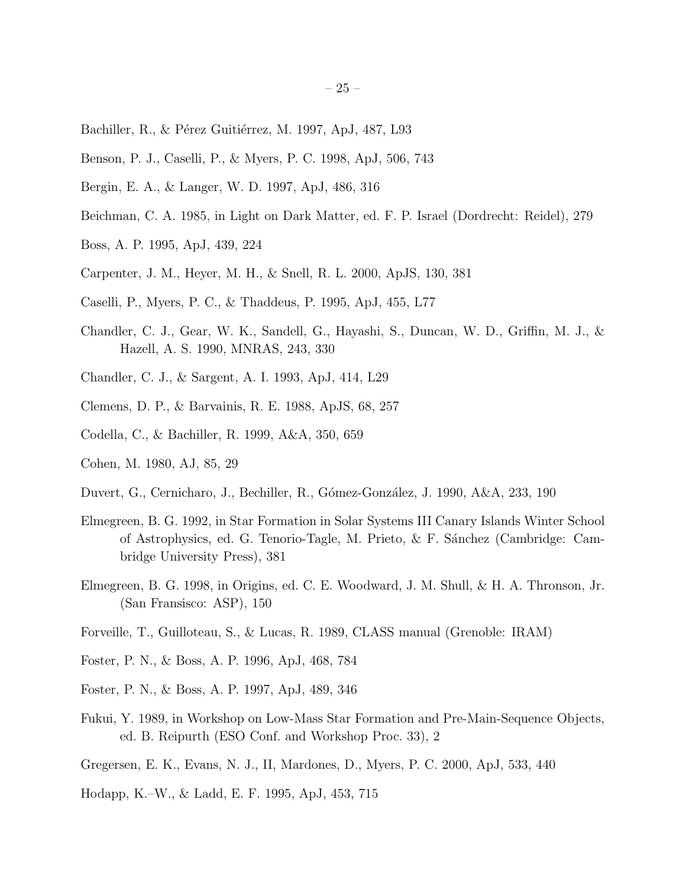Bachiller, R., & Pérez Guitiérrez, M. 1997, ApJ, 487, L93

Benson, P. J., Caselli, P., & Myers, P. C. 1998, ApJ, 506, 743

Bergin, E. A., & Langer, W. D. 1997, ApJ, 486, 316

Beichman, C. A. 1985, in Light on Dark Matter, ed. F. P. Israel (Dordrecht: Reidel), 279

Boss, A. P. 1995, ApJ, 439, 224

Carpenter, J. M., Heyer, M. H., & Snell, R. L. 2000, ApJS, 130, 381

Caselli, P., Myers, P. C., & Thaddeus, P. 1995, ApJ, 455, L77

Chandler, C. J., Gear, W. K., Sandell, G., Hayashi, S., Duncan, W. D., Griffin, M. J., & Hazell, A. S. 1990, MNRAS, 243, 330

Chandler, C. J., & Sargent, A. I. 1993, ApJ, 414, L29

Clemens, D. P., & Barvainis, R. E. 1988, ApJS, 68, 257

Codella, C., & Bachiller, R. 1999, A&A, 350, 659

Cohen, M. 1980, AJ, 85, 29

Duvert, G., Cernicharo, J., Bechiller, R., Gómez-González, J. 1990, A&A, 233, 190

Elmegreen, B. G. 1992, in Star Formation in Solar Systems III Canary Islands Winter School of Astrophysics, ed. G. Tenorio-Tagle, M. Prieto, & F. Sánchez (Cambridge: Cambridge University Press), 381

Elmegreen, B. G. 1998, in Origins, ed. C. E. Woodward, J. M. Shull, & H. A. Thronson, Jr. (San Fransisco: ASP), 150

Forveille, T., Guilloteau, S., & Lucas, R. 1989, CLASS manual (Grenoble: IRAM)

Foster, P. N., & Boss, A. P. 1996, ApJ, 468, 784

Foster, P. N., & Boss, A. P. 1997, ApJ, 489, 346

Fukui, Y. 1989, in Workshop on Low-Mass Star Formation and Pre-Main-Sequence Objects, ed. B. Reipurth (ESO Conf. and Workshop Proc. 33), 2

Gregersen, E. K., Evans, N. J., II, Mardones, D., Myers, P. C. 2000, ApJ, 533, 440

Hodapp, K.–W., & Ladd, E. F. 1995, ApJ, 453, 715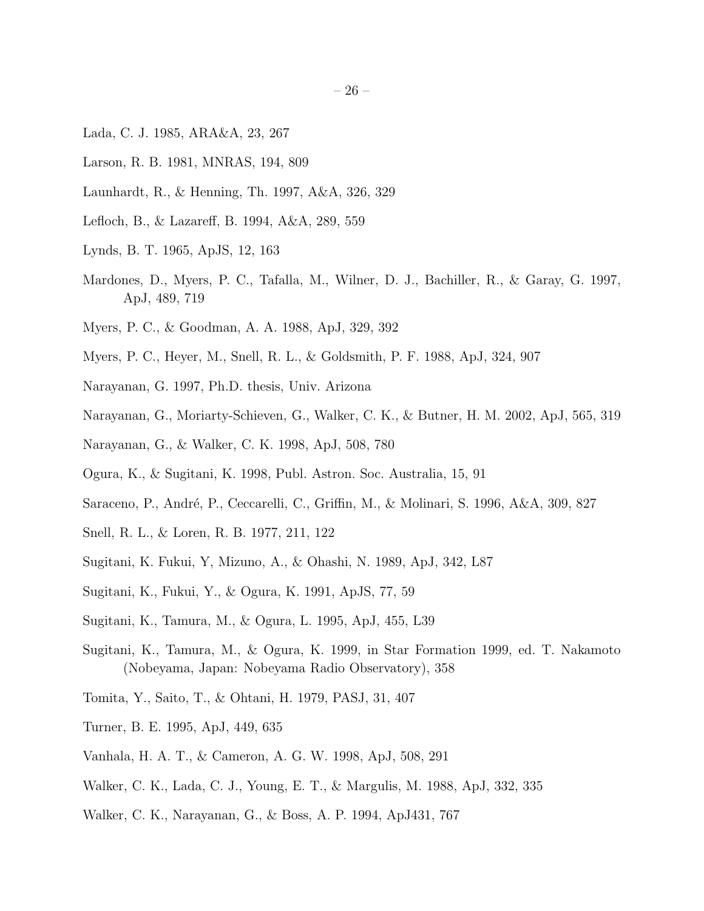Lada, C. J. 1985, ARA&A, 23, 267

Larson, R. B. 1981, MNRAS, 194, 809

Launhardt, R., & Henning, Th. 1997, A&A, 326, 329

Lefloch, B., & Lazareff, B. 1994, A&A, 289, 559

Lynds, B. T. 1965, ApJS, 12, 163

Mardones, D., Myers, P. C., Tafalla, M., Wilner, D. J., Bachiller, R., & Garay, G. 1997, ApJ, 489, 719

Myers, P. C., & Goodman, A. A. 1988, ApJ, 329, 392

Myers, P. C., Heyer, M., Snell, R. L., & Goldsmith, P. F. 1988, ApJ, 324, 907

Narayanan, G. 1997, Ph.D. thesis, Univ. Arizona

Narayanan, G., Moriarty-Schieven, G., Walker, C. K., & Butner, H. M. 2002, ApJ, 565, 319

Narayanan, G., & Walker, C. K. 1998, ApJ, 508, 780

Ogura, K., & Sugitani, K. 1998, Publ. Astron. Soc. Australia, 15, 91

Saraceno, P., André, P., Ceccarelli, C., Griffin, M., & Molinari, S. 1996, A&A, 309, 827

Snell, R. L., & Loren, R. B. 1977, 211, 122

Sugitani, K. Fukui, Y, Mizuno, A., & Ohashi, N. 1989, ApJ, 342, L87

Sugitani, K., Fukui, Y., & Ogura, K. 1991, ApJS, 77, 59

Sugitani, K., Tamura, M., & Ogura, L. 1995, ApJ, 455, L39

Sugitani, K., Tamura, M., & Ogura, K. 1999, in Star Formation 1999, ed. T. Nakamoto (Nobeyama, Japan: Nobeyama Radio Observatory), 358

Tomita, Y., Saito, T., & Ohtani, H. 1979, PASJ, 31, 407

Turner, B. E. 1995, ApJ, 449, 635

Vanhala, H. A. T., & Cameron, A. G. W. 1998, ApJ, 508, 291

Walker, C. K., Lada, C. J., Young, E. T., & Margulis, M. 1988, ApJ, 332, 335

Walker, C. K., Narayanan, G., & Boss, A. P. 1994, ApJ431, 767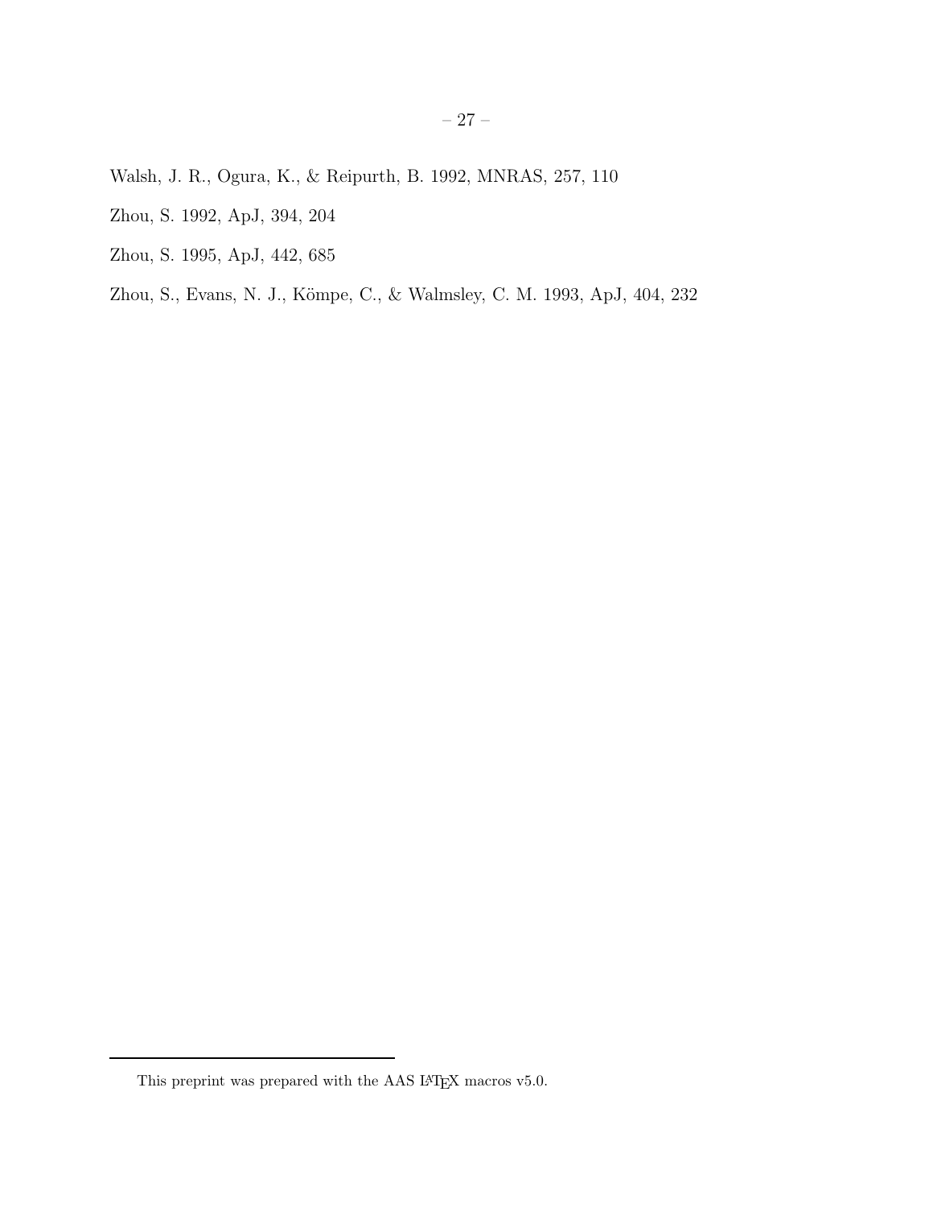Walsh, J. R., Ogura, K., & Reipurth, B. 1992, MNRAS, 257, 110

Zhou, S. 1992, ApJ, 394, 204

Zhou, S. 1995, ApJ, 442, 685

Zhou, S., Evans, N. J., Kömpe, C., & Walmsley, C. M. 1993, ApJ, 404, 232

---

This preprint was prepared with the AAS LaTeX macros v5.0.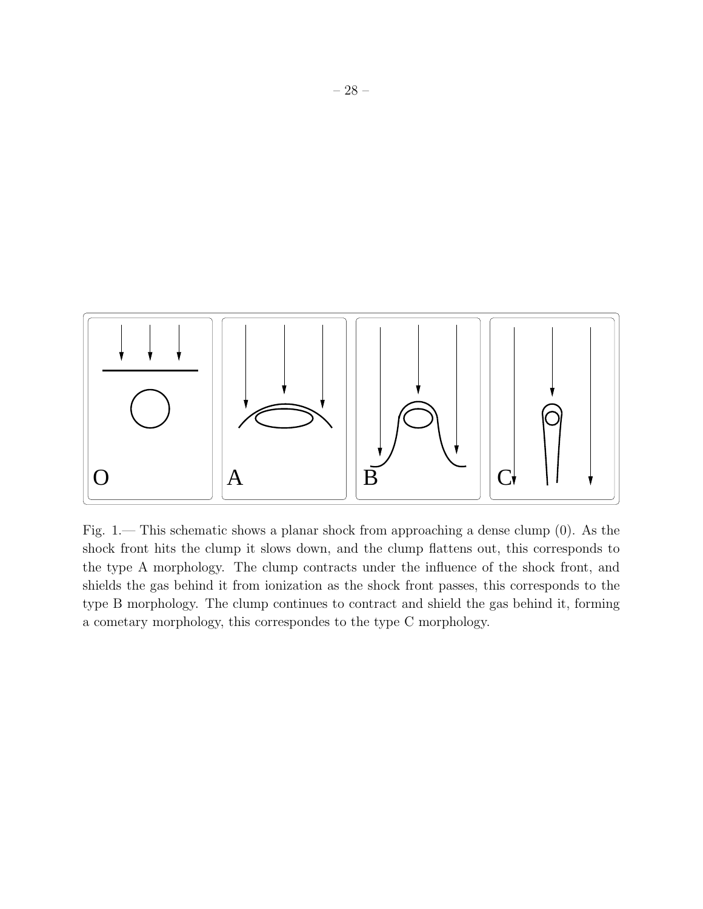Fig. 1.— This schematic shows a planar shock from approaching a dense clump (0). As the shock front hits the clump it slows down, and the clump flattens out, this corresponds to the type A morphology. The clump contracts under the influence of the shock front, and shields the gas behind it from ionization as the shock front passes, this corresponds to the type B morphology. The clump continues to contract and shield the gas behind it, forming a cometary morphology, this correspondes to the type C morphology.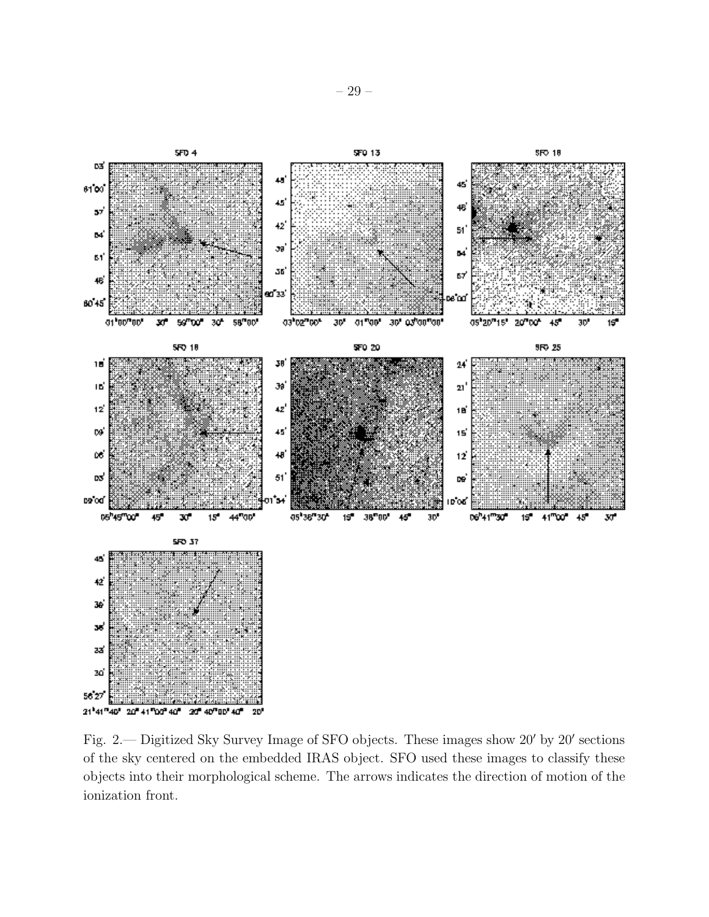Fig. 2.— Digitized Sky Survey Image of SFO objects. These images show 20′ by 20′ sections of the sky centered on the embedded IRAS object. SFO used these images to classify these objects into their morphological scheme. The arrows indicates the direction of motion of the ionization front.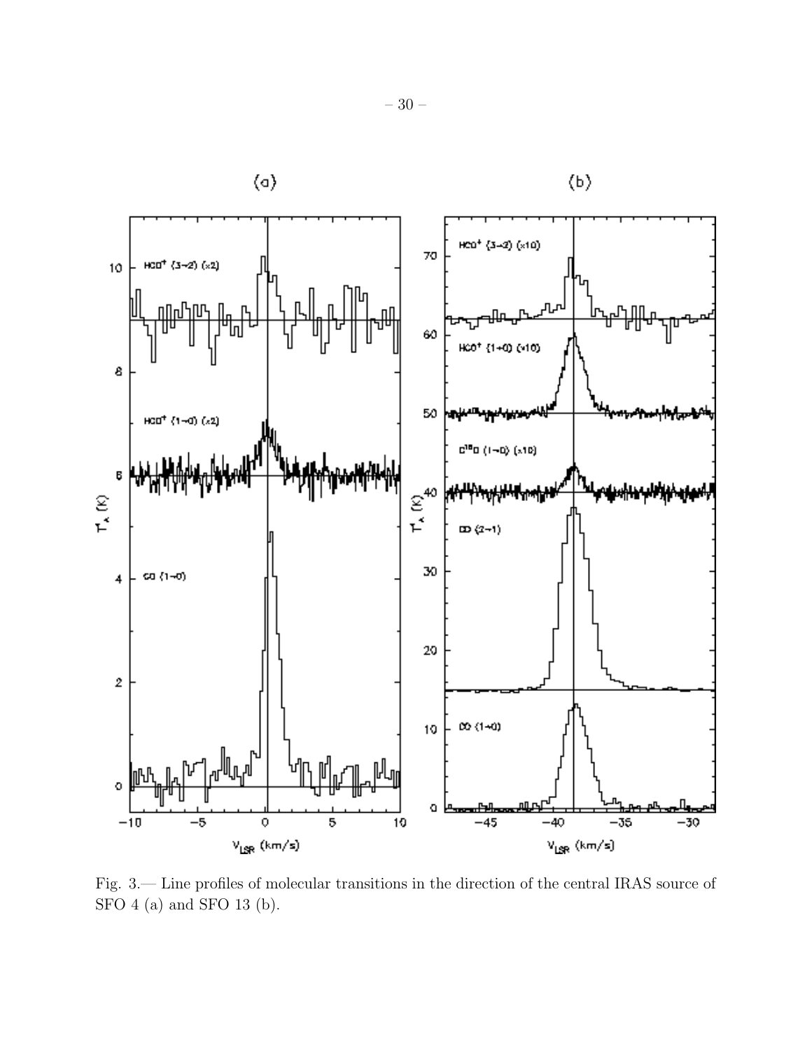Fig. 3.— Line profiles of molecular transitions in the direction of the central IRAS source of SFO 4 (a) and SFO 13 (b).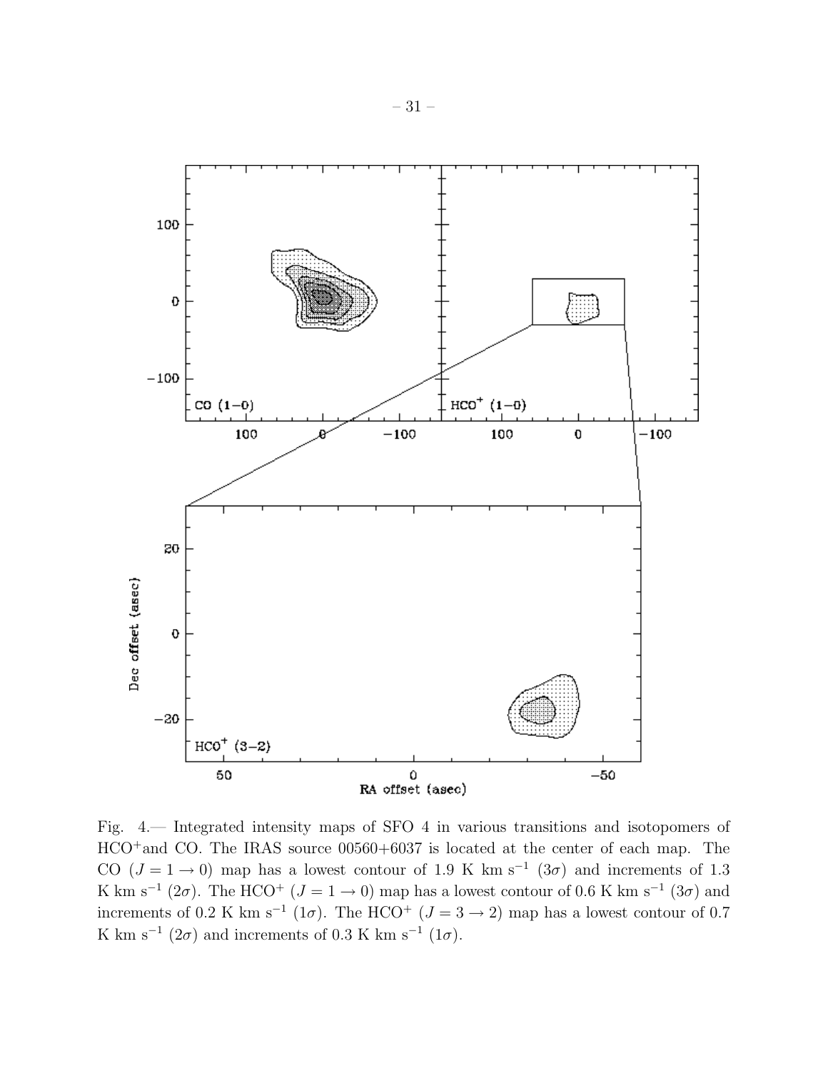Fig. 4.— Integrated intensity maps of SFO 4 in various transitions and isotopomers of $HCO^+$and CO. The IRAS source 00560+6037 is located at the center of each map. The CO ($J = 1 \rightarrow 0$) map has a lowest contour of 1.9 K km s$^{-1}$ ($3\sigma$) and increments of 1.3 K km s$^{-1}$ ($2\sigma$). The $HCO^+$ ($J = 1 \rightarrow 0$) map has a lowest contour of 0.6 K km s$^{-1}$ ($3\sigma$) and increments of 0.2 K km s$^{-1}$ ($1\sigma$). The $HCO^+$ ($J = 3 \rightarrow 2$) map has a lowest contour of 0.7 K km s$^{-1}$ ($2\sigma$) and increments of 0.3 K km s$^{-1}$ ($1\sigma$).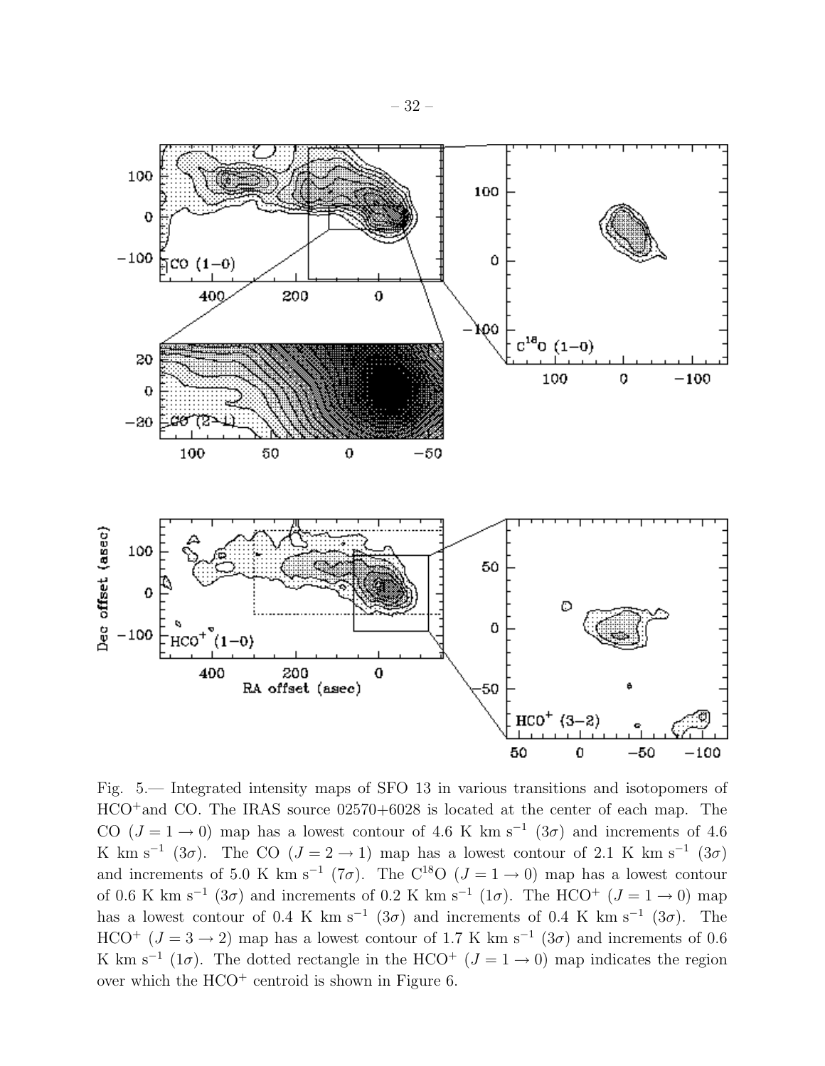Fig. 5.— Integrated intensity maps of SFO 13 in various transitions and isotopomers of $HCO^+$and CO. The IRAS source 02570+6028 is located at the center of each map. The CO ($J = 1 \rightarrow 0$) map has a lowest contour of 4.6 K km s$^{-1}$ ($3\sigma$) and increments of 4.6 K km s$^{-1}$ ($3\sigma$). The CO ($J = 2 \rightarrow 1$) map has a lowest contour of 2.1 K km s$^{-1}$ ($3\sigma$) and increments of 5.0 K km s$^{-1}$ ($7\sigma$). The $C^{18}O$ ($J = 1 \rightarrow 0$) map has a lowest contour of 0.6 K km s$^{-1}$ ($3\sigma$) and increments of 0.2 K km s$^{-1}$ ($1\sigma$). The $HCO^+$ ($J = 1 \rightarrow 0$) map has a lowest contour of 0.4 K km s$^{-1}$ ($3\sigma$) and increments of 0.4 K km s$^{-1}$ ($3\sigma$). The $HCO^+$ ($J = 3 \rightarrow 2$) map has a lowest contour of 1.7 K km s$^{-1}$ ($3\sigma$) and increments of 0.6 K km s$^{-1}$ ($1\sigma$). The dotted rectangle in the $HCO^+$ ($J = 1 \rightarrow 0$) map indicates the region over which the $HCO^+$ centroid is shown in Figure 6.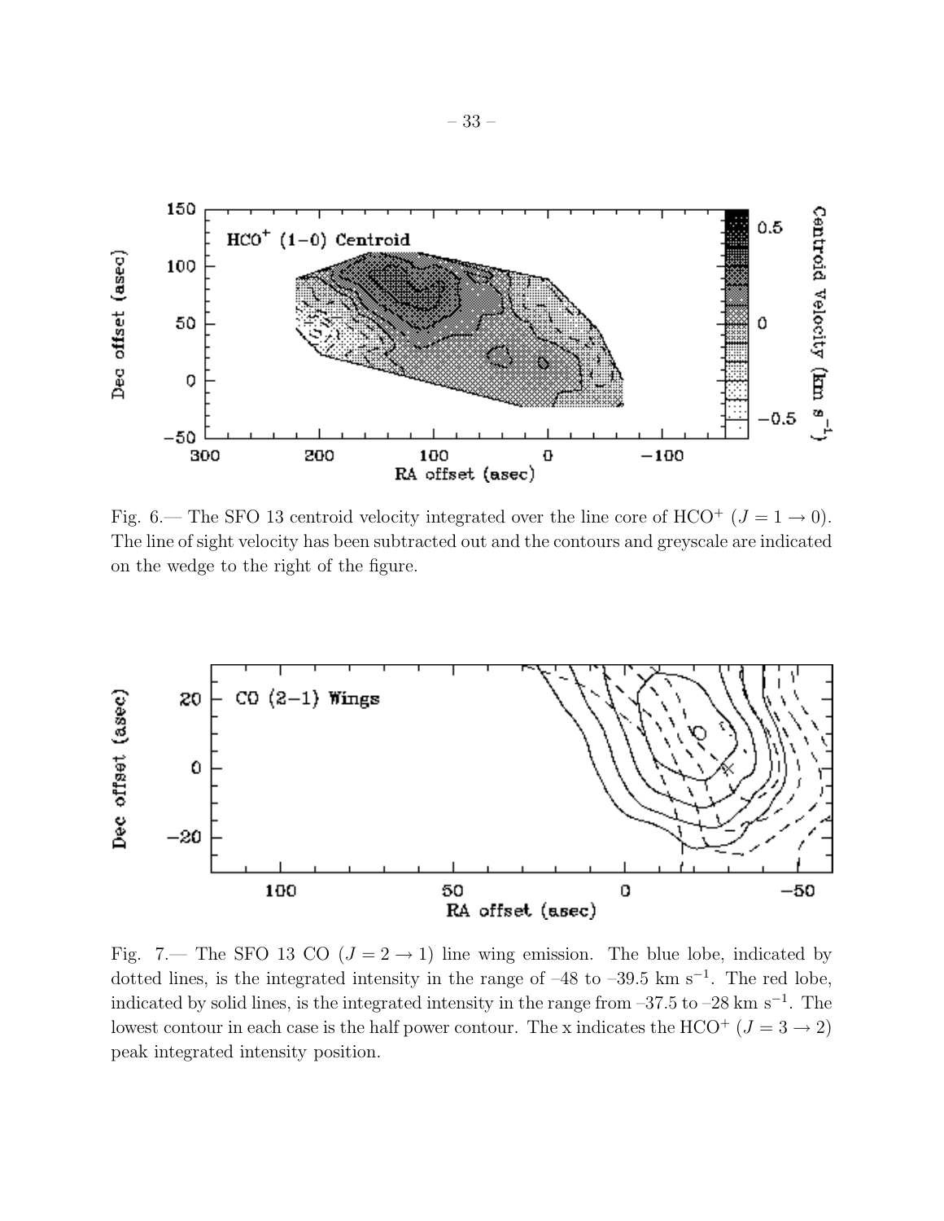Fig. 6.— The SFO 13 centroid velocity integrated over the line core of $HCO^+$ ($J = 1 \rightarrow 0$). The line of sight velocity has been subtracted out and the contours and greyscale are indicated on the wedge to the right of the figure.

Fig. 7.— The SFO 13 CO ($J = 2 \rightarrow 1$) line wing emission. The blue lobe, indicated by dotted lines, is the integrated intensity in the range of –48 to –39.5 km $s^{-1}$. The red lobe, indicated by solid lines, is the integrated intensity in the range from –37.5 to –28 km $s^{-1}$. The lowest contour in each case is the half power contour. The x indicates the $HCO^+$ ($J = 3 \rightarrow 2$) peak integrated intensity position.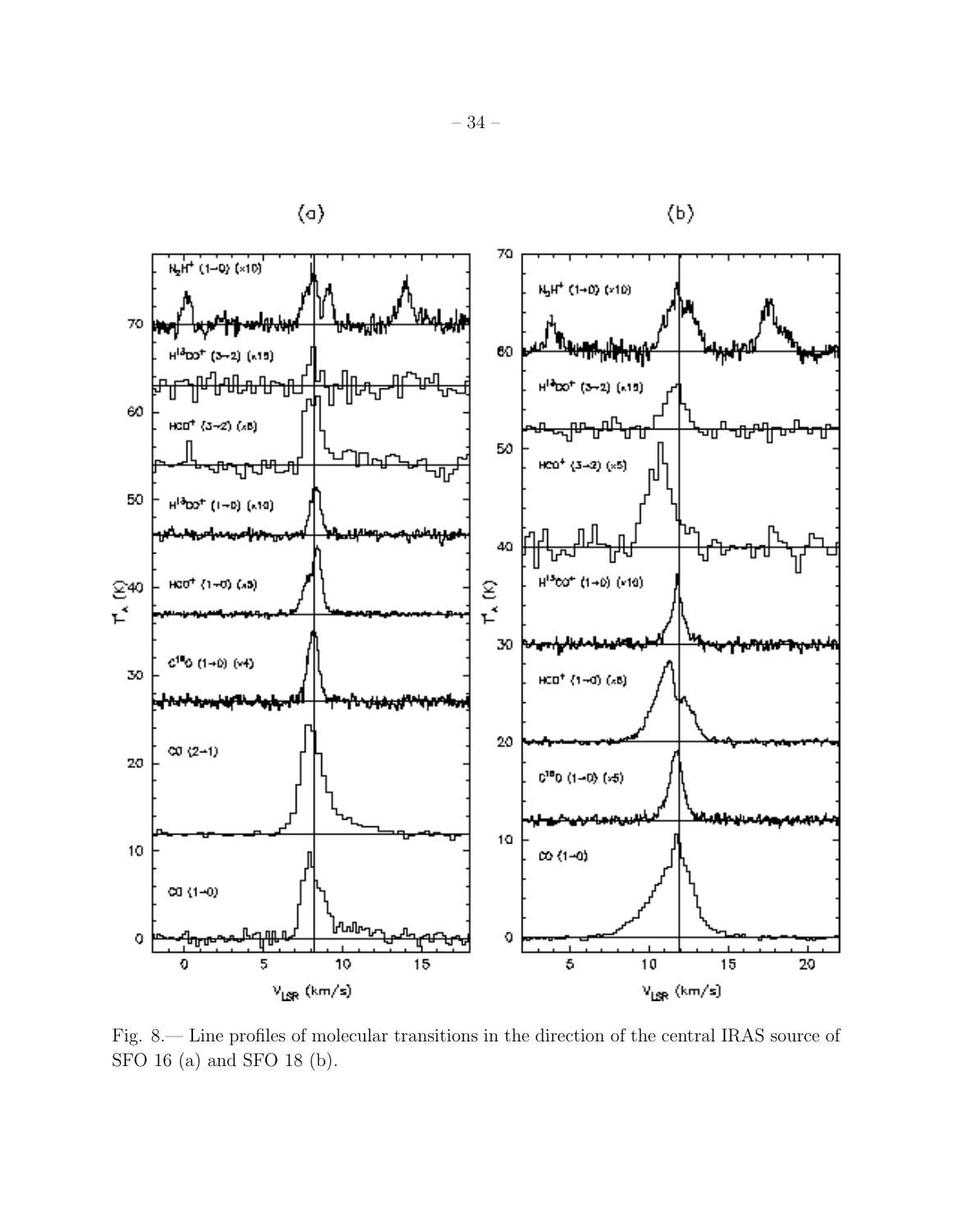Fig. 8.— Line profiles of molecular transitions in the direction of the central IRAS source of SFO 16 (a) and SFO 18 (b).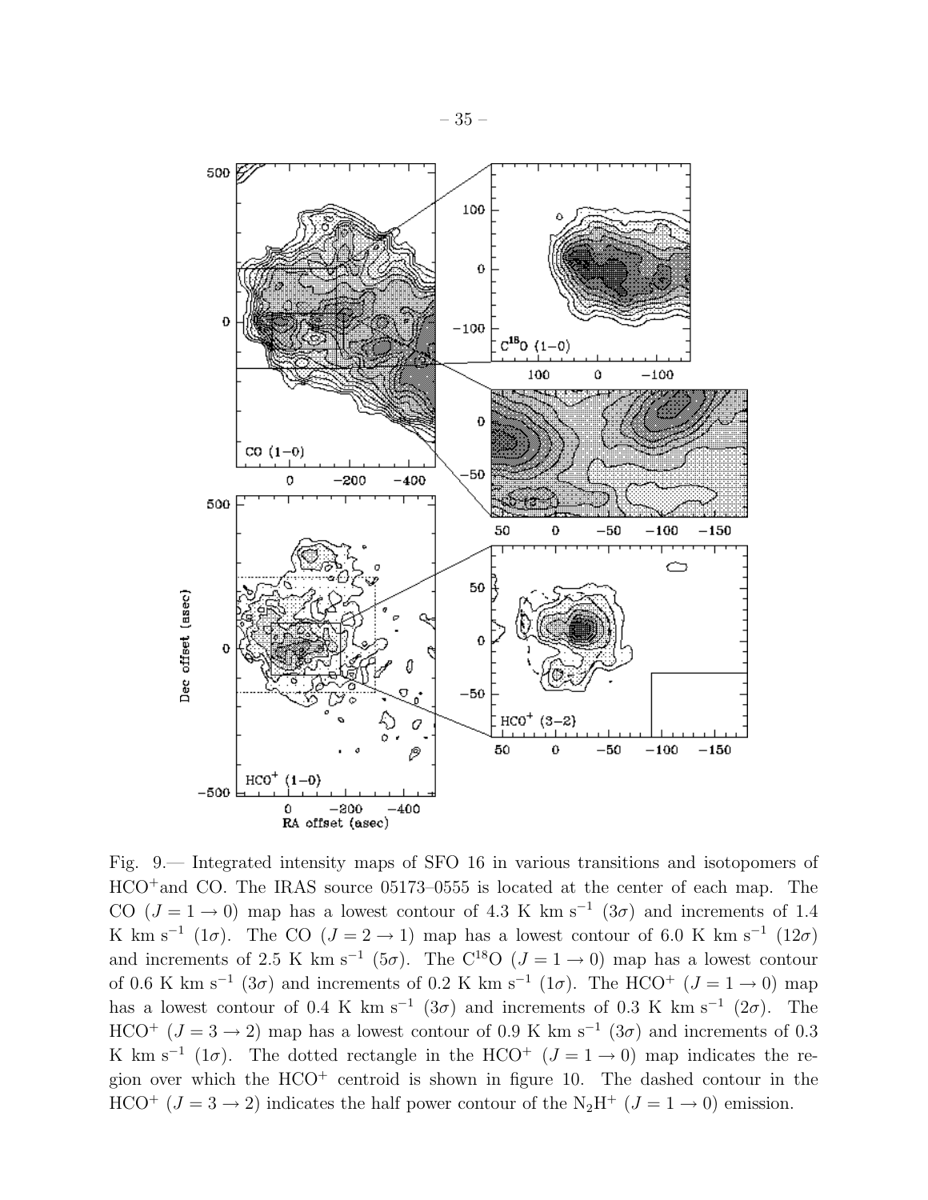Fig. 9.— Integrated intensity maps of SFO 16 in various transitions and isotopomers of $HCO^+$and CO. The IRAS source 05173–0555 is located at the center of each map. The CO ($J = 1 \rightarrow 0$) map has a lowest contour of 4.3 K km s$^{-1}$ ($3\sigma$) and increments of 1.4 K km s$^{-1}$ ($1\sigma$). The CO ($J = 2 \rightarrow 1$) map has a lowest contour of 6.0 K km s$^{-1}$ ($12\sigma$) and increments of 2.5 K km s$^{-1}$ ($5\sigma$). The $C^{18}O$ ($J = 1 \rightarrow 0$) map has a lowest contour of 0.6 K km s$^{-1}$ ($3\sigma$) and increments of 0.2 K km s$^{-1}$ ($1\sigma$). The $HCO^+$ ($J = 1 \rightarrow 0$) map has a lowest contour of 0.4 K km s$^{-1}$ ($3\sigma$) and increments of 0.3 K km s$^{-1}$ ($2\sigma$). The $HCO^+$ ($J = 3 \rightarrow 2$) map has a lowest contour of 0.9 K km s$^{-1}$ ($3\sigma$) and increments of 0.3 K km s$^{-1}$ ($1\sigma$). The dotted rectangle in the $HCO^+$ ($J = 1 \rightarrow 0$) map indicates the region over which the $HCO^+$ centroid is shown in figure 10. The dashed contour in the $HCO^+$ ($J = 3 \rightarrow 2$) indicates the half power contour of the $N_2H^+$ ($J = 1 \rightarrow 0$) emission.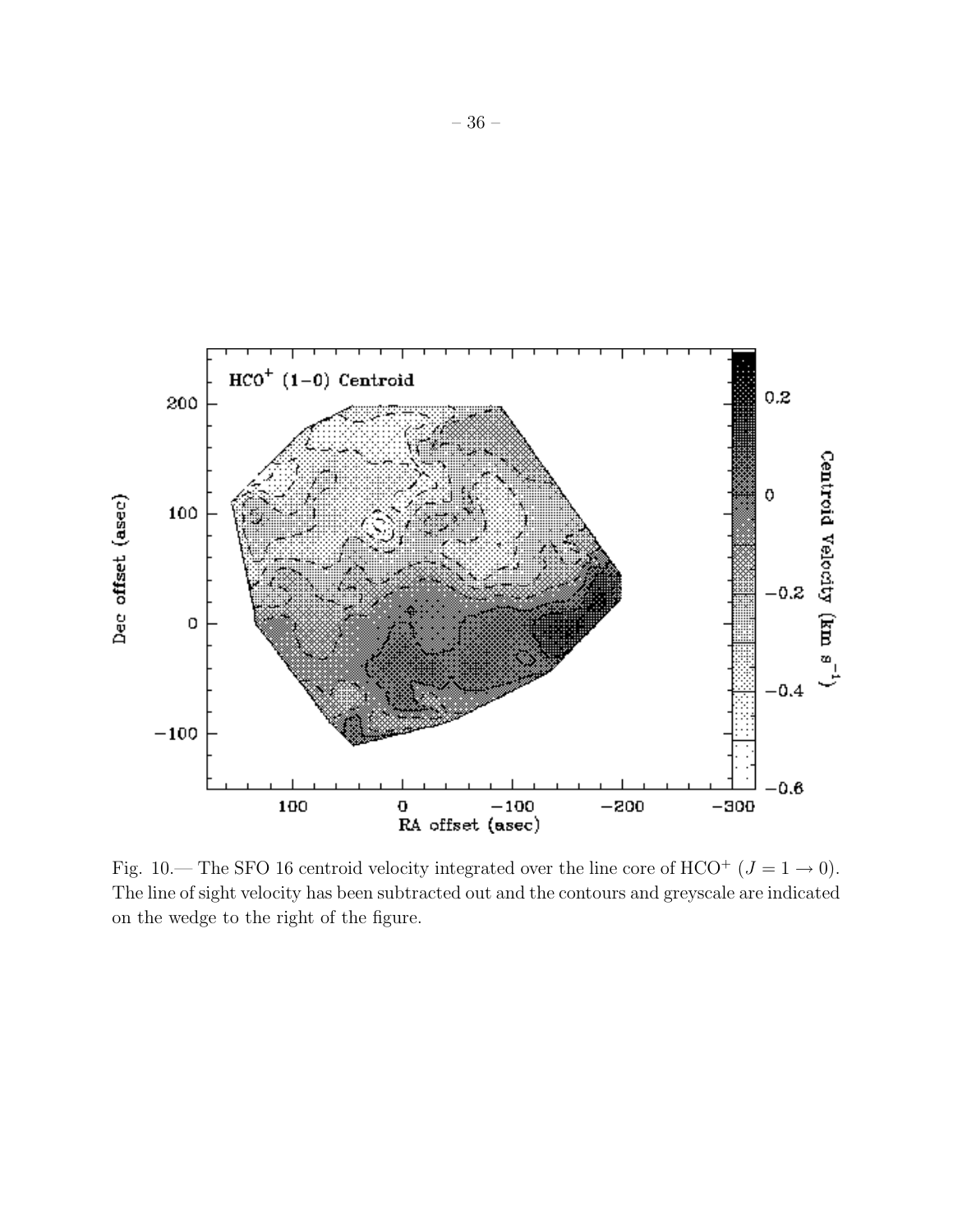Fig. 10.— The SFO 16 centroid velocity integrated over the line core of $HCO^+$ ($J = 1 \rightarrow 0$). The line of sight velocity has been subtracted out and the contours and greyscale are indicated on the wedge to the right of the figure.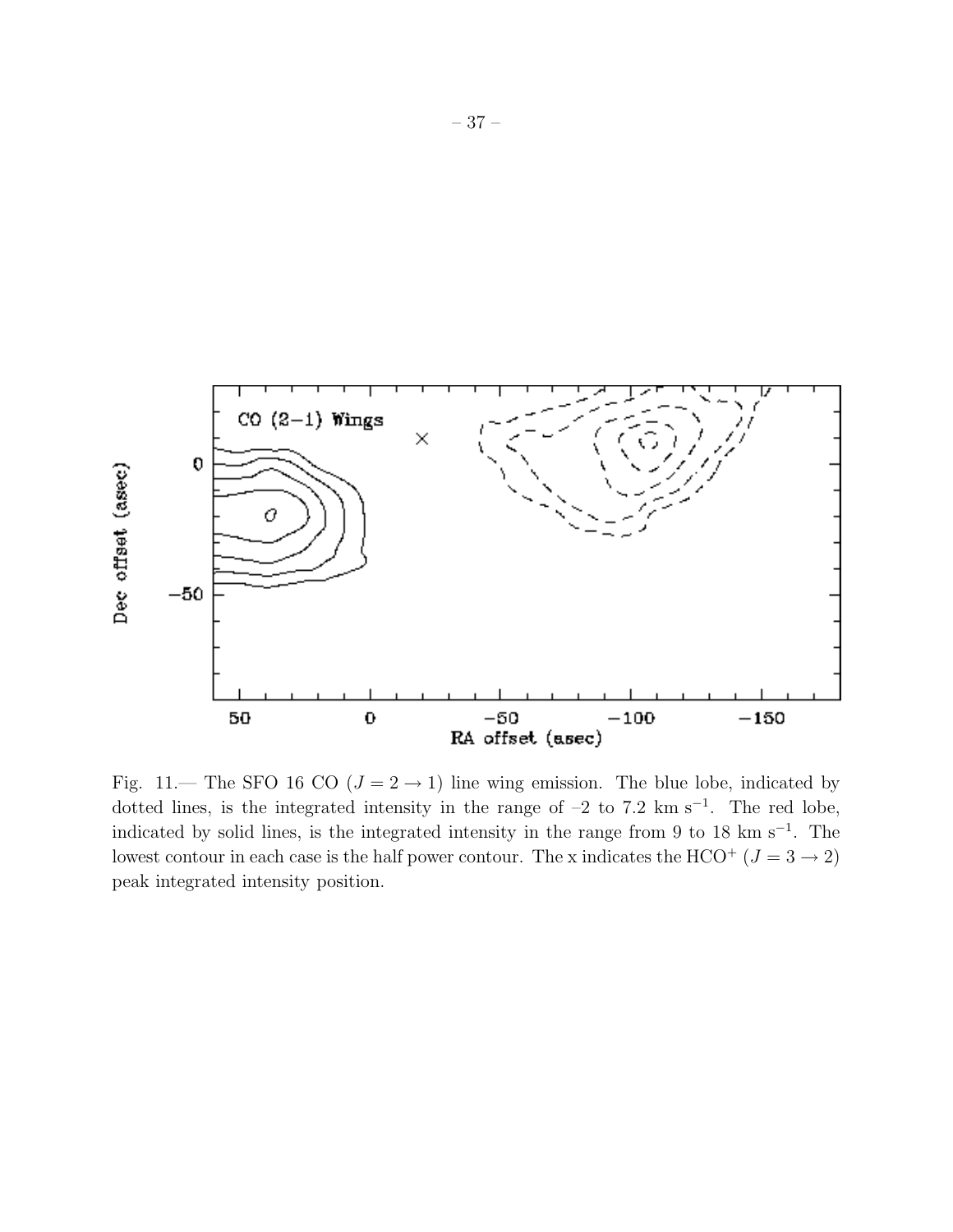Fig. 11.— The SFO 16 CO ($J = 2 \rightarrow 1$) line wing emission. The blue lobe, indicated by dotted lines, is the integrated intensity in the range of –2 to 7.2 km s$^{-1}$. The red lobe, indicated by solid lines, is the integrated intensity in the range from 9 to 18 km s$^{-1}$. The lowest contour in each case is the half power contour. The x indicates the HCO$^{+}$ ($J = 3 \rightarrow 2$) peak integrated intensity position.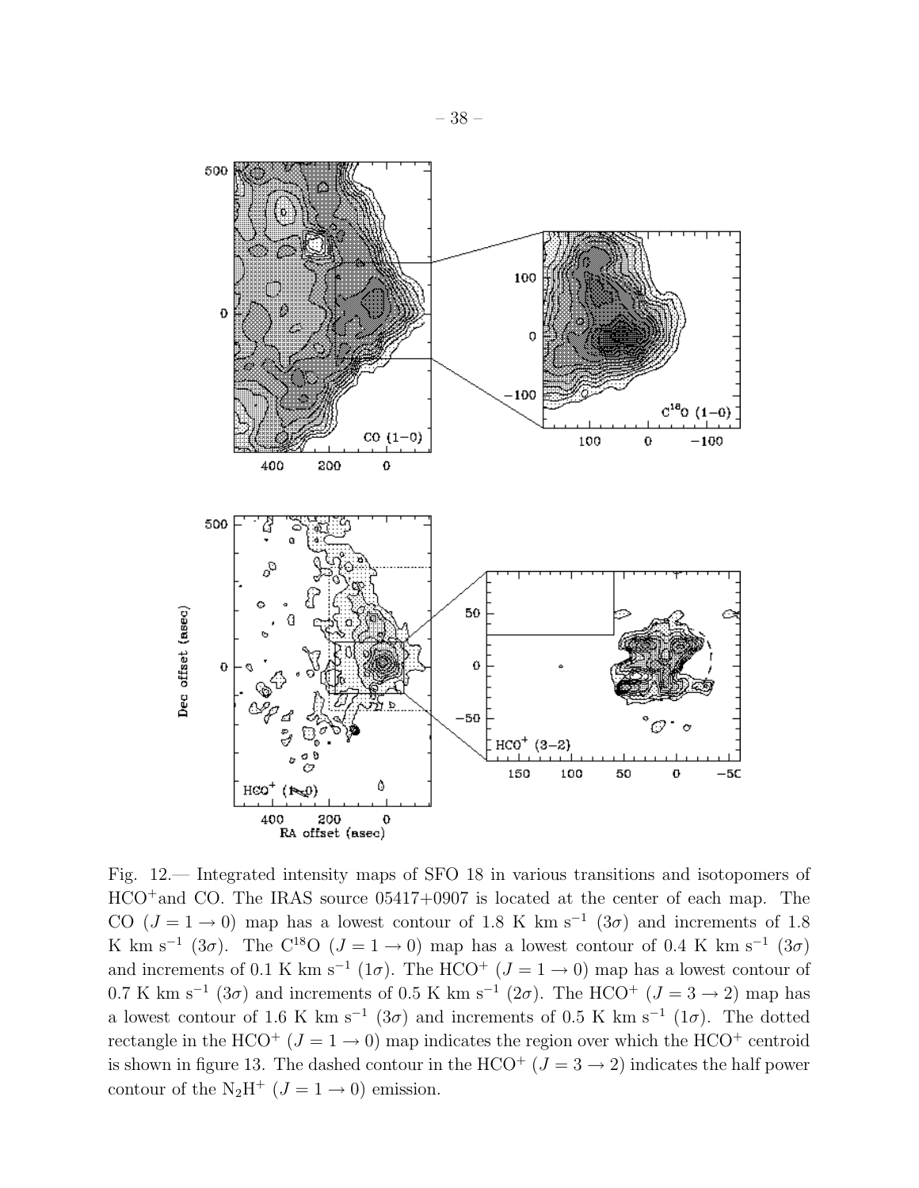Fig. 12.— Integrated intensity maps of SFO 18 in various transitions and isotopomers of $HCO^+$and CO. The IRAS source 05417+0907 is located at the center of each map. The CO ($J = 1 \rightarrow 0$) map has a lowest contour of 1.8 K km s$^{-1}$ ($3\sigma$) and increments of 1.8 K km s$^{-1}$ ($3\sigma$). The $C^{18}O$ ($J = 1 \rightarrow 0$) map has a lowest contour of 0.4 K km s$^{-1}$ ($3\sigma$) and increments of 0.1 K km s$^{-1}$ ($1\sigma$). The $HCO^+$ ($J = 1 \rightarrow 0$) map has a lowest contour of 0.7 K km s$^{-1}$ ($3\sigma$) and increments of 0.5 K km s$^{-1}$ ($2\sigma$). The $HCO^+$ ($J = 3 \rightarrow 2$) map has a lowest contour of 1.6 K km s$^{-1}$ ($3\sigma$) and increments of 0.5 K km s$^{-1}$ ($1\sigma$). The dotted rectangle in the $HCO^+$ ($J = 1 \rightarrow 0$) map indicates the region over which the $HCO^+$ centroid is shown in figure 13. The dashed contour in the $HCO^+$ ($J = 3 \rightarrow 2$) indicates the half power contour of the $N_2H^+$ ($J = 1 \rightarrow 0$) emission.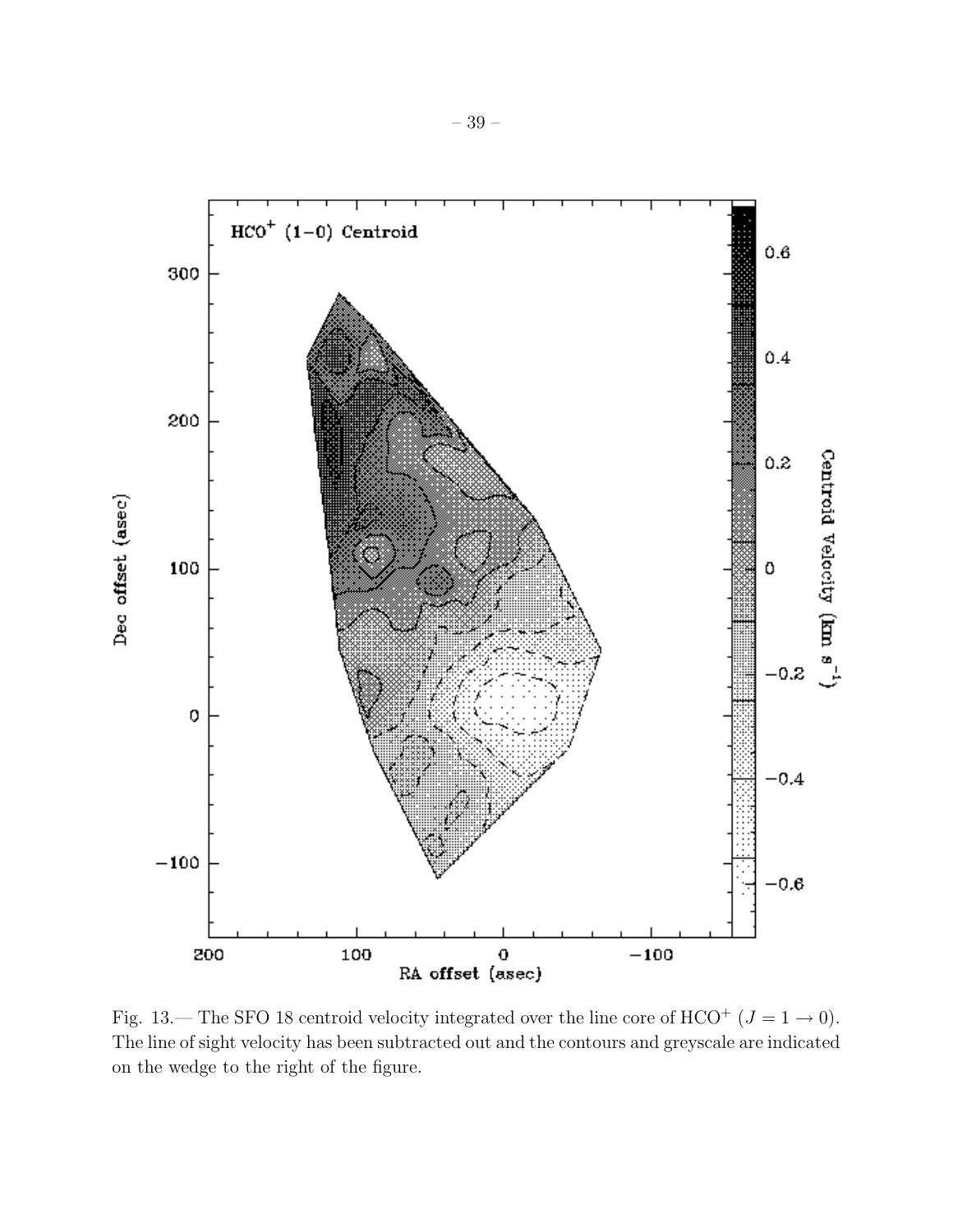Fig. 13.— The SFO 18 centroid velocity integrated over the line core of $HCO^+$ ($J = 1 \rightarrow 0$). The line of sight velocity has been subtracted out and the contours and greyscale are indicated on the wedge to the right of the figure.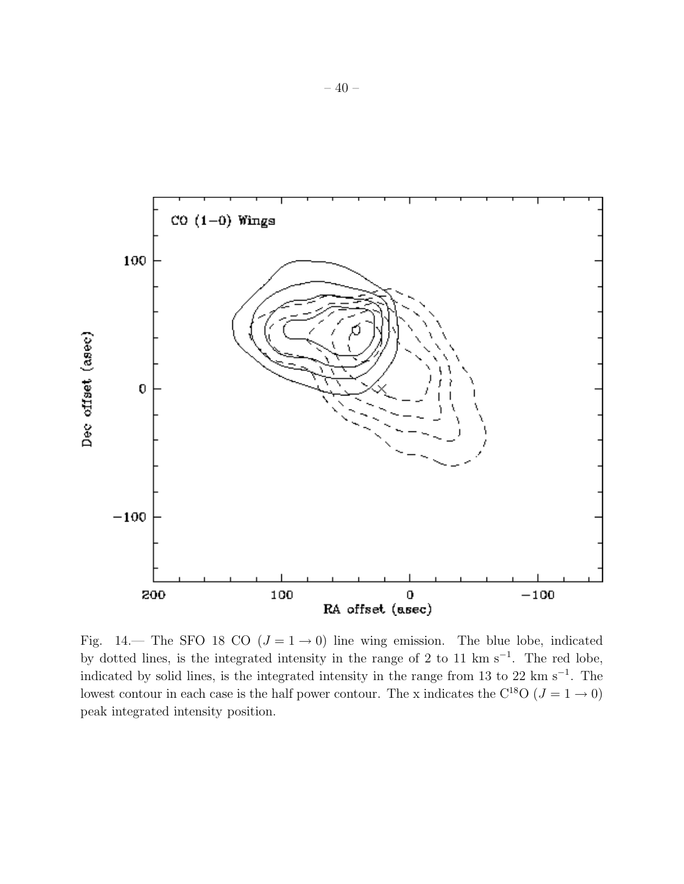Fig. 14.— The SFO 18 CO ($J = 1 \rightarrow 0$) line wing emission. The blue lobe, indicated by dotted lines, is the integrated intensity in the range of 2 to 11 km s$^{-1}$. The red lobe, indicated by solid lines, is the integrated intensity in the range from 13 to 22 km s$^{-1}$. The lowest contour in each case is the half power contour. The x indicates the C$^{18}$O ($J = 1 \rightarrow 0$) peak integrated intensity position.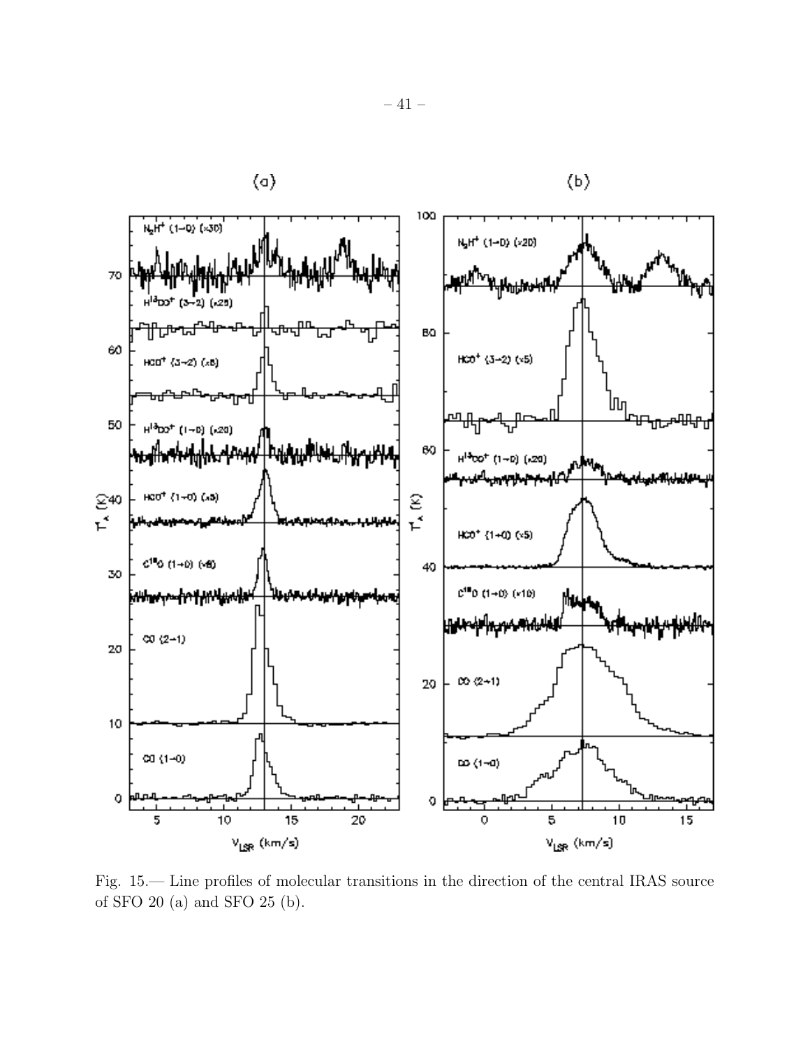Fig. 15.— Line profiles of molecular transitions in the direction of the central IRAS source of SFO 20 (a) and SFO 25 (b).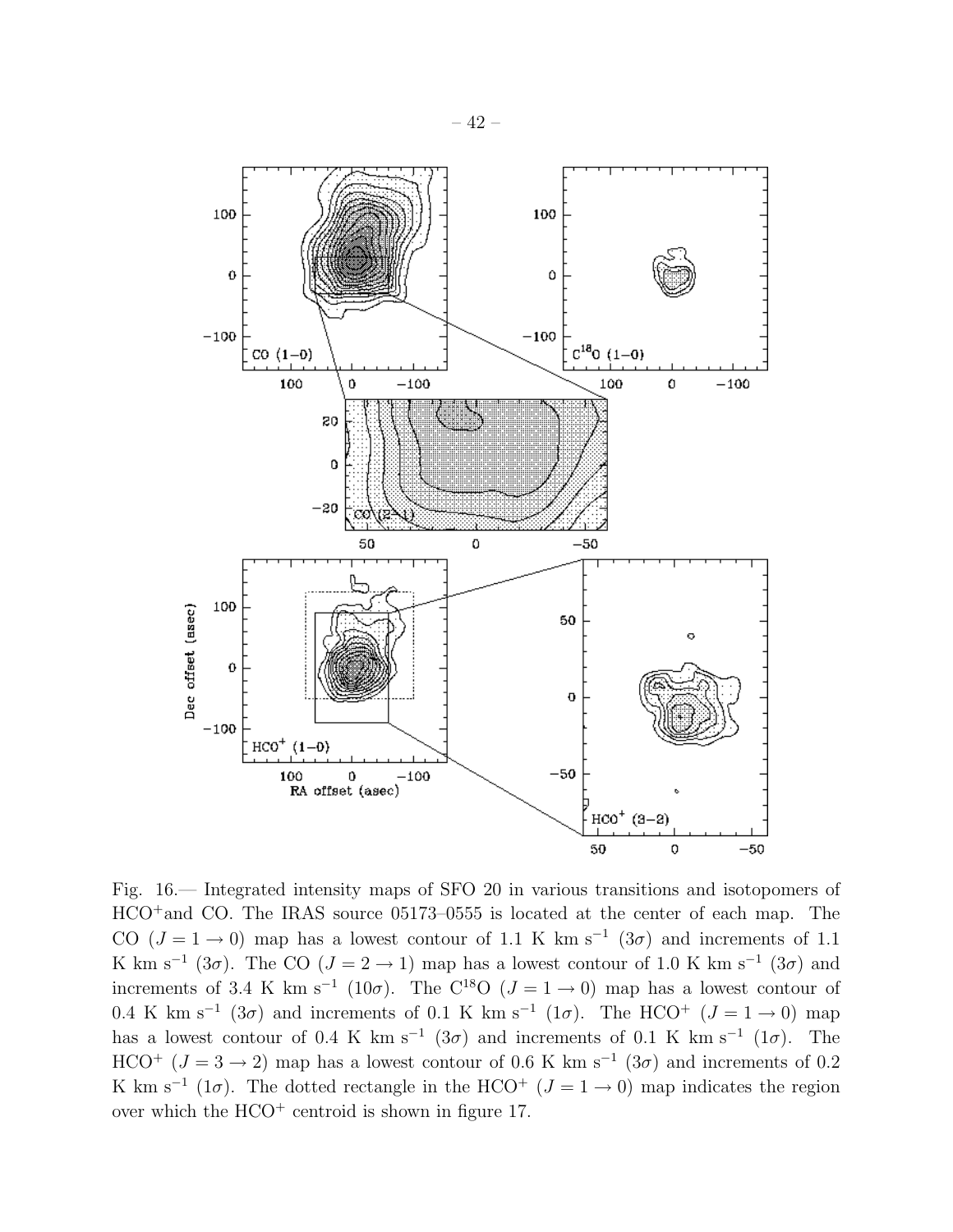Fig. 16.— Integrated intensity maps of SFO 20 in various transitions and isotopomers of $HCO^+$and CO. The IRAS source 05173–0555 is located at the center of each map. The CO ($J = 1 \rightarrow 0$) map has a lowest contour of 1.1 K km s$^{-1}$ ($3\sigma$) and increments of 1.1 K km s$^{-1}$ ($3\sigma$). The CO ($J = 2 \rightarrow 1$) map has a lowest contour of 1.0 K km s$^{-1}$ ($3\sigma$) and increments of 3.4 K km s$^{-1}$ ($10\sigma$). The $C^{18}O$ ($J = 1 \rightarrow 0$) map has a lowest contour of 0.4 K km s$^{-1}$ ($3\sigma$) and increments of 0.1 K km s$^{-1}$ ($1\sigma$). The $HCO^+$ ($J = 1 \rightarrow 0$) map has a lowest contour of 0.4 K km s$^{-1}$ ($3\sigma$) and increments of 0.1 K km s$^{-1}$ ($1\sigma$). The $HCO^+$ ($J = 3 \rightarrow 2$) map has a lowest contour of 0.6 K km s$^{-1}$ ($3\sigma$) and increments of 0.2 K km s$^{-1}$ ($1\sigma$). The dotted rectangle in the $HCO^+$ ($J = 1 \rightarrow 0$) map indicates the region over which the $HCO^+$ centroid is shown in figure 17.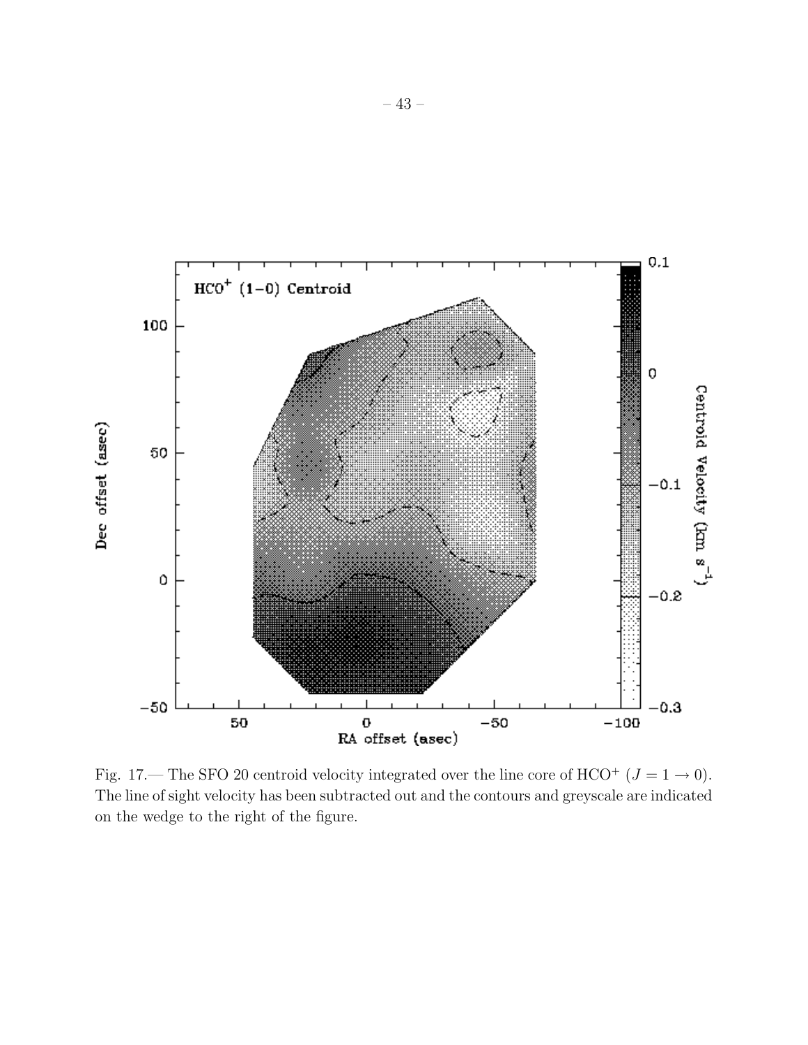Fig. 17.— The SFO 20 centroid velocity integrated over the line core of $HCO^+$ ($J = 1 \rightarrow 0$). The line of sight velocity has been subtracted out and the contours and greyscale are indicated on the wedge to the right of the figure.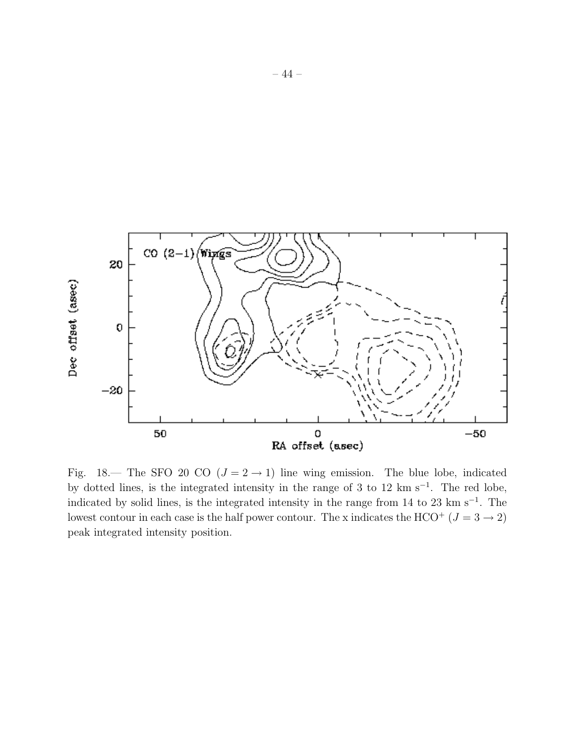Fig. 18.— The SFO 20 CO ($J = 2 \rightarrow 1$) line wing emission. The blue lobe, indicated by dotted lines, is the integrated intensity in the range of 3 to 12 km s$^{-1}$. The red lobe, indicated by solid lines, is the integrated intensity in the range from 14 to 23 km s$^{-1}$. The lowest contour in each case is the half power contour. The x indicates the $HCO^+$ ($J = 3 \rightarrow 2$) peak integrated intensity position.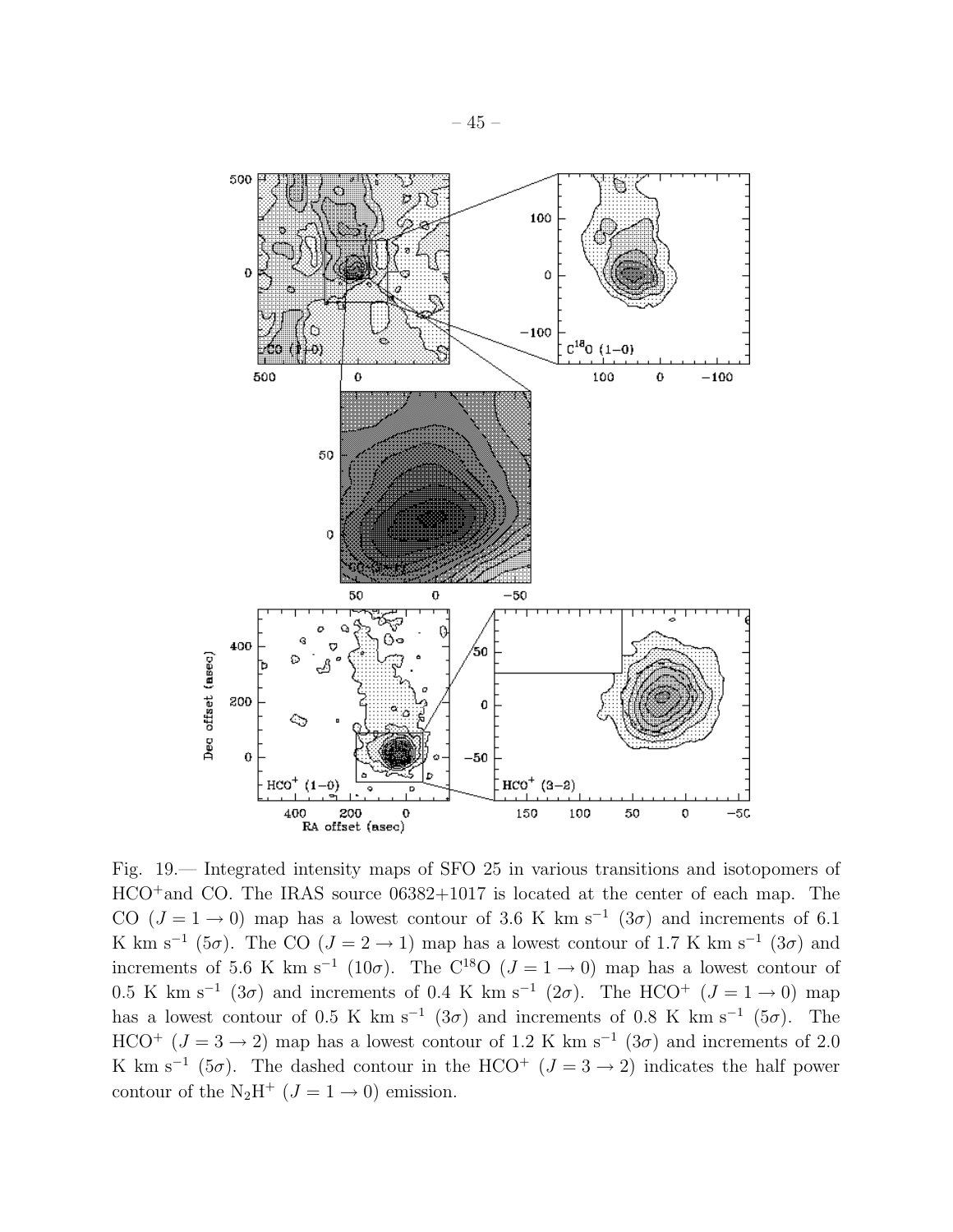Fig. 19.— Integrated intensity maps of SFO 25 in various transitions and isotopomers of $HCO^+$and CO. The IRAS source 06382+1017 is located at the center of each map. The CO ($J = 1 \rightarrow 0$) map has a lowest contour of 3.6 K km s$^{-1}$ ($3\sigma$) and increments of 6.1 K km s$^{-1}$ ($5\sigma$). The CO ($J = 2 \rightarrow 1$) map has a lowest contour of 1.7 K km s$^{-1}$ ($3\sigma$) and increments of 5.6 K km s$^{-1}$ ($10\sigma$). The $C^{18}O$ ($J = 1 \rightarrow 0$) map has a lowest contour of 0.5 K km s$^{-1}$ ($3\sigma$) and increments of 0.4 K km s$^{-1}$ ($2\sigma$). The $HCO^+$ ($J = 1 \rightarrow 0$) map has a lowest contour of 0.5 K km s$^{-1}$ ($3\sigma$) and increments of 0.8 K km s$^{-1}$ ($5\sigma$). The $HCO^+$ ($J = 3 \rightarrow 2$) map has a lowest contour of 1.2 K km s$^{-1}$ ($3\sigma$) and increments of 2.0 K km s$^{-1}$ ($5\sigma$). The dashed contour in the $HCO^+$ ($J = 3 \rightarrow 2$) indicates the half power contour of the $N_2H^+$ ($J = 1 \rightarrow 0$) emission.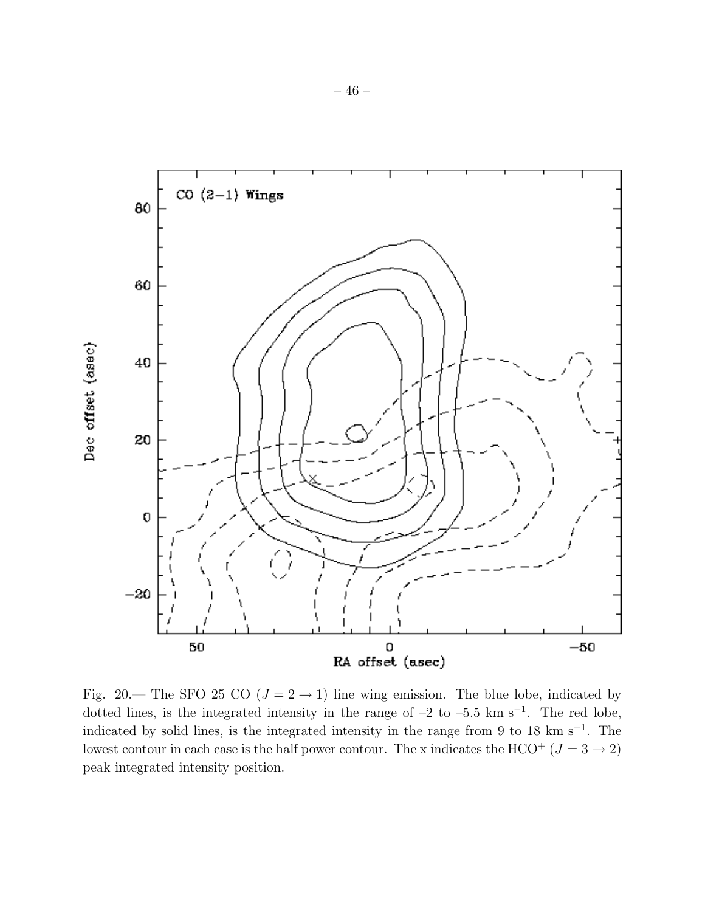Fig. 20.— The SFO 25 CO ($J = 2 \rightarrow 1$) line wing emission. The blue lobe, indicated by dotted lines, is the integrated intensity in the range of –2 to –5.5 km s$^{-1}$. The red lobe, indicated by solid lines, is the integrated intensity in the range from 9 to 18 km s$^{-1}$. The lowest contour in each case is the half power contour. The x indicates the $HCO^+$ ($J = 3 \rightarrow 2$) peak integrated intensity position.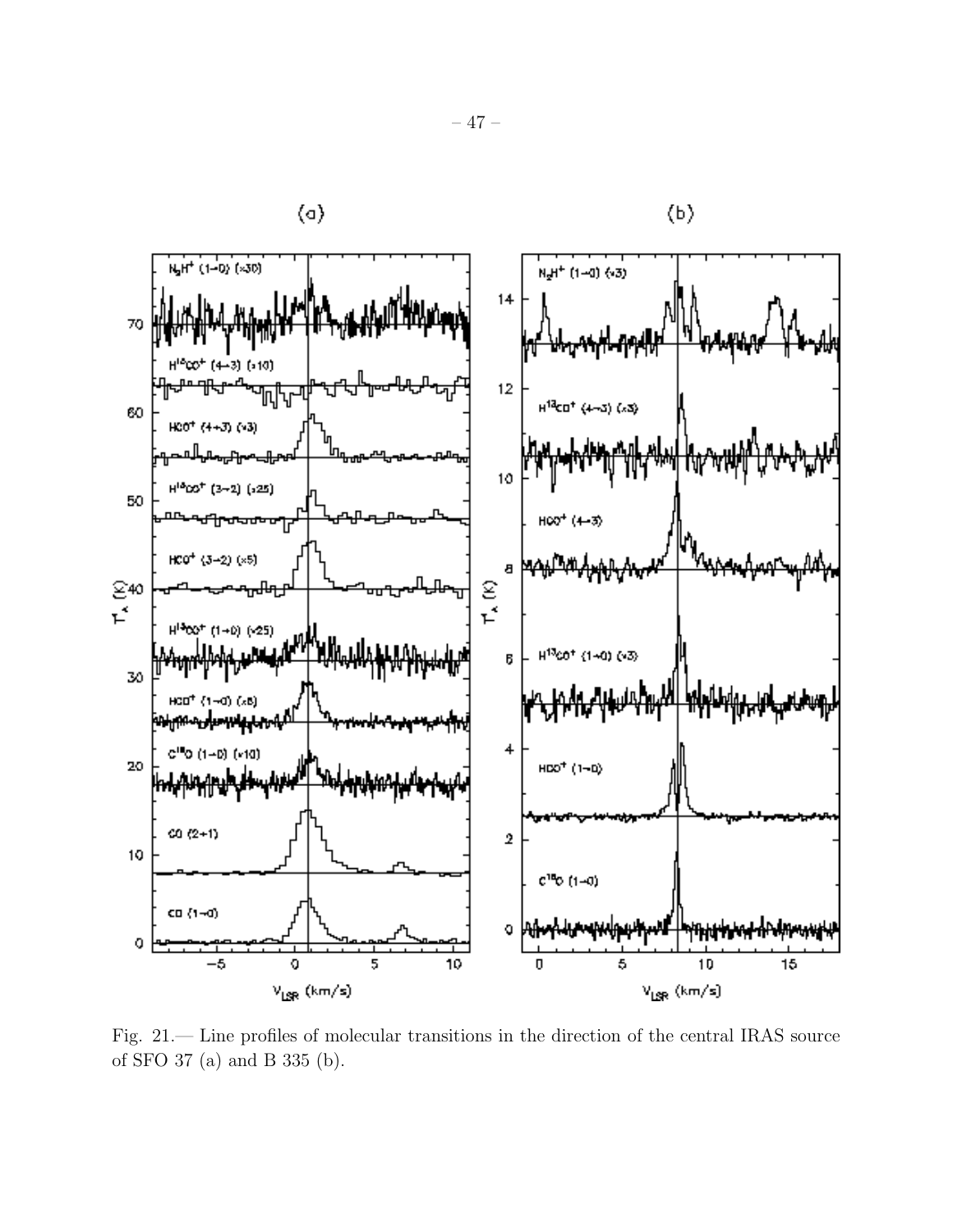Fig. 21.— Line profiles of molecular transitions in the direction of the central IRAS source of SFO 37 (a) and B 335 (b).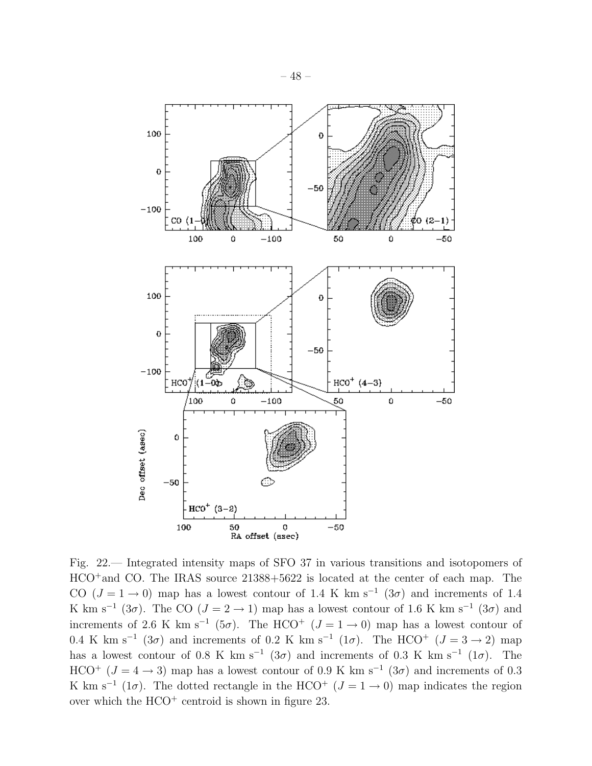Fig. 22.— Integrated intensity maps of SFO 37 in various transitions and isotopomers of $HCO^+$and CO. The IRAS source 21388+5622 is located at the center of each map. The CO ($J = 1 \rightarrow 0$) map has a lowest contour of 1.4 K km s$^{-1}$ ($3\sigma$) and increments of 1.4 K km s$^{-1}$ ($3\sigma$). The CO ($J = 2 \rightarrow 1$) map has a lowest contour of 1.6 K km s$^{-1}$ ($3\sigma$) and increments of 2.6 K km s$^{-1}$ ($5\sigma$). The $HCO^+$ ($J = 1 \rightarrow 0$) map has a lowest contour of 0.4 K km s$^{-1}$ ($3\sigma$) and increments of 0.2 K km s$^{-1}$ ($1\sigma$). The $HCO^+$ ($J = 3 \rightarrow 2$) map has a lowest contour of 0.8 K km s$^{-1}$ ($3\sigma$) and increments of 0.3 K km s$^{-1}$ ($1\sigma$). The $HCO^+$ ($J = 4 \rightarrow 3$) map has a lowest contour of 0.9 K km s$^{-1}$ ($3\sigma$) and increments of 0.3 K km s$^{-1}$ ($1\sigma$). The dotted rectangle in the $HCO^+$ ($J = 1 \rightarrow 0$) map indicates the region over which the $HCO^+$ centroid is shown in figure 23.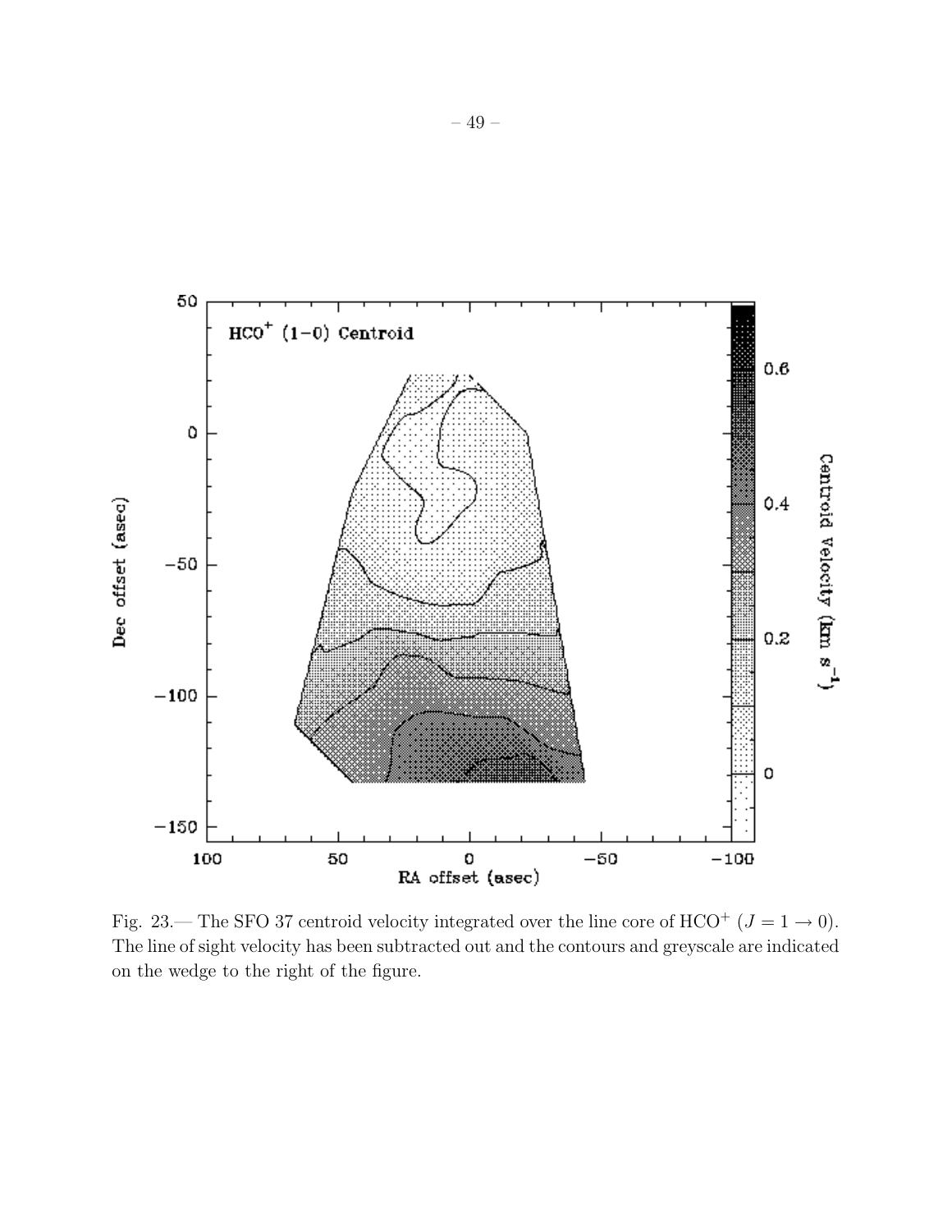Fig. 23.— The SFO 37 centroid velocity integrated over the line core of $HCO^+$ ($J = 1 \rightarrow 0$). The line of sight velocity has been subtracted out and the contours and greyscale are indicated on the wedge to the right of the figure.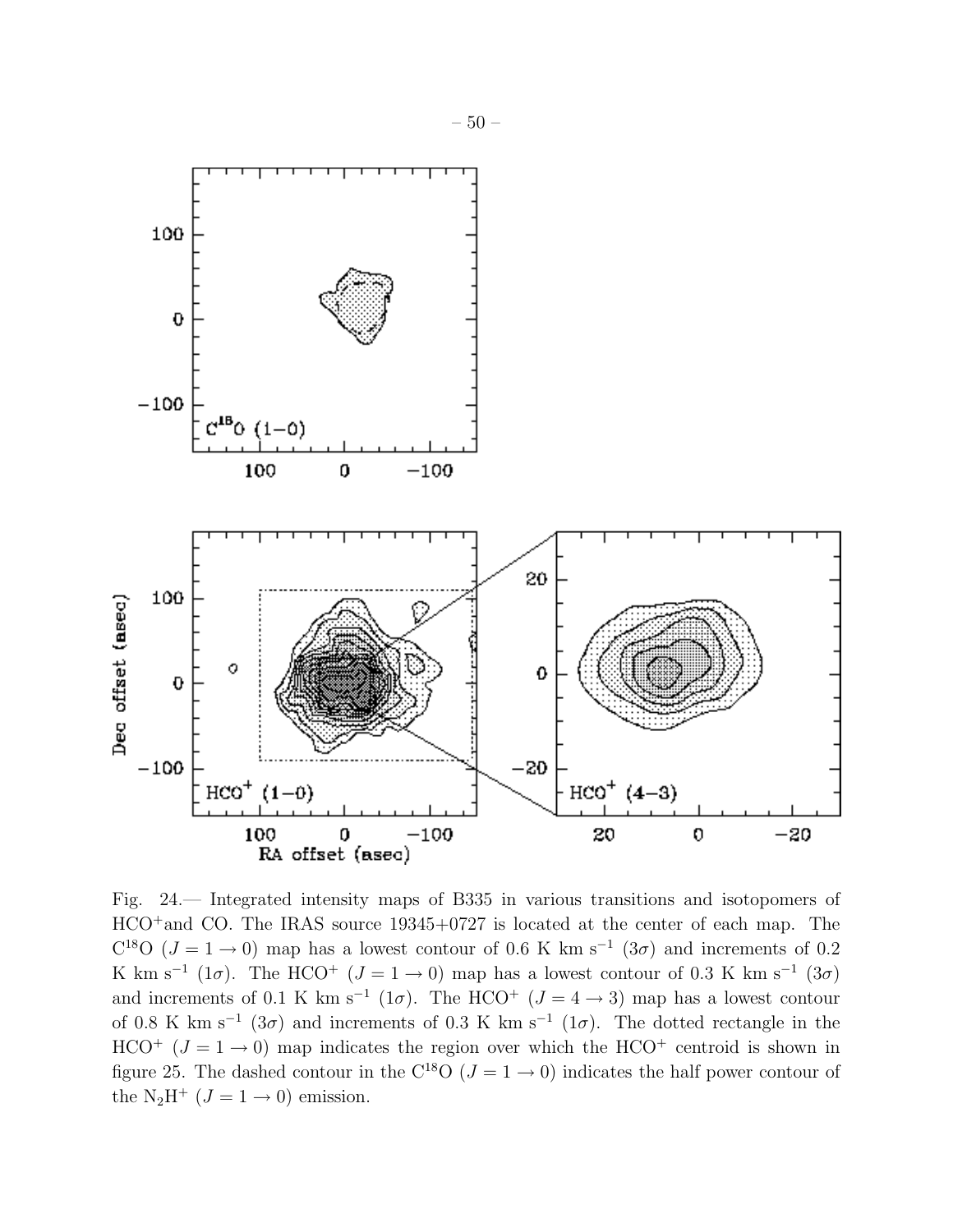Fig. 24.— Integrated intensity maps of B335 in various transitions and isotopomers of $HCO^+$and CO. The IRAS source 19345+0727 is located at the center of each map. The $C^{18}O$ ($J = 1 \rightarrow 0$) map has a lowest contour of 0.6 K km $s^{-1}$ ($3\sigma$) and increments of 0.2 K km $s^{-1}$ ($1\sigma$). The $HCO^+$ ($J = 1 \rightarrow 0$) map has a lowest contour of 0.3 K km $s^{-1}$ ($3\sigma$) and increments of 0.1 K km $s^{-1}$ ($1\sigma$). The $HCO^+$ ($J = 4 \rightarrow 3$) map has a lowest contour of 0.8 K km $s^{-1}$ ($3\sigma$) and increments of 0.3 K km $s^{-1}$ ($1\sigma$). The dotted rectangle in the $HCO^+$ ($J = 1 \rightarrow 0$) map indicates the region over which the $HCO^+$ centroid is shown in figure 25. The dashed contour in the $C^{18}O$ ($J = 1 \rightarrow 0$) indicates the half power contour of the $N_2H^+$ ($J = 1 \rightarrow 0$) emission.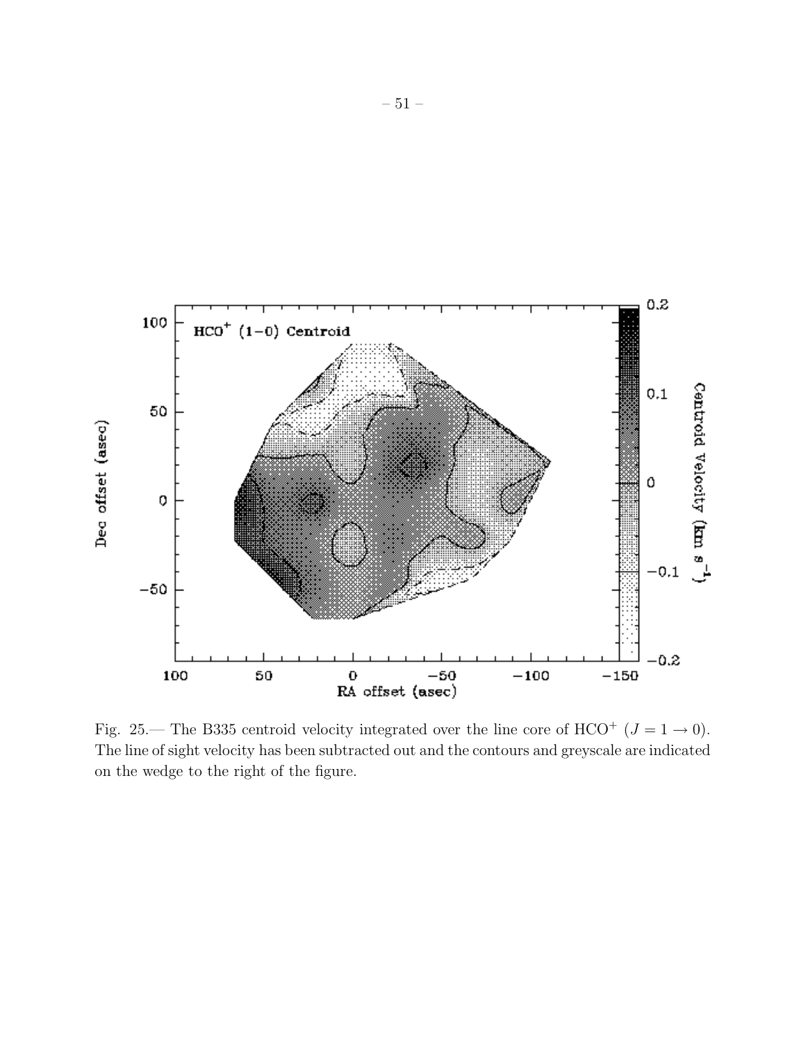Fig. 25.— The B335 centroid velocity integrated over the line core of $HCO^+$ ($J = 1 \rightarrow 0$). The line of sight velocity has been subtracted out and the contours and greyscale are indicated on the wedge to the right of the figure.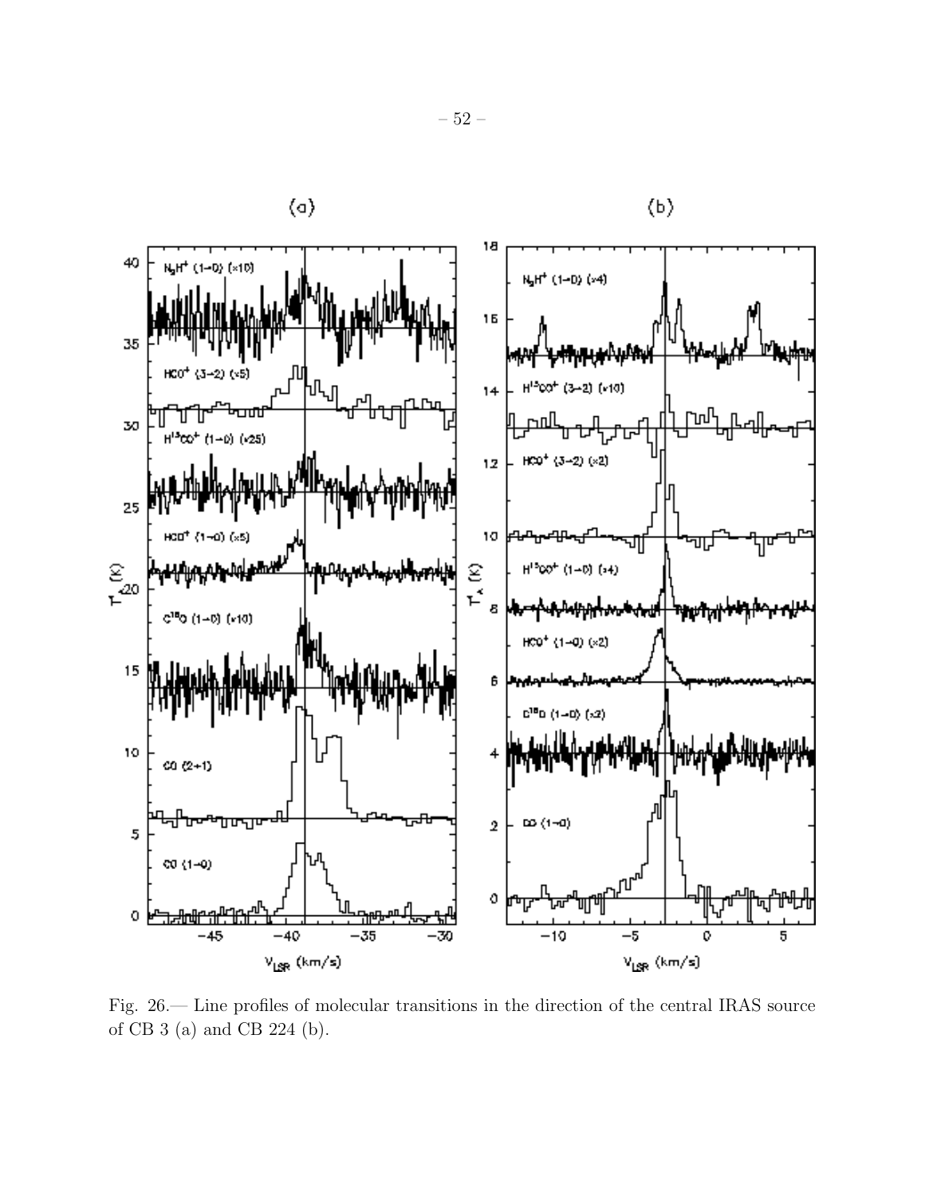Fig. 26.— Line profiles of molecular transitions in the direction of the central IRAS source of CB 3 (a) and CB 224 (b).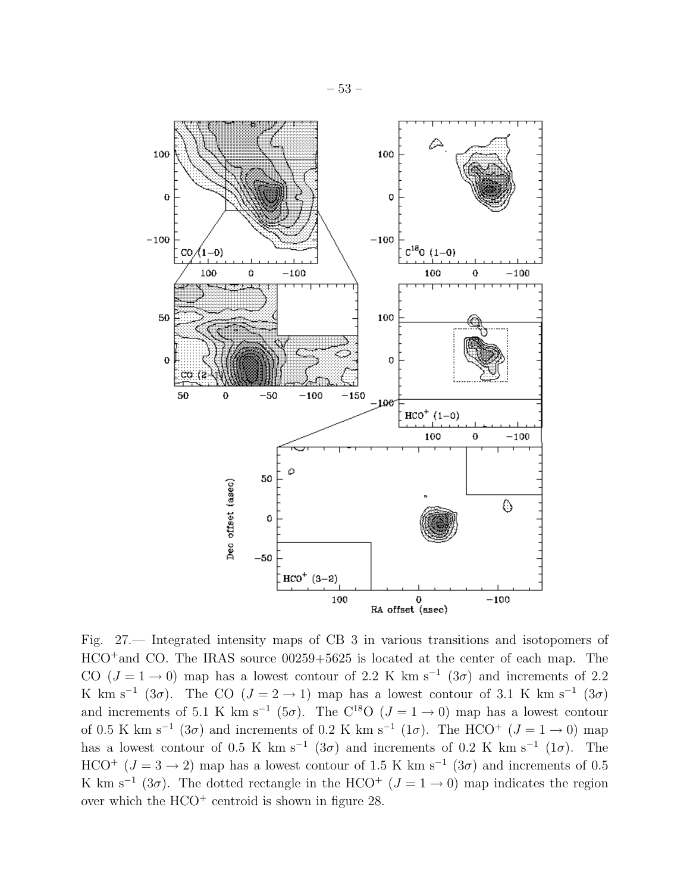Fig. 27.— Integrated intensity maps of CB 3 in various transitions and isotopomers of $HCO^+$and CO. The IRAS source 00259+5625 is located at the center of each map. The CO ($J = 1 \rightarrow 0$) map has a lowest contour of 2.2 K km s$^{-1}$ (3$\sigma$) and increments of 2.2 K km s$^{-1}$ (3$\sigma$). The CO ($J = 2 \rightarrow 1$) map has a lowest contour of 3.1 K km s$^{-1}$ (3$\sigma$) and increments of 5.1 K km s$^{-1}$ (5$\sigma$). The $C^{18}O$ ($J = 1 \rightarrow 0$) map has a lowest contour of 0.5 K km s$^{-1}$ (3$\sigma$) and increments of 0.2 K km s$^{-1}$ (1$\sigma$). The $HCO^+$ ($J = 1 \rightarrow 0$) map has a lowest contour of 0.5 K km s$^{-1}$ (3$\sigma$) and increments of 0.2 K km s$^{-1}$ (1$\sigma$). The $HCO^+$ ($J = 3 \rightarrow 2$) map has a lowest contour of 1.5 K km s$^{-1}$ (3$\sigma$) and increments of 0.5 K km s$^{-1}$ (3$\sigma$). The dotted rectangle in the $HCO^+$ ($J = 1 \rightarrow 0$) map indicates the region over which the $HCO^+$ centroid is shown in figure 28.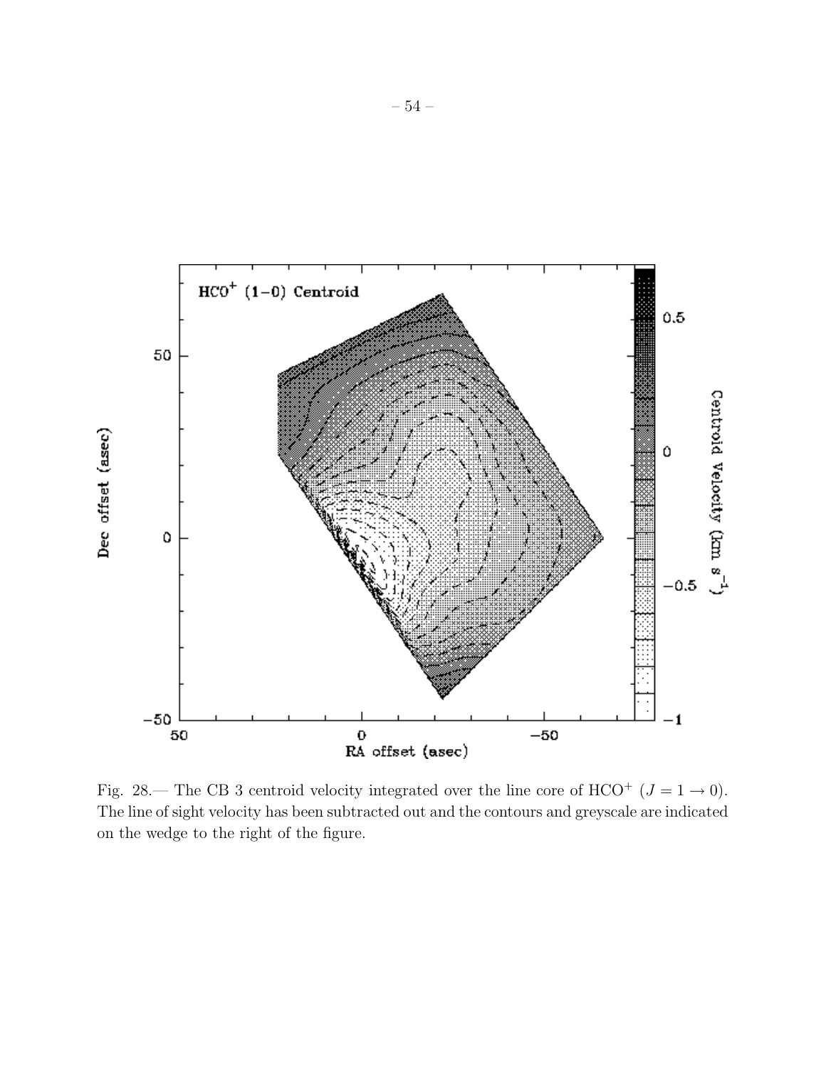Fig. 28.— The CB 3 centroid velocity integrated over the line core of $HCO^+$ ($J = 1 \rightarrow 0$). The line of sight velocity has been subtracted out and the contours and greyscale are indicated on the wedge to the right of the figure.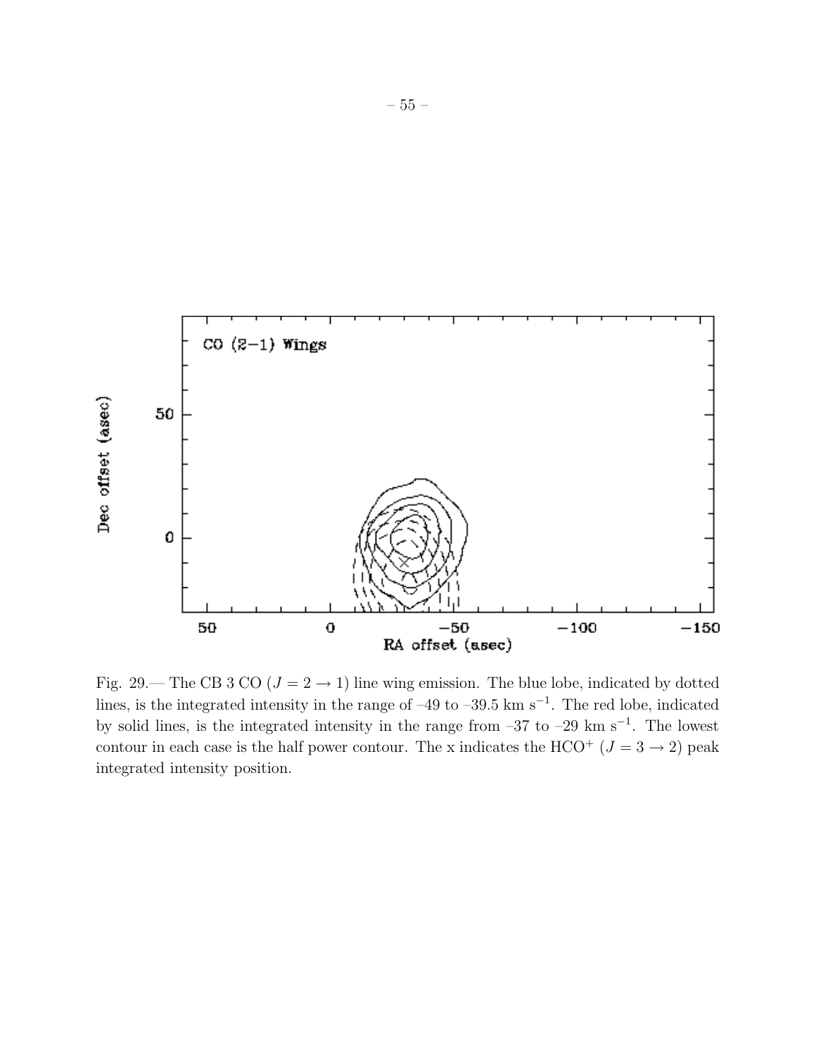Fig. 29.— The CB 3 CO ($J = 2 \rightarrow 1$) line wing emission. The blue lobe, indicated by dotted lines, is the integrated intensity in the range of –49 to –39.5 km s$^{-1}$. The red lobe, indicated by solid lines, is the integrated intensity in the range from –37 to –29 km s$^{-1}$. The lowest contour in each case is the half power contour. The x indicates the HCO$^{+}$ ($J = 3 \rightarrow 2$) peak integrated intensity position.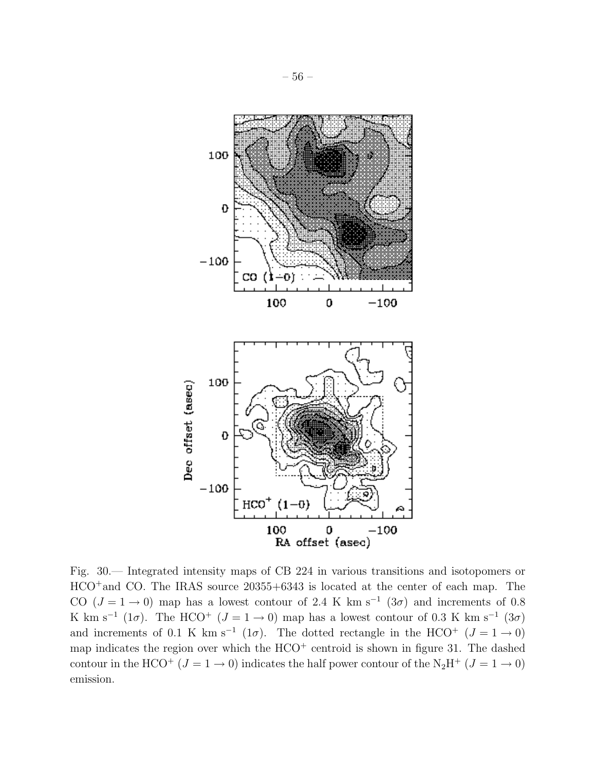Fig. 30.— Integrated intensity maps of CB 224 in various transitions and isotopomers or $HCO^+$and CO. The IRAS source 20355+6343 is located at the center of each map. The CO ($J = 1 \rightarrow 0$) map has a lowest contour of 2.4 K km s$^{-1}$ ($3\sigma$) and increments of 0.8 K km s$^{-1}$ ($1\sigma$). The $HCO^+$ ($J = 1 \rightarrow 0$) map has a lowest contour of 0.3 K km s$^{-1}$ ($3\sigma$) and increments of 0.1 K km s$^{-1}$ ($1\sigma$). The dotted rectangle in the $HCO^+$ ($J = 1 \rightarrow 0$) map indicates the region over which the $HCO^+$ centroid is shown in figure 31. The dashed contour in the $HCO^+$ ($J = 1 \rightarrow 0$) indicates the half power contour of the $N_2H^+$ ($J = 1 \rightarrow 0$) emission.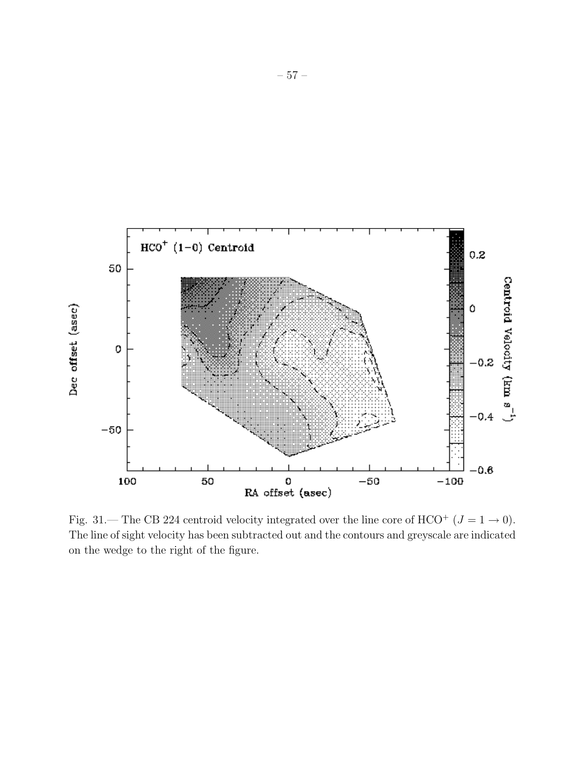Fig. 31.— The CB 224 centroid velocity integrated over the line core of $HCO^+$ ($J = 1 \rightarrow 0$). The line of sight velocity has been subtracted out and the contours and greyscale are indicated on the wedge to the right of the figure.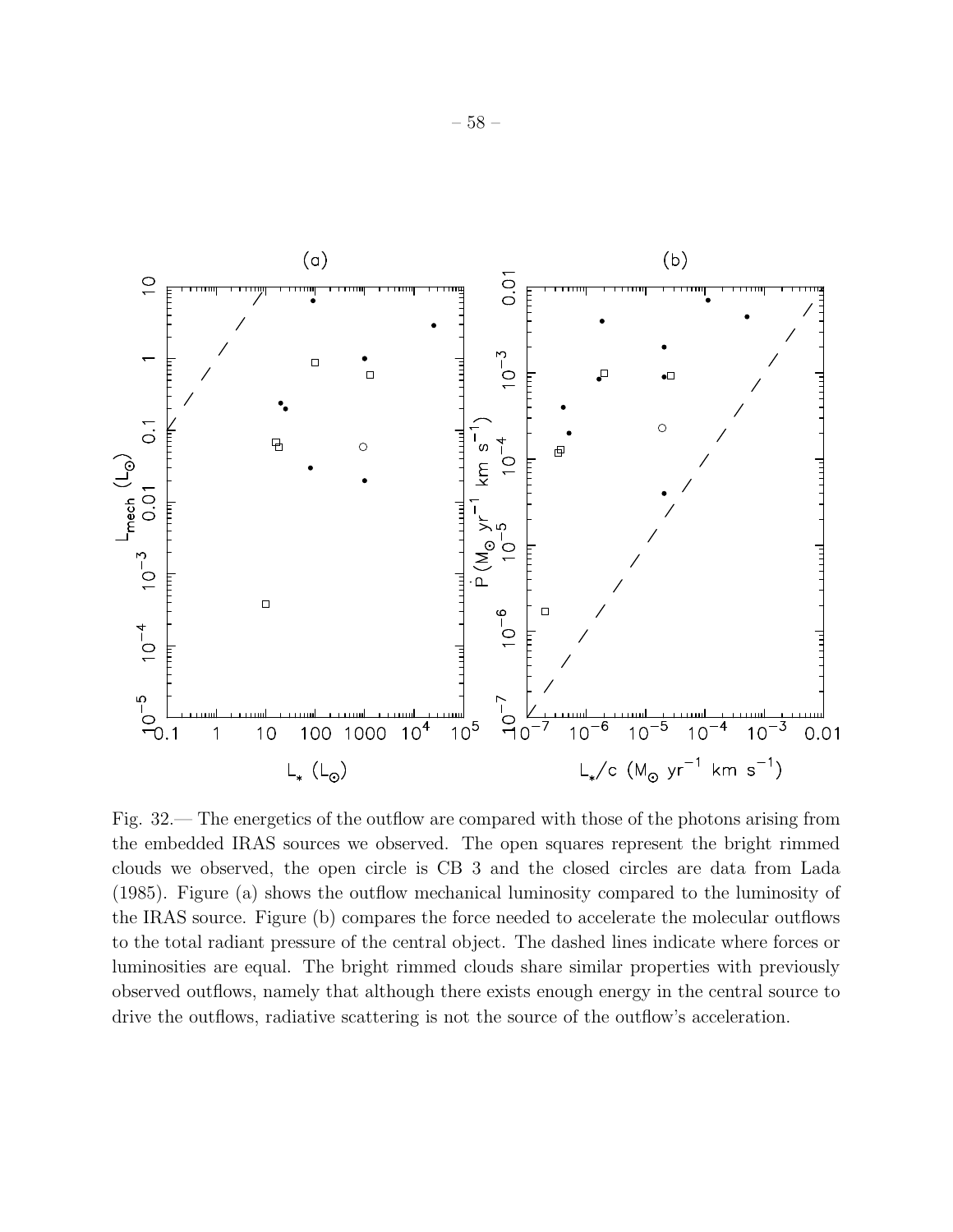Fig. 32.— The energetics of the outflow are compared with those of the photons arising from the embedded IRAS sources we observed. The open squares represent the bright rimmed clouds we observed, the open circle is CB 3 and the closed circles are data from Lada (1985). Figure (a) shows the outflow mechanical luminosity compared to the luminosity of the IRAS source. Figure (b) compares the force needed to accelerate the molecular outflows to the total radiant pressure of the central object. The dashed lines indicate where forces or luminosities are equal. The bright rimmed clouds share similar properties with previously observed outflows, namely that although there exists enough energy in the central source to drive the outflows, radiative scattering is not the source of the outflow's acceleration.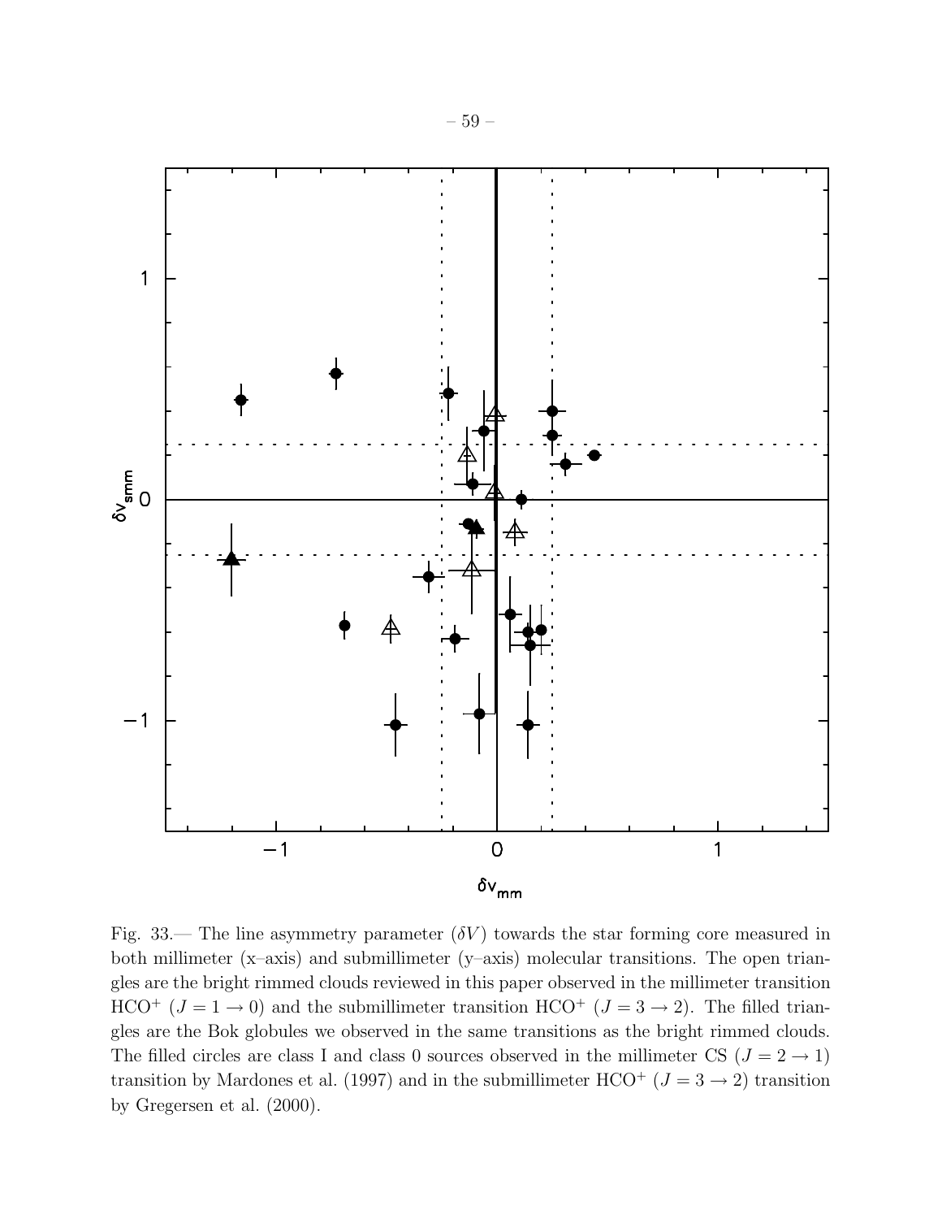Fig. 33.— The line asymmetry parameter ($\delta V$) towards the star forming core measured in both millimeter (x–axis) and submillimeter (y–axis) molecular transitions. The open triangles are the bright rimmed clouds reviewed in this paper observed in the millimeter transition $HCO^+$ ($J = 1 \rightarrow 0$) and the submillimeter transition $HCO^+$ ($J = 3 \rightarrow 2$). The filled triangles are the Bok globules we observed in the same transitions as the bright rimmed clouds. The filled circles are class I and class 0 sources observed in the millimeter CS ($J = 2 \rightarrow 1$) transition by Mardones et al. (1997) and in the submillimeter $HCO^+$ ($J = 3 \rightarrow 2$) transition by Gregersen et al. (2000).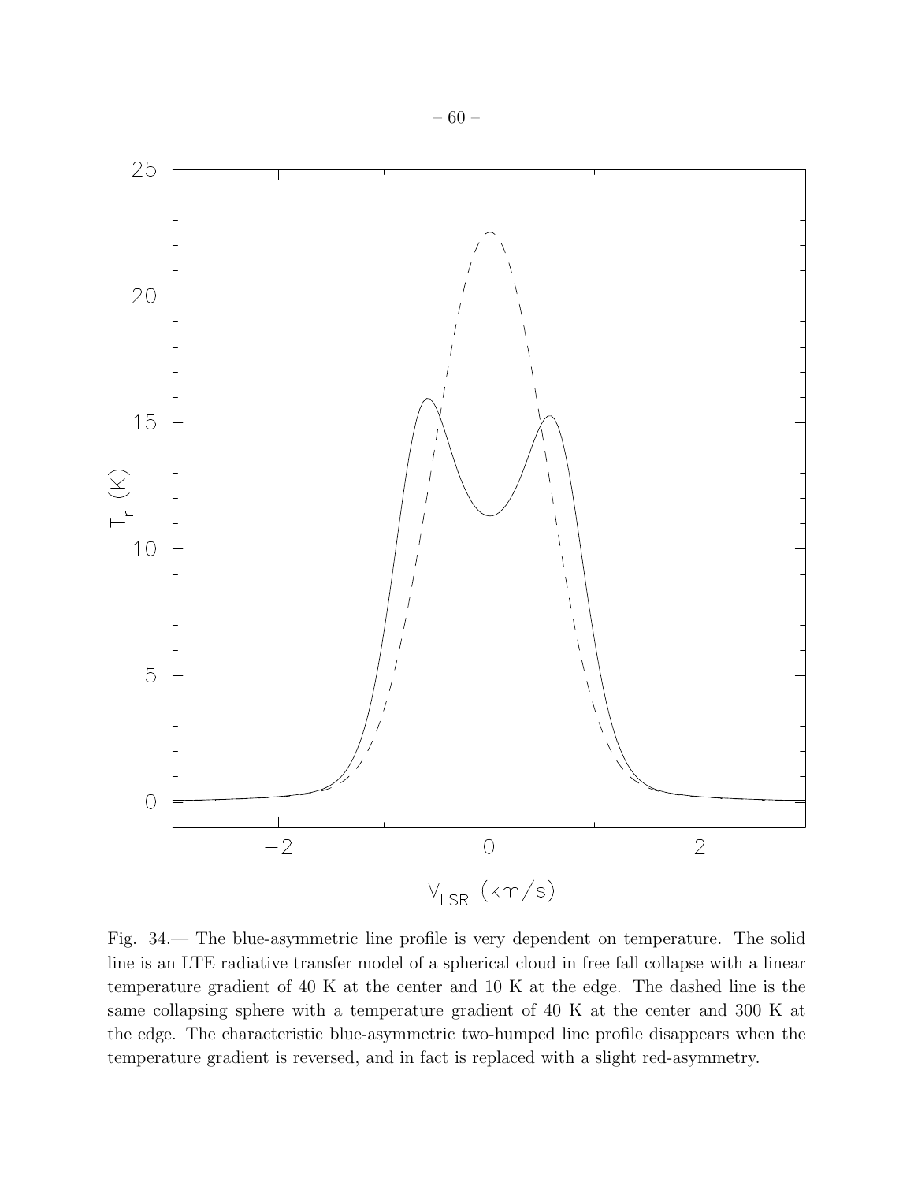Fig. 34.— The blue-asymmetric line profile is very dependent on temperature. The solid line is an LTE radiative transfer model of a spherical cloud in free fall collapse with a linear temperature gradient of 40 K at the center and 10 K at the edge. The dashed line is the same collapsing sphere with a temperature gradient of 40 K at the center and 300 K at the edge. The characteristic blue-asymmetric two-humped line profile disappears when the temperature gradient is reversed, and in fact is replaced with a slight red-asymmetry.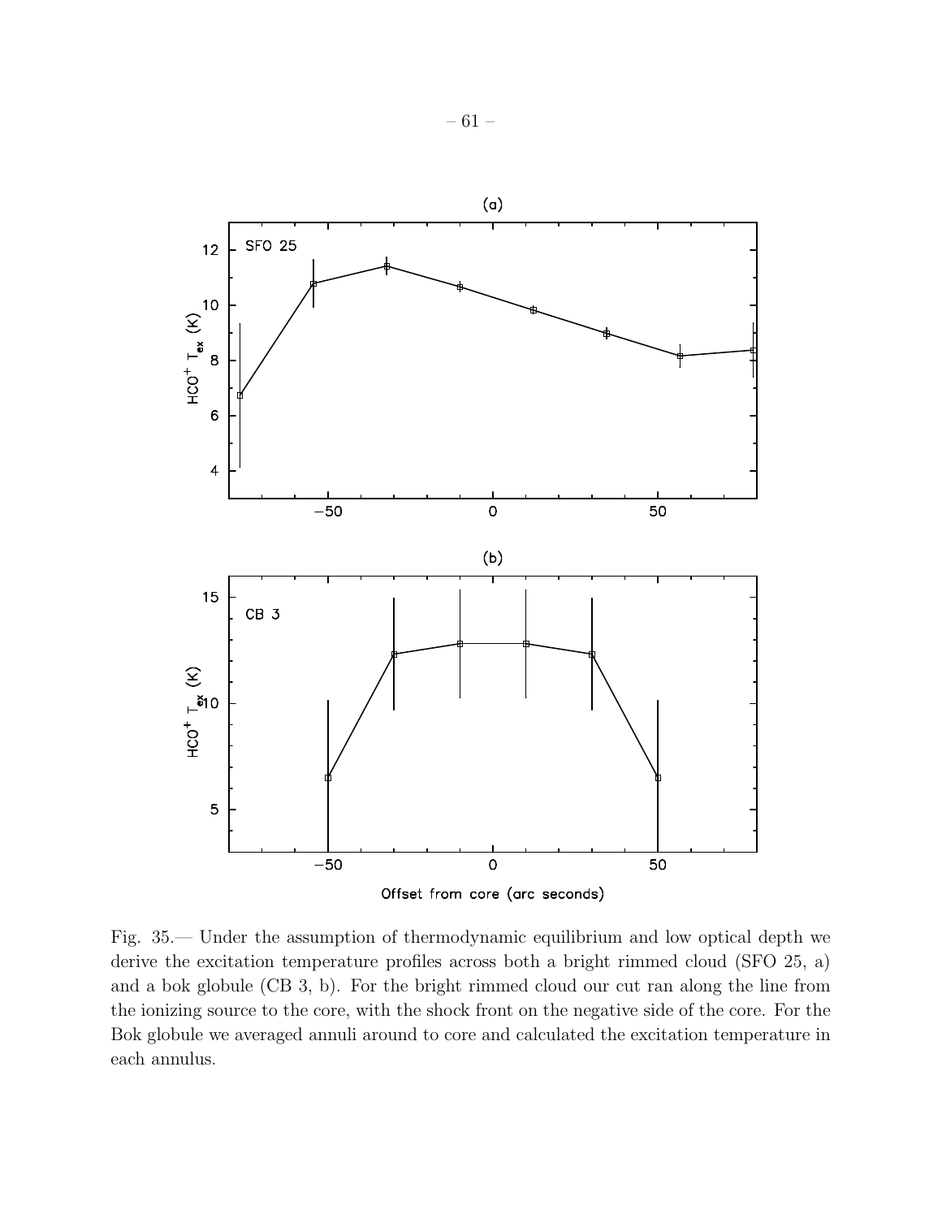Fig. 35.— Under the assumption of thermodynamic equilibrium and low optical depth we derive the excitation temperature profiles across both a bright rimmed cloud (SFO 25, a) and a bok globule (CB 3, b). For the bright rimmed cloud our cut ran along the line from the ionizing source to the core, with the shock front on the negative side of the core. For the Bok globule we averaged annuli around to core and calculated the excitation temperature in each annulus.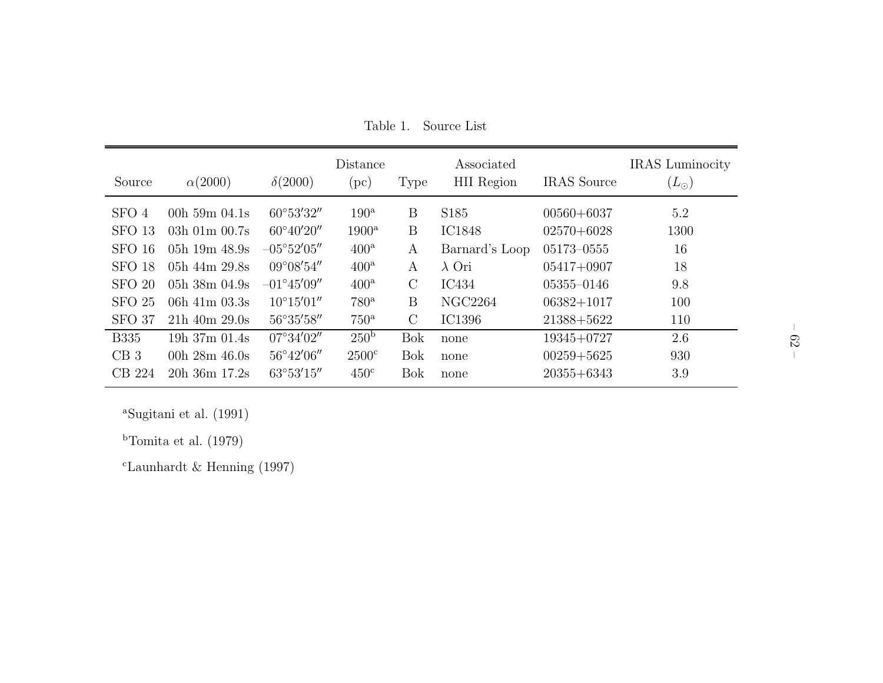Table 1. Source List

| Source | $\alpha$(2000) | $\delta$(2000) | Distance (pc) | Type | Associated HII Region | IRAS Source | IRAS Luminocity ($L_\odot$) |
|---|---|---|---|---|---|---|---|
| SFO 4 | 00h 59m 04.1s | 60°53′32″ | 190[a] | B | S185 | 00560+6037 | 5.2 |
| SFO 13 | 03h 01m 00.7s | 60°40′20″ | 1900[a] | B | IC1848 | 02570+6028 | 1300 |
| SFO 16 | 05h 19m 48.9s | –05°52′05″ | 400[a] | A | Barnard's Loop | 05173–0555 | 16 |
| SFO 18 | 05h 44m 29.8s | 09°08′54″ | 400[a] | A | $\lambda$ Ori | 05417+0907 | 18 |
| SFO 20 | 05h 38m 04.9s | –01°45′09″ | 400[a] | C | IC434 | 05355–0146 | 9.8 |
| SFO 25 | 06h 41m 03.3s | 10°15′01″ | 780[a] | B | NGC2264 | 06382+1017 | 100 |
| SFO 37 | 21h 40m 29.0s | 56°35′58″ | 750[a] | C | IC1396 | 21388+5622 | 110 |
| B335 | 19h 37m 01.4s | 07°34′02″ | 250[b] | Bok | none | 19345+0727 | 2.6 |
| CB 3 | 00h 28m 46.0s | 56°42′06″ | 2500[c] | Bok | none | 00259+5625 | 930 |
| CB 224 | 20h 36m 17.2s | 63°53′15″ | 450[c] | Bok | none | 20355+6343 | 3.9 |

[a]Sugitani et al. (1991)

[b]Tomita et al. (1979)

[c]Launhardt & Henning (1997)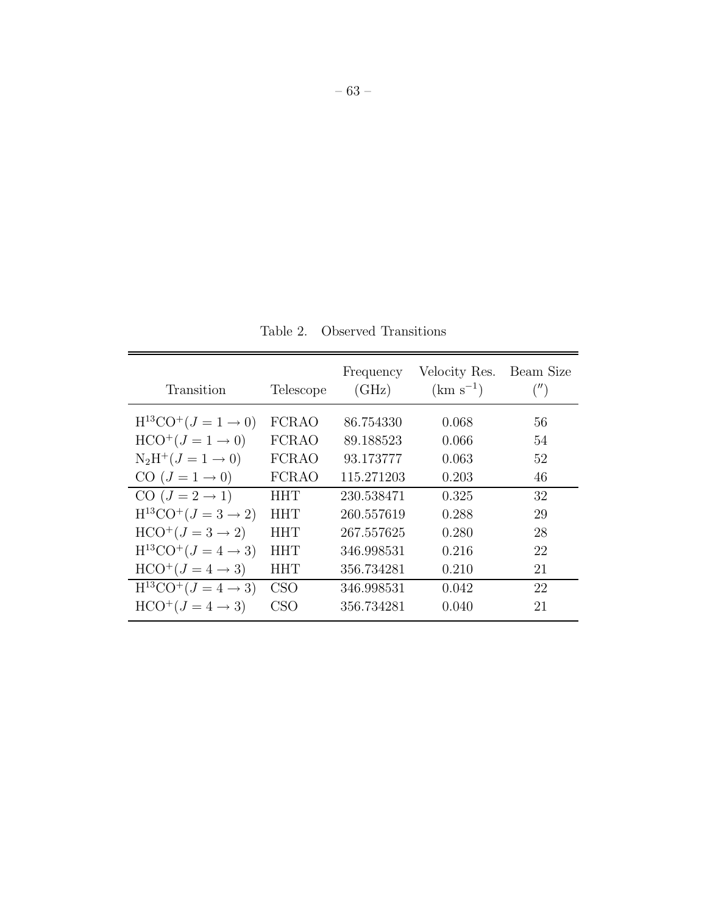Table 2. Observed Transitions

| Transition | Telescope | Frequency (GHz) | Velocity Res. (km s$^{-1}$) | Beam Size ($''$) |
|---|---|---|---|---|
| $H^{13}CO^+(J = 1 \rightarrow 0)$ | FCRAO | 86.754330 | 0.068 | 56 |
| $HCO^+(J = 1 \rightarrow 0)$ | FCRAO | 89.188523 | 0.066 | 54 |
| $N_2H^+(J = 1 \rightarrow 0)$ | FCRAO | 93.173777 | 0.063 | 52 |
| CO $(J = 1 \rightarrow 0)$ | FCRAO | 115.271203 | 0.203 | 46 |
| CO $(J = 2 \rightarrow 1)$ | HHT | 230.538471 | 0.325 | 32 |
| $H^{13}CO^+(J = 3 \rightarrow 2)$ | HHT | 260.557619 | 0.288 | 29 |
| $HCO^+(J = 3 \rightarrow 2)$ | HHT | 267.557625 | 0.280 | 28 |
| $H^{13}CO^+(J = 4 \rightarrow 3)$ | HHT | 346.998531 | 0.216 | 22 |
| $HCO^+(J = 4 \rightarrow 3)$ | HHT | 356.734281 | 0.210 | 21 |
| $H^{13}CO^+(J = 4 \rightarrow 3)$ | CSO | 346.998531 | 0.042 | 22 |
| $HCO^+(J = 4 \rightarrow 3)$ | CSO | 356.734281 | 0.040 | 21 |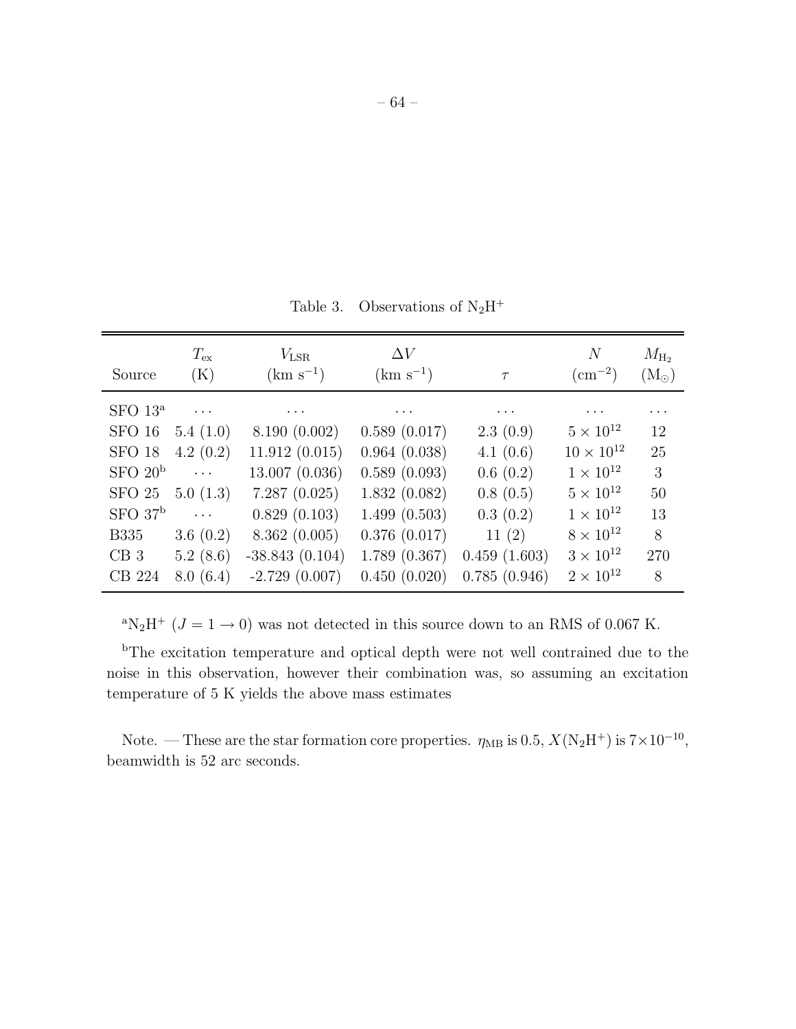Table 3. Observations of $N_2H^+$

| Source | $T_{ex}$ (K) | $V_{LSR}$ (km s$^{-1}$) | $\Delta V$ (km s$^{-1}$) | $\tau$ | $N$ (cm$^{-2}$) | $M_{H_2}$ ($M_\odot$) |
|---|---|---|---|---|---|---|
| SFO 13[a] | ... | ... | ... | ... | ... | ... |
| SFO 16 | 5.4 (1.0) | 8.190 (0.002) | 0.589 (0.017) | 2.3 (0.9) | $5 \times 10^{12}$ | 12 |
| SFO 18 | 4.2 (0.2) | 11.912 (0.015) | 0.964 (0.038) | 4.1 (0.6) | $10 \times 10^{12}$ | 25 |
| SFO 20[b] | ... | 13.007 (0.036) | 0.589 (0.093) | 0.6 (0.2) | $1 \times 10^{12}$ | 3 |
| SFO 25 | 5.0 (1.3) | 7.287 (0.025) | 1.832 (0.082) | 0.8 (0.5) | $5 \times 10^{12}$ | 50 |
| SFO 37[b] | ... | 0.829 (0.103) | 1.499 (0.503) | 0.3 (0.2) | $1 \times 10^{12}$ | 13 |
| B335 | 3.6 (0.2) | 8.362 (0.005) | 0.376 (0.017) | 11 (2) | $8 \times 10^{12}$ | 8 |
| CB 3 | 5.2 (8.6) | -38.843 (0.104) | 1.789 (0.367) | 0.459 (1.603) | $3 \times 10^{12}$ | 270 |
| CB 224 | 8.0 (6.4) | -2.729 (0.007) | 0.450 (0.020) | 0.785 (0.946) | $2 \times 10^{12}$ | 8 |

[a]$N_2H^+$ ($J = 1 \rightarrow 0$) was not detected in this source down to an RMS of 0.067 K.

[b]The excitation temperature and optical depth were not well contrained due to the noise in this observation, however their combination was, so assuming an excitation temperature of 5 K yields the above mass estimates

Note. — These are the star formation core properties. $\eta_{MB}$ is 0.5, $X(N_2H^+)$ is $7\times10^{-10}$, beamwidth is 52 arc seconds.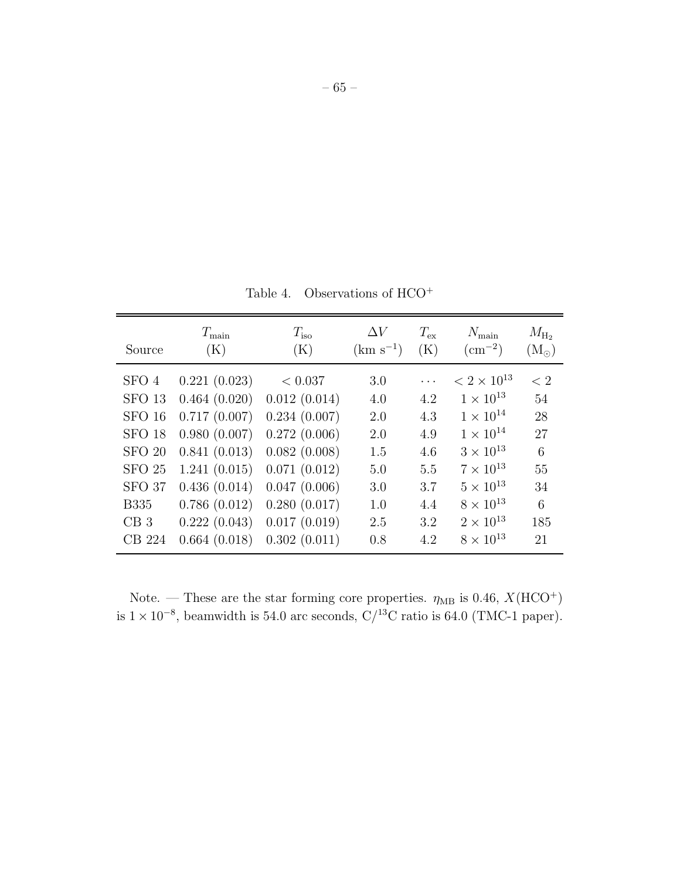Table 4. Observations of $HCO^+$

| Source | $T_{\rm main}$ (K) | $T_{\rm iso}$ (K) | $\Delta V$ (km s$^{-1}$) | $T_{\rm ex}$ (K) | $N_{\rm main}$ (cm$^{-2}$) | $M_{\rm H_2}$ ($M_\odot$) |
|---|---|---|---|---|---|---|
| SFO 4 | 0.221 (0.023) | $< 0.037$ | 3.0 | ··· | $< 2 \times 10^{13}$ | $< 2$ |
| SFO 13 | 0.464 (0.020) | 0.012 (0.014) | 4.0 | 4.2 | $1 \times 10^{13}$ | 54 |
| SFO 16 | 0.717 (0.007) | 0.234 (0.007) | 2.0 | 4.3 | $1 \times 10^{14}$ | 28 |
| SFO 18 | 0.980 (0.007) | 0.272 (0.006) | 2.0 | 4.9 | $1 \times 10^{14}$ | 27 |
| SFO 20 | 0.841 (0.013) | 0.082 (0.008) | 1.5 | 4.6 | $3 \times 10^{13}$ | 6 |
| SFO 25 | 1.241 (0.015) | 0.071 (0.012) | 5.0 | 5.5 | $7 \times 10^{13}$ | 55 |
| SFO 37 | 0.436 (0.014) | 0.047 (0.006) | 3.0 | 3.7 | $5 \times 10^{13}$ | 34 |
| B335 | 0.786 (0.012) | 0.280 (0.017) | 1.0 | 4.4 | $8 \times 10^{13}$ | 6 |
| CB 3 | 0.222 (0.043) | 0.017 (0.019) | 2.5 | 3.2 | $2 \times 10^{13}$ | 185 |
| CB 224 | 0.664 (0.018) | 0.302 (0.011) | 0.8 | 4.2 | $8 \times 10^{13}$ | 21 |

Note. — These are the star forming core properties. $\eta_{\rm MB}$ is 0.46, $X(HCO^+)$ is $1 \times 10^{-8}$, beamwidth is 54.0 arc seconds, C/$^{13}$C ratio is 64.0 (TMC-1 paper).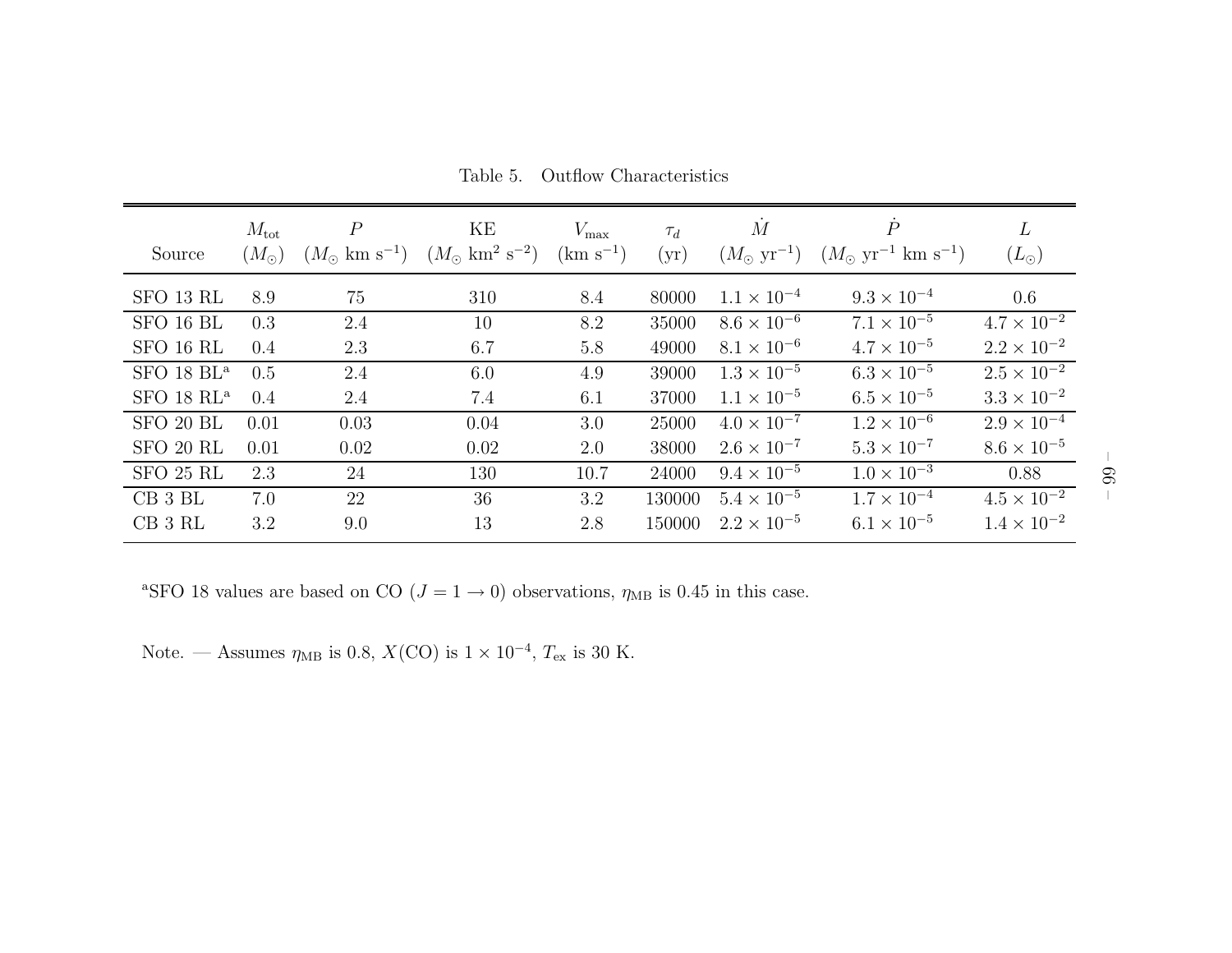Table 5. Outflow Characteristics

| Source | $M_{\rm tot}$ ($M_\odot$) | $P$ ($M_\odot$ km s$^{-1}$) | KE ($M_\odot$ km$^2$ s$^{-2}$) | $V_{\rm max}$ (km s$^{-1}$) | $\tau_d$ (yr) | $\dot{M}$ ($M_\odot$ yr$^{-1}$) | $\dot{P}$ ($M_\odot$ yr$^{-1}$ km s$^{-1}$) | $L$ ($L_\odot$) |
|---|---|---|---|---|---|---|---|---|
| SFO 13 RL | 8.9 | 75 | 310 | 8.4 | 80000 | $1.1 \times 10^{-4}$ | $9.3 \times 10^{-4}$ | 0.6 |
| SFO 16 BL | 0.3 | 2.4 | 10 | 8.2 | 35000 | $8.6 \times 10^{-6}$ | $7.1 \times 10^{-5}$ | $4.7 \times 10^{-2}$ |
| SFO 16 RL | 0.4 | 2.3 | 6.7 | 5.8 | 49000 | $8.1 \times 10^{-6}$ | $4.7 \times 10^{-5}$ | $2.2 \times 10^{-2}$ |
| SFO 18 BL[a] | 0.5 | 2.4 | 6.0 | 4.9 | 39000 | $1.3 \times 10^{-5}$ | $6.3 \times 10^{-5}$ | $2.5 \times 10^{-2}$ |
| SFO 18 RL[a] | 0.4 | 2.4 | 7.4 | 6.1 | 37000 | $1.1 \times 10^{-5}$ | $6.5 \times 10^{-5}$ | $3.3 \times 10^{-2}$ |
| SFO 20 BL | 0.01 | 0.03 | 0.04 | 3.0 | 25000 | $4.0 \times 10^{-7}$ | $1.2 \times 10^{-6}$ | $2.9 \times 10^{-4}$ |
| SFO 20 RL | 0.01 | 0.02 | 0.02 | 2.0 | 38000 | $2.6 \times 10^{-7}$ | $5.3 \times 10^{-7}$ | $8.6 \times 10^{-5}$ |
| SFO 25 RL | 2.3 | 24 | 130 | 10.7 | 24000 | $9.4 \times 10^{-5}$ | $1.0 \times 10^{-3}$ | 0.88 |
| CB 3 BL | 7.0 | 22 | 36 | 3.2 | 130000 | $5.4 \times 10^{-5}$ | $1.7 \times 10^{-4}$ | $4.5 \times 10^{-2}$ |
| CB 3 RL | 3.2 | 9.0 | 13 | 2.8 | 150000 | $2.2 \times 10^{-5}$ | $6.1 \times 10^{-5}$ | $1.4 \times 10^{-2}$ |

[a]SFO 18 values are based on CO ($J = 1 \rightarrow 0$) observations, $\eta_{\rm MB}$ is 0.45 in this case.

Note. — Assumes $\eta_{\rm MB}$ is 0.8, $X$(CO) is $1 \times 10^{-4}$, $T_{\rm ex}$ is 30 K.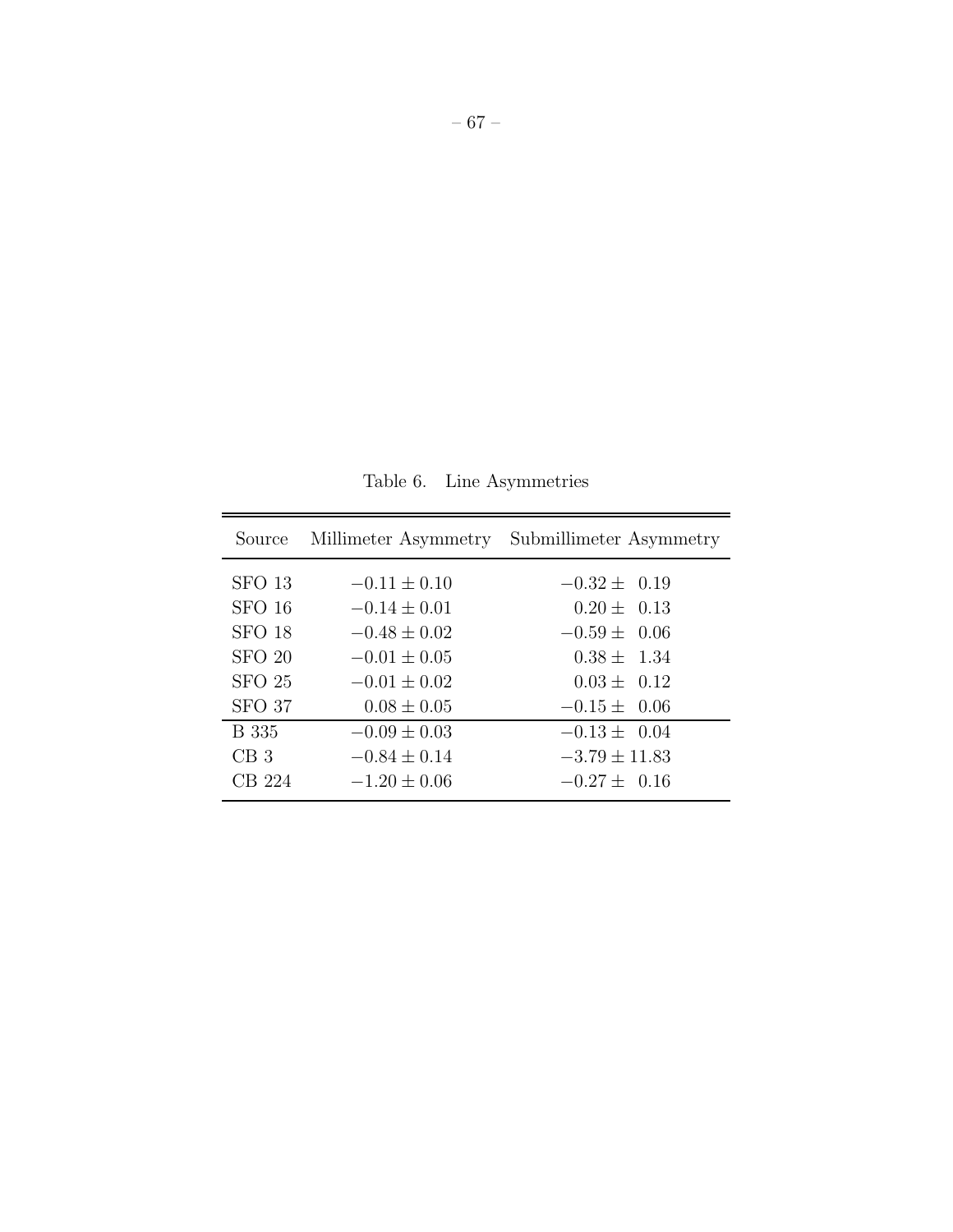Table 6. Line Asymmetries

| Source | Millimeter Asymmetry | Submillimeter Asymmetry |
|---|---|---|
| SFO 13 | $-0.11 \pm 0.10$ | $-0.32 \pm 0.19$ |
| SFO 16 | $-0.14 \pm 0.01$ | $0.20 \pm 0.13$ |
| SFO 18 | $-0.48 \pm 0.02$ | $-0.59 \pm 0.06$ |
| SFO 20 | $-0.01 \pm 0.05$ | $0.38 \pm 1.34$ |
| SFO 25 | $-0.01 \pm 0.02$ | $0.03 \pm 0.12$ |
| SFO 37 | $0.08 \pm 0.05$ | $-0.15 \pm 0.06$ |
| B 335 | $-0.09 \pm 0.03$ | $-0.13 \pm 0.04$ |
| CB 3 | $-0.84 \pm 0.14$ | $-3.79 \pm 11.83$ |
| CB 224 | $-1.20 \pm 0.06$ | $-0.27 \pm 0.16$ |